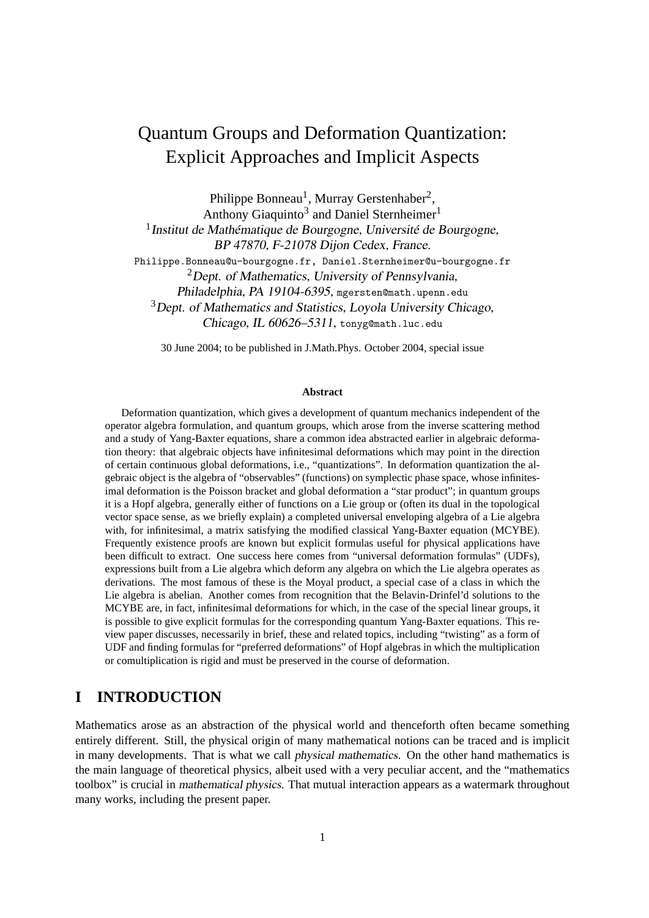# Quantum Groups and Deformation Quantization: Explicit Approaches and Implicit Aspects

Philippe Bonneau[1], Murray Gerstenhaber[2], Anthony Giaquinto[3] and Daniel Sternheimer[1]

[1] *Institut de Mathématique de Bourgogne, Université de Bourgogne, BP 47870, F-21078 Dijon Cedex, France.*
`Philippe.Bonneau@u-bourgogne.fr, Daniel.Sternheimer@u-bourgogne.fr`

[2] *Dept. of Mathematics, University of Pennsylvania, Philadelphia, PA 19104-6395*, `mgersten@math.upenn.edu`

[3] *Dept. of Mathematics and Statistics, Loyola University Chicago, Chicago, IL 60626–5311*, `tonyg@math.luc.edu`

30 June 2004; to be published in J.Math.Phys. October 2004, special issue

**Abstract**

Deformation quantization, which gives a development of quantum mechanics independent of the operator algebra formulation, and quantum groups, which arose from the inverse scattering method and a study of Yang-Baxter equations, share a common idea abstracted earlier in algebraic deformation theory: that algebraic objects have infinitesimal deformations which may point in the direction of certain continuous global deformations, i.e., "quantizations". In deformation quantization the algebraic object is the algebra of "observables" (functions) on symplectic phase space, whose infinitesimal deformation is the Poisson bracket and global deformation a "star product"; in quantum groups it is a Hopf algebra, generally either of functions on a Lie group or (often its dual in the topological vector space sense, as we briefly explain) a completed universal enveloping algebra of a Lie algebra with, for infinitesimal, a matrix satisfying the modified classical Yang-Baxter equation (MCYBE). Frequently existence proofs are known but explicit formulas useful for physical applications have been difficult to extract. One success here comes from "universal deformation formulas" (UDFs), expressions built from a Lie algebra which deform any algebra on which the Lie algebra operates as derivations. The most famous of these is the Moyal product, a special case of a class in which the Lie algebra is abelian. Another comes from recognition that the Belavin-Drinfel'd solutions to the MCYBE are, in fact, infinitesimal deformations for which, in the case of the special linear groups, it is possible to give explicit formulas for the corresponding quantum Yang-Baxter equations. This review paper discusses, necessarily in brief, these and related topics, including "twisting" as a form of UDF and finding formulas for "preferred deformations" of Hopf algebras in which the multiplication or comultiplication is rigid and must be preserved in the course of deformation.

## I INTRODUCTION

Mathematics arose as an abstraction of the physical world and thenceforth often became something entirely different. Still, the physical origin of many mathematical notions can be traced and is implicit in many developments. That is what we call *physical mathematics*. On the other hand mathematics is the main language of theoretical physics, albeit used with a very peculiar accent, and the "mathematics toolbox" is crucial in *mathematical physics*. That mutual interaction appears as a watermark throughout many works, including the present paper.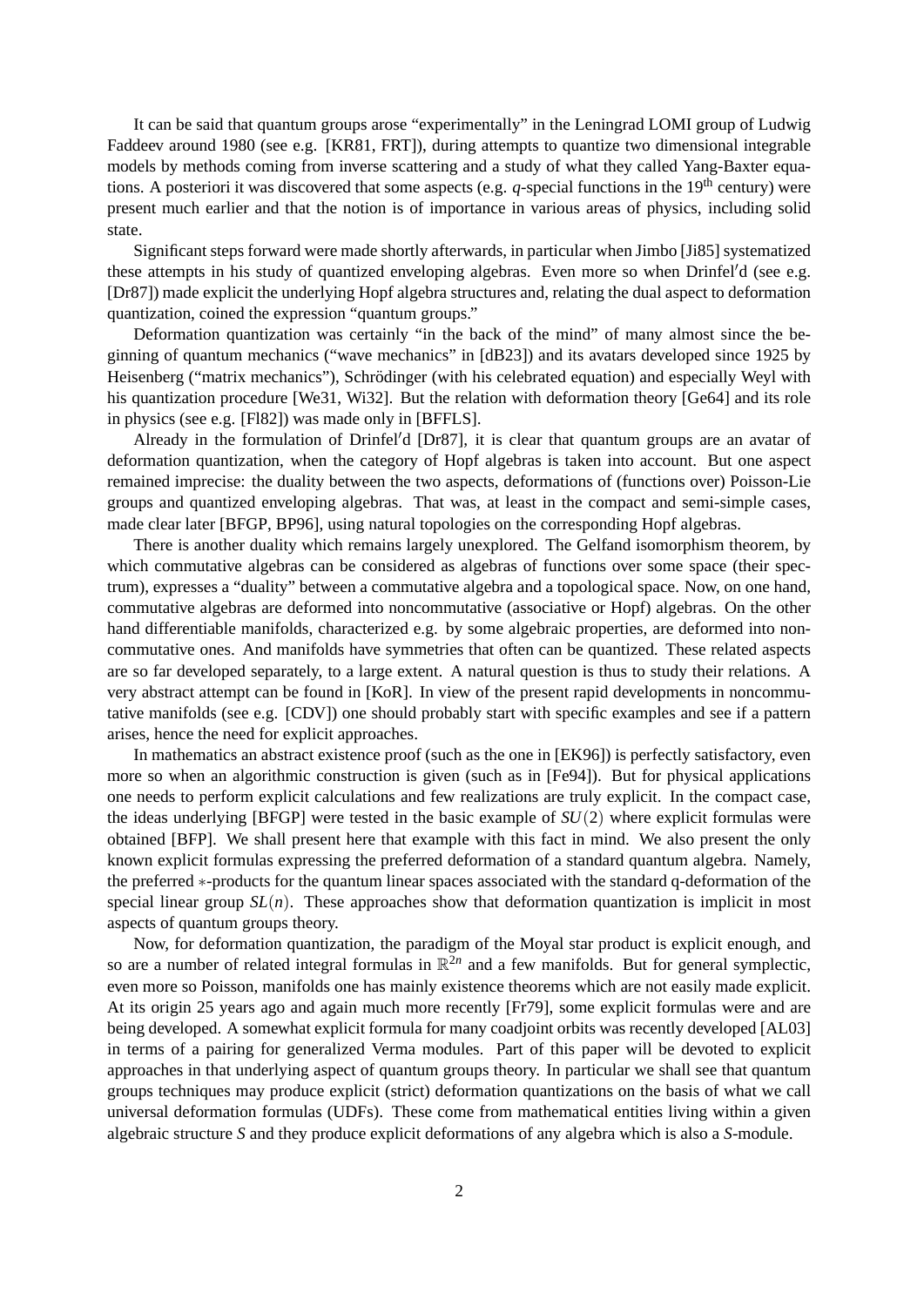It can be said that quantum groups arose "experimentally" in the Leningrad LOMI group of Ludwig Faddeev around 1980 (see e.g. [KR81, FRT]), during attempts to quantize two dimensional integrable models by methods coming from inverse scattering and a study of what they called Yang-Baxter equations. A posteriori it was discovered that some aspects (e.g. $q$-special functions in the $19^{\text{th}}$ century) were present much earlier and that the notion is of importance in various areas of physics, including solid state.

Significant steps forward were made shortly afterwards, in particular when Jimbo [Ji85] systematized these attempts in his study of quantized enveloping algebras. Even more so when Drinfel′d (see e.g. [Dr87]) made explicit the underlying Hopf algebra structures and, relating the dual aspect to deformation quantization, coined the expression "quantum groups."

Deformation quantization was certainly "in the back of the mind" of many almost since the beginning of quantum mechanics ("wave mechanics" in [dB23]) and its avatars developed since 1925 by Heisenberg ("matrix mechanics"), Schrödinger (with his celebrated equation) and especially Weyl with his quantization procedure [We31, Wi32]. But the relation with deformation theory [Ge64] and its role in physics (see e.g. [Fl82]) was made only in [BFFLS].

Already in the formulation of Drinfel′d [Dr87], it is clear that quantum groups are an avatar of deformation quantization, when the category of Hopf algebras is taken into account. But one aspect remained imprecise: the duality between the two aspects, deformations of (functions over) Poisson-Lie groups and quantized enveloping algebras. That was, at least in the compact and semi-simple cases, made clear later [BFGP, BP96], using natural topologies on the corresponding Hopf algebras.

There is another duality which remains largely unexplored. The Gelfand isomorphism theorem, by which commutative algebras can be considered as algebras of functions over some space (their spectrum), expresses a "duality" between a commutative algebra and a topological space. Now, on one hand, commutative algebras are deformed into noncommutative (associative or Hopf) algebras. On the other hand differentiable manifolds, characterized e.g. by some algebraic properties, are deformed into noncommutative ones. And manifolds have symmetries that often can be quantized. These related aspects are so far developed separately, to a large extent. A natural question is thus to study their relations. A very abstract attempt can be found in [KoR]. In view of the present rapid developments in noncommutative manifolds (see e.g. [CDV]) one should probably start with specific examples and see if a pattern arises, hence the need for explicit approaches.

In mathematics an abstract existence proof (such as the one in [EK96]) is perfectly satisfactory, even more so when an algorithmic construction is given (such as in [Fe94]). But for physical applications one needs to perform explicit calculations and few realizations are truly explicit. In the compact case, the ideas underlying [BFGP] were tested in the basic example of $SU(2)$ where explicit formulas were obtained [BFP]. We shall present here that example with this fact in mind. We also present the only known explicit formulas expressing the preferred deformation of a standard quantum algebra. Namely, the preferred $*$-products for the quantum linear spaces associated with the standard q-deformation of the special linear group $SL(n)$. These approaches show that deformation quantization is implicit in most aspects of quantum groups theory.

Now, for deformation quantization, the paradigm of the Moyal star product is explicit enough, and so are a number of related integral formulas in $\mathbb{R}^{2n}$ and a few manifolds. But for general symplectic, even more so Poisson, manifolds one has mainly existence theorems which are not easily made explicit. At its origin 25 years ago and again much more recently [Fr79], some explicit formulas were and are being developed. A somewhat explicit formula for many coadjoint orbits was recently developed [AL03] in terms of a pairing for generalized Verma modules. Part of this paper will be devoted to explicit approaches in that underlying aspect of quantum groups theory. In particular we shall see that quantum groups techniques may produce explicit (strict) deformation quantizations on the basis of what we call universal deformation formulas (UDFs). These come from mathematical entities living within a given algebraic structure $S$ and they produce explicit deformations of any algebra which is also a $S$-module.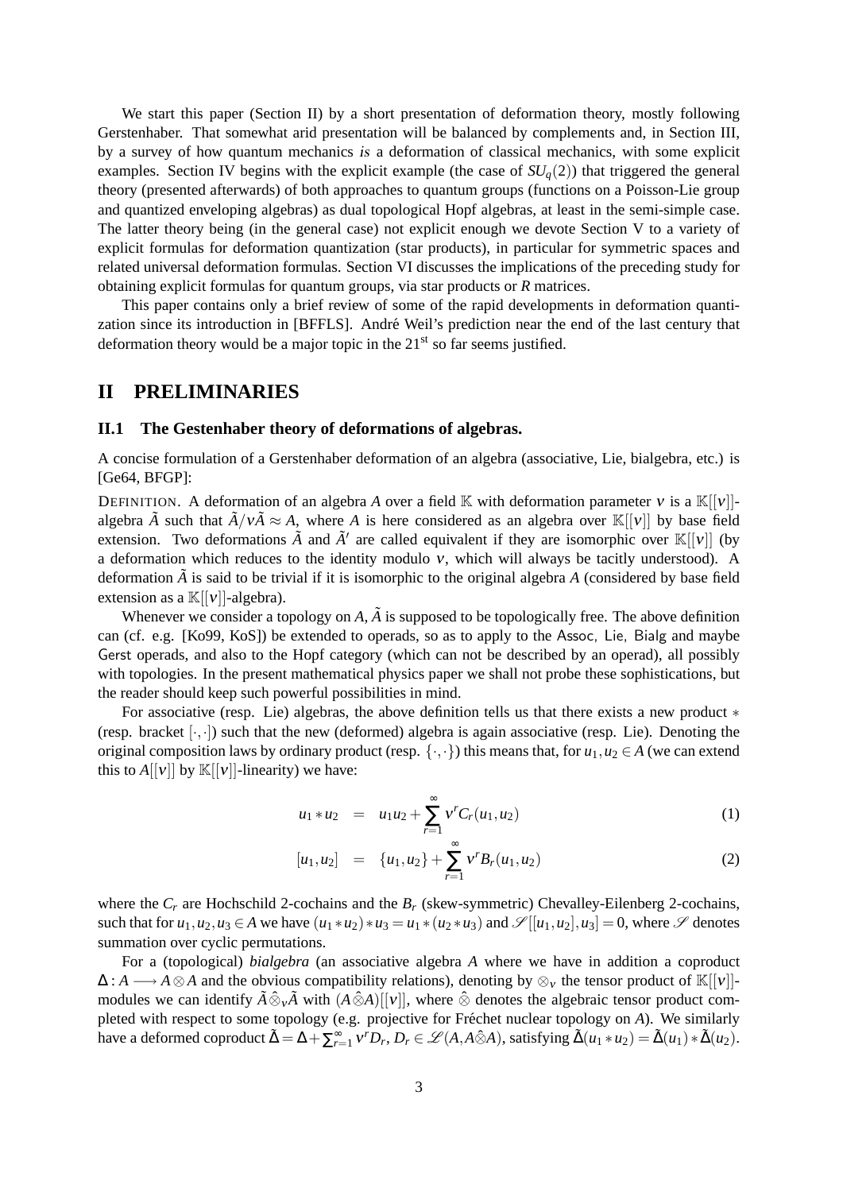We start this paper (Section II) by a short presentation of deformation theory, mostly following Gerstenhaber. That somewhat arid presentation will be balanced by complements and, in Section III, by a survey of how quantum mechanics *is* a deformation of classical mechanics, with some explicit examples. Section IV begins with the explicit example (the case of $SU_q(2)$) that triggered the general theory (presented afterwards) of both approaches to quantum groups (functions on a Poisson-Lie group and quantized enveloping algebras) as dual topological Hopf algebras, at least in the semi-simple case. The latter theory being (in the general case) not explicit enough we devote Section V to a variety of explicit formulas for deformation quantization (star products), in particular for symmetric spaces and related universal deformation formulas. Section VI discusses the implications of the preceding study for obtaining explicit formulas for quantum groups, via star products or $R$ matrices.

This paper contains only a brief review of some of the rapid developments in deformation quantization since its introduction in [BFFLS]. André Weil's prediction near the end of the last century that deformation theory would be a major topic in the $21^{\text{st}}$ so far seems justified.

# II PRELIMINARIES

## II.1 The Gestenhaber theory of deformations of algebras.

A concise formulation of a Gerstenhaber deformation of an algebra (associative, Lie, bialgebra, etc.) is [Ge64, BFGP]:

DEFINITION. A deformation of an algebra $A$ over a field $\mathbb{K}$ with deformation parameter $\nu$ is a $\mathbb{K}[[\nu]]$-algebra $\tilde{A}$ such that $\tilde{A}/\nu\tilde{A} \approx A$, where $A$ is here considered as an algebra over $\mathbb{K}[[\nu]]$ by base field extension. Two deformations $\tilde{A}$ and $\tilde{A}'$ are called equivalent if they are isomorphic over $\mathbb{K}[[\nu]]$ (by a deformation which reduces to the identity modulo $\nu$, which will always be tacitly understood). A deformation $\tilde{A}$ is said to be trivial if it is isomorphic to the original algebra $A$ (considered by base field extension as a $\mathbb{K}[[\nu]]$-algebra).

Whenever we consider a topology on $A$, $\tilde{A}$ is supposed to be topologically free. The above definition can (cf. e.g. [Ko99, KoS]) be extended to operads, so as to apply to the Assoc, Lie, Bialg and maybe Gerst operads, and also to the Hopf category (which can not be described by an operad), all possibly with topologies. In the present mathematical physics paper we shall not probe these sophistications, but the reader should keep such powerful possibilities in mind.

For associative (resp. Lie) algebras, the above definition tells us that there exists a new product $*$ (resp. bracket $[\cdot,\cdot]$) such that the new (deformed) algebra is again associative (resp. Lie). Denoting the original composition laws by ordinary product (resp. $\{\cdot,\cdot\}$) this means that, for $u_1, u_2 \in A$ (we can extend this to $A[[\nu]]$ by $\mathbb{K}[[\nu]]$-linearity) we have:

$$u_1 * u_2 = u_1 u_2 + \sum_{r=1}^{\infty} \nu^r C_r(u_1, u_2) \tag{1}$$

$$[u_1, u_2] = \{u_1, u_2\} + \sum_{r=1}^{\infty} \nu^r B_r(u_1, u_2) \tag{2}$$

where the $C_r$ are Hochschild 2-cochains and the $B_r$ (skew-symmetric) Chevalley-Eilenberg 2-cochains, such that for $u_1, u_2, u_3 \in A$ we have $(u_1 * u_2) * u_3 = u_1 * (u_2 * u_3)$ and $\mathscr{S}[[u_1, u_2], u_3] = 0$, where $\mathscr{S}$ denotes summation over cyclic permutations.

For a (topological) *bialgebra* (an associative algebra $A$ where we have in addition a coproduct $\Delta : A \longrightarrow A \otimes A$ and the obvious compatibility relations), denoting by $\otimes_\nu$ the tensor product of $\mathbb{K}[[\nu]]$-modules we can identify $\tilde{A}\hat{\otimes}_\nu\tilde{A}$ with $(A\hat{\otimes}A)[[\nu]]$, where $\hat{\otimes}$ denotes the algebraic tensor product completed with respect to some topology (e.g. projective for Fréchet nuclear topology on $A$). We similarly have a deformed coproduct $\tilde{\Delta} = \Delta + \sum_{r=1}^{\infty} \nu^r D_r$, $D_r \in \mathscr{L}(A, A\hat{\otimes}A)$, satisfying $\tilde{\Delta}(u_1 * u_2) = \tilde{\Delta}(u_1) * \tilde{\Delta}(u_2)$.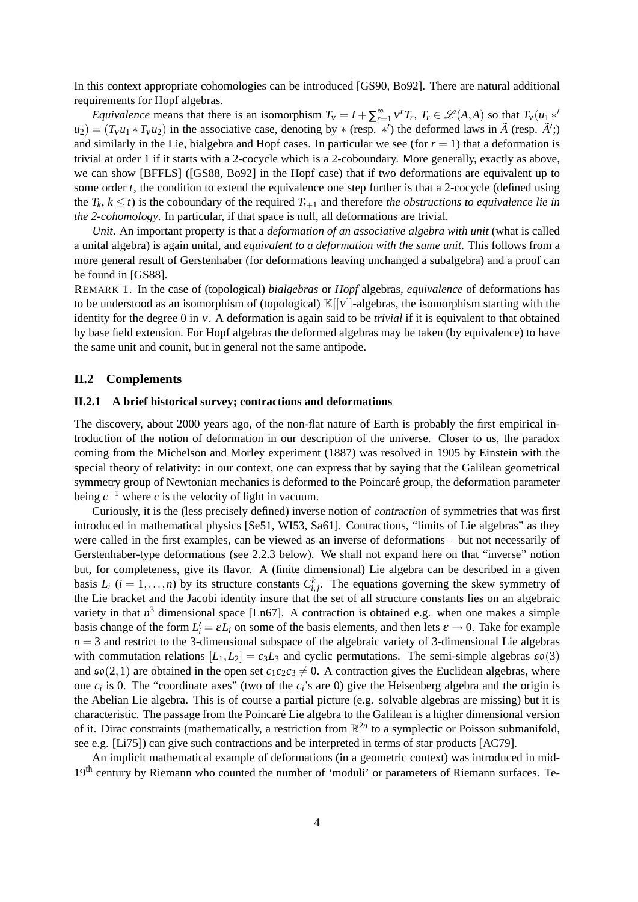In this context appropriate cohomologies can be introduced [GS90, Bo92]. There are natural additional requirements for Hopf algebras.

*Equivalence* means that there is an isomorphism $T_\nu = I + \sum_{r=1}^{\infty} \nu^r T_r$, $T_r \in \mathscr{L}(A,A)$ so that $T_\nu(u_1 *' u_2) = (T_\nu u_1 * T_\nu u_2)$ in the associative case, denoting by $*$ (resp. $*'$) the deformed laws in $\tilde{A}$ (resp. $\tilde{A}'$;) and similarly in the Lie, bialgebra and Hopf cases. In particular we see (for $r = 1$) that a deformation is trivial at order 1 if it starts with a 2-cocycle which is a 2-coboundary. More generally, exactly as above, we can show [BFFLS] ([GS88, Bo92] in the Hopf case) that if two deformations are equivalent up to some order $t$, the condition to extend the equivalence one step further is that a 2-cocycle (defined using the $T_k$, $k \leq t$) is the coboundary of the required $T_{t+1}$ and therefore *the obstructions to equivalence lie in the 2-cohomology*. In particular, if that space is null, all deformations are trivial.

*Unit*. An important property is that a *deformation of an associative algebra with unit* (what is called a unital algebra) is again unital, and *equivalent to a deformation with the same unit*. This follows from a more general result of Gerstenhaber (for deformations leaving unchanged a subalgebra) and a proof can be found in [GS88].

REMARK 1. In the case of (topological) *bialgebras* or *Hopf* algebras, *equivalence* of deformations has to be understood as an isomorphism of (topological) $\mathbb{K}[[\nu]]$-algebras, the isomorphism starting with the identity for the degree 0 in $\nu$. A deformation is again said to be *trivial* if it is equivalent to that obtained by base field extension. For Hopf algebras the deformed algebras may be taken (by equivalence) to have the same unit and counit, but in general not the same antipode.

## II.2 Complements

### II.2.1 A brief historical survey; contractions and deformations

The discovery, about 2000 years ago, of the non-flat nature of Earth is probably the first empirical introduction of the notion of deformation in our description of the universe. Closer to us, the paradox coming from the Michelson and Morley experiment (1887) was resolved in 1905 by Einstein with the special theory of relativity: in our context, one can express that by saying that the Galilean geometrical symmetry group of Newtonian mechanics is deformed to the Poincaré group, the deformation parameter being $c^{-1}$ where $c$ is the velocity of light in vacuum.

Curiously, it is the (less precisely defined) inverse notion of *contraction* of symmetries that was first introduced in mathematical physics [Se51, WI53, Sa61]. Contractions, "limits of Lie algebras" as they were called in the first examples, can be viewed as an inverse of deformations – but not necessarily of Gerstenhaber-type deformations (see 2.2.3 below). We shall not expand here on that "inverse" notion but, for completeness, give its flavor. A (finite dimensional) Lie algebra can be described in a given basis $L_i$ ($i = 1, \ldots, n$) by its structure constants $C^k_{i,j}$. The equations governing the skew symmetry of the Lie bracket and the Jacobi identity insure that the set of all structure constants lies on an algebraic variety in that $n^3$ dimensional space [Ln67]. A contraction is obtained e.g. when one makes a simple basis change of the form $L'_i = \varepsilon L_i$ on some of the basis elements, and then lets $\varepsilon \to 0$. Take for example $n = 3$ and restrict to the 3-dimensional subspace of the algebraic variety of 3-dimensional Lie algebras with commutation relations $[L_1, L_2] = c_3 L_3$ and cyclic permutations. The semi-simple algebras $\mathfrak{so}(3)$ and $\mathfrak{so}(2,1)$ are obtained in the open set $c_1 c_2 c_3 \neq 0$. A contraction gives the Euclidean algebras, where one $c_i$ is 0. The "coordinate axes" (two of the $c_i$'s are 0) give the Heisenberg algebra and the origin is the Abelian Lie algebra. This is of course a partial picture (e.g. solvable algebras are missing) but it is characteristic. The passage from the Poincaré Lie algebra to the Galilean is a higher dimensional version of it. Dirac constraints (mathematically, a restriction from $\mathbb{R}^{2n}$ to a symplectic or Poisson submanifold, see e.g. [Li75]) can give such contractions and be interpreted in terms of star products [AC79].

An implicit mathematical example of deformations (in a geometric context) was introduced in mid-$19^{\text{th}}$ century by Riemann who counted the number of 'moduli' or parameters of Riemann surfaces. Te-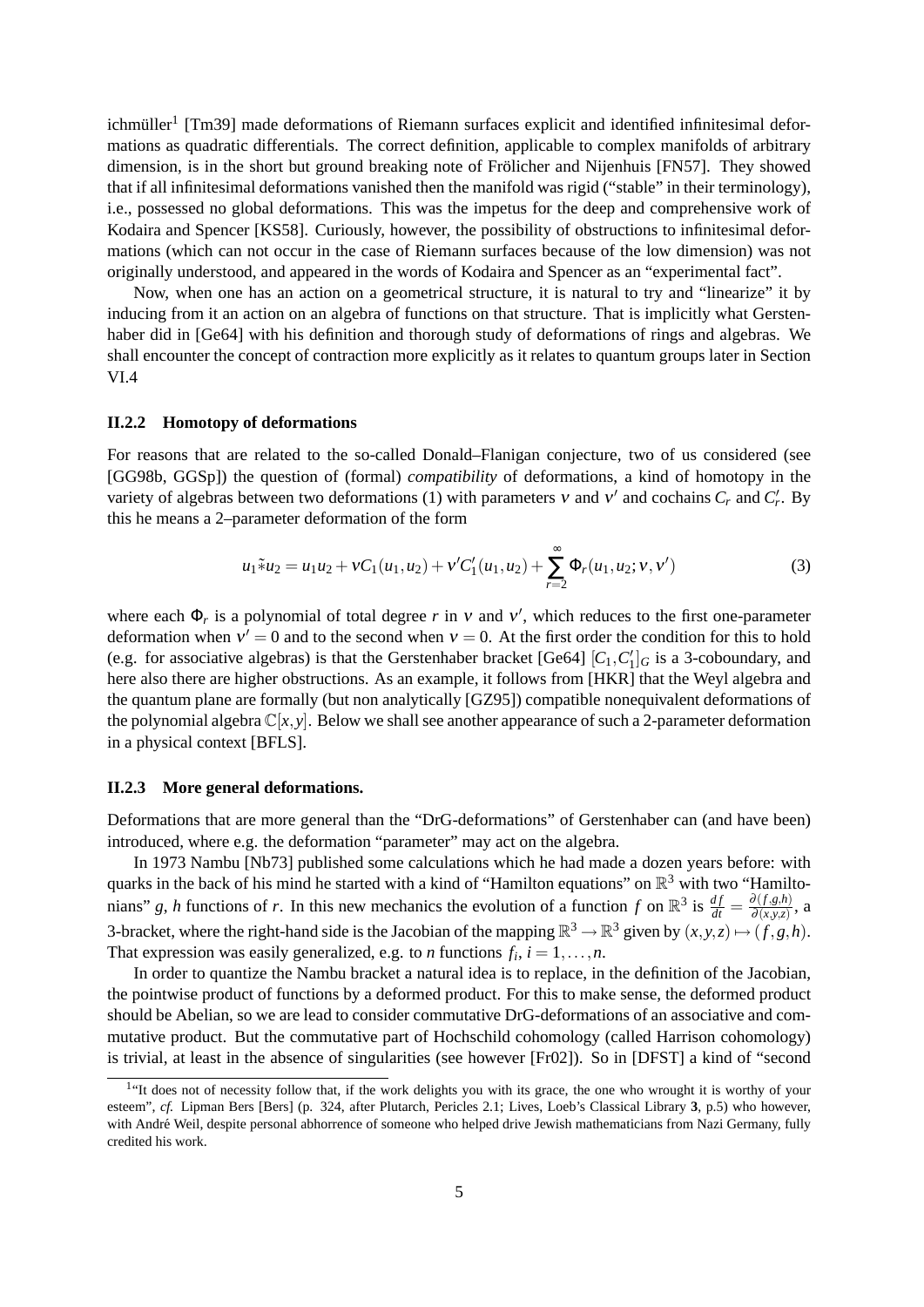ichmüller[1] [Tm39] made deformations of Riemann surfaces explicit and identified infinitesimal deformations as quadratic differentials. The correct definition, applicable to complex manifolds of arbitrary dimension, is in the short but ground breaking note of Frölicher and Nijenhuis [FN57]. They showed that if all infinitesimal deformations vanished then the manifold was rigid ("stable" in their terminology), i.e., possessed no global deformations. This was the impetus for the deep and comprehensive work of Kodaira and Spencer [KS58]. Curiously, however, the possibility of obstructions to infinitesimal deformations (which can not occur in the case of Riemann surfaces because of the low dimension) was not originally understood, and appeared in the words of Kodaira and Spencer as an "experimental fact".

Now, when one has an action on a geometrical structure, it is natural to try and "linearize" it by inducing from it an action on an algebra of functions on that structure. That is implicitly what Gerstenhaber did in [Ge64] with his definition and thorough study of deformations of rings and algebras. We shall encounter the concept of contraction more explicitly as it relates to quantum groups later in Section VI.4

### II.2.2 Homotopy of deformations

For reasons that are related to the so-called Donald–Flanigan conjecture, two of us considered (see [GG98b, GGSp]) the question of (formal) *compatibility* of deformations, a kind of homotopy in the variety of algebras between two deformations (1) with parameters $\nu$ and $\nu'$ and cochains $C_r$ and $C'_r$. By this he means a 2–parameter deformation of the form

$$u_1 \tilde{*} u_2 = u_1 u_2 + \nu C_1(u_1,u_2) + \nu' C'_1(u_1,u_2) + \sum_{r=2}^{\infty} \Phi_r(u_1,u_2;\nu,\nu') \tag{3}$$

where each $\Phi_r$ is a polynomial of total degree $r$ in $\nu$ and $\nu'$, which reduces to the first one-parameter deformation when $\nu' = 0$ and to the second when $\nu = 0$. At the first order the condition for this to hold (e.g. for associative algebras) is that the Gerstenhaber bracket [Ge64] $[C_1, C'_1]_G$ is a 3-coboundary, and here also there are higher obstructions. As an example, it follows from [HKR] that the Weyl algebra and the quantum plane are formally (but non analytically [GZ95]) compatible nonequivalent deformations of the polynomial algebra $\mathbb{C}[x,y]$. Below we shall see another appearance of such a 2-parameter deformation in a physical context [BFLS].

### II.2.3 More general deformations.

Deformations that are more general than the "DrG-deformations" of Gerstenhaber can (and have been) introduced, where e.g. the deformation "parameter" may act on the algebra.

In 1973 Nambu [Nb73] published some calculations which he had made a dozen years before: with quarks in the back of his mind he started with a kind of "Hamilton equations" on $\mathbb{R}^3$ with two "Hamiltonians" $g$, $h$ functions of $r$. In this new mechanics the evolution of a function $f$ on $\mathbb{R}^3$ is $\frac{df}{dt} = \frac{\partial(f,g,h)}{\partial(x,y,z)}$, a 3-bracket, where the right-hand side is the Jacobian of the mapping $\mathbb{R}^3 \to \mathbb{R}^3$ given by $(x,y,z) \mapsto (f,g,h)$. That expression was easily generalized, e.g. to $n$ functions $f_i$, $i = 1,\ldots,n$.

In order to quantize the Nambu bracket a natural idea is to replace, in the definition of the Jacobian, the pointwise product of functions by a deformed product. For this to make sense, the deformed product should be Abelian, so we are lead to consider commutative DrG-deformations of an associative and commutative product. But the commutative part of Hochschild cohomology (called Harrison cohomology) is trivial, at least in the absence of singularities (see however [Fr02]). So in [DFST] a kind of "second

[1] "It does not of necessity follow that, if the work delights you with its grace, the one who wrought it is worthy of your esteem", *cf.* Lipman Bers [Bers] (p. 324, after Plutarch, Pericles 2.1; Lives, Loeb's Classical Library **3**, p.5) who however, with André Weil, despite personal abhorrence of someone who helped drive Jewish mathematicians from Nazi Germany, fully credited his work.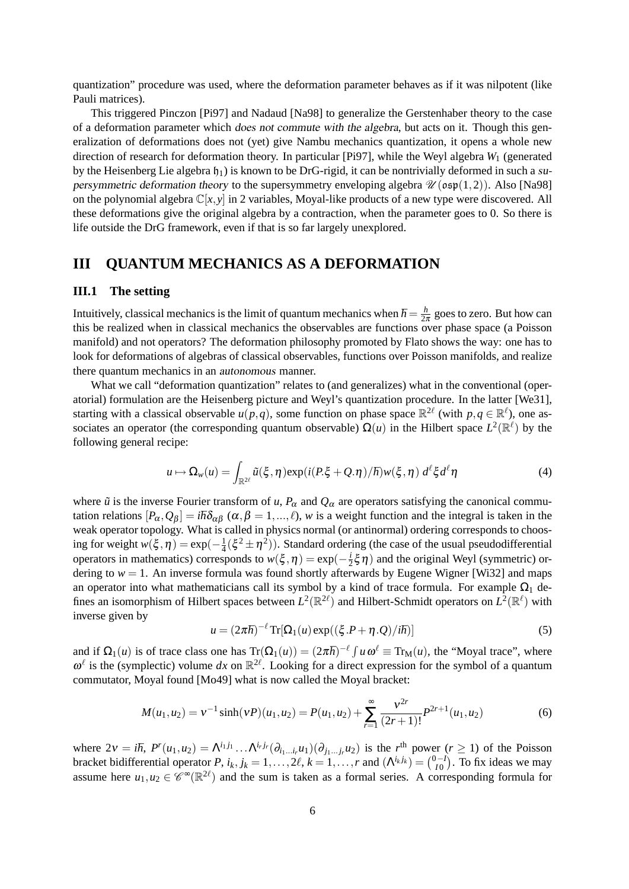quantization" procedure was used, where the deformation parameter behaves as if it was nilpotent (like Pauli matrices).

This triggered Pinczon [Pi97] and Nadaud [Na98] to generalize the Gerstenhaber theory to the case of a deformation parameter which *does not commute with the algebra*, but acts on it. Though this generalization of deformations does not (yet) give Nambu mechanics quantization, it opens a whole new direction of research for deformation theory. In particular [Pi97], while the Weyl algebra $W_1$ (generated by the Heisenberg Lie algebra $\mathfrak{h}_1$) is known to be DrG-rigid, it can be nontrivially deformed in such a *supersymmetric deformation theory* to the supersymmetry enveloping algebra $\mathscr{U}(\mathfrak{osp}(1,2))$. Also [Na98] on the polynomial algebra $\mathbb{C}[x,y]$ in 2 variables, Moyal-like products of a new type were discovered. All these deformations give the original algebra by a contraction, when the parameter goes to 0. So there is life outside the DrG framework, even if that is so far largely unexplored.

# III QUANTUM MECHANICS AS A DEFORMATION

## III.1 The setting

Intuitively, classical mechanics is the limit of quantum mechanics when $\hbar = \frac{h}{2\pi}$ goes to zero. But how can this be realized when in classical mechanics the observables are functions over phase space (a Poisson manifold) and not operators? The deformation philosophy promoted by Flato shows the way: one has to look for deformations of algebras of classical observables, functions over Poisson manifolds, and realize there quantum mechanics in an *autonomous* manner.

What we call "deformation quantization" relates to (and generalizes) what in the conventional (operatorial) formulation are the Heisenberg picture and Weyl's quantization procedure. In the latter [We31], starting with a classical observable $u(p,q)$, some function on phase space $\mathbb{R}^{2\ell}$ (with $p,q \in \mathbb{R}^{\ell}$), one associates an operator (the corresponding quantum observable) $\Omega(u)$ in the Hilbert space $L^2(\mathbb{R}^{\ell})$ by the following general recipe:

$$u \mapsto \Omega_w(u) = \int_{\mathbb{R}^{2\ell}} \tilde{u}(\xi,\eta) \exp(i(P.\xi + Q.\eta)/\hbar) w(\xi,\eta)\, d^{\ell}\xi d^{\ell}\eta \tag{4}$$

where $\tilde{u}$ is the inverse Fourier transform of $u$, $P_\alpha$ and $Q_\alpha$ are operators satisfying the canonical commutation relations $[P_\alpha, Q_\beta] = i\hbar\delta_{\alpha\beta}$ ($\alpha,\beta = 1,...,\ell$), $w$ is a weight function and the integral is taken in the weak operator topology. What is called in physics normal (or antinormal) ordering corresponds to choosing for weight $w(\xi,\eta) = \exp(-\frac{1}{4}(\xi^2 \pm \eta^2))$. Standard ordering (the case of the usual pseudodifferential operators in mathematics) corresponds to $w(\xi,\eta) = \exp(-\frac{i}{2}\xi\eta)$ and the original Weyl (symmetric) ordering to $w = 1$. An inverse formula was found shortly afterwards by Eugene Wigner [Wi32] and maps an operator into what mathematicians call its symbol by a kind of trace formula. For example $\Omega_1$ defines an isomorphism of Hilbert spaces between $L^2(\mathbb{R}^{2\ell})$ and Hilbert-Schmidt operators on $L^2(\mathbb{R}^{\ell})$ with inverse given by

$$u = (2\pi\hbar)^{-\ell}\, \mathrm{Tr}[\Omega_1(u) \exp((\xi.P + \eta.Q)/i\hbar)] \tag{5}$$

and if $\Omega_1(u)$ is of trace class one has $\mathrm{Tr}(\Omega_1(u)) = (2\pi\hbar)^{-\ell}\int u\,\omega^{\ell} \equiv \mathrm{Tr}_{\mathrm{M}}(u)$, the "Moyal trace", where $\omega^{\ell}$ is the (symplectic) volume $dx$ on $\mathbb{R}^{2\ell}$. Looking for a direct expression for the symbol of a quantum commutator, Moyal found [Mo49] what is now called the Moyal bracket:

$$M(u_1,u_2) = \nu^{-1}\sinh(\nu P)(u_1,u_2) = P(u_1,u_2) + \sum_{r=1}^{\infty} \frac{\nu^{2r}}{(2r+1)!} P^{2r+1}(u_1,u_2) \tag{6}$$

where $2\nu = i\hbar$, $P^r(u_1,u_2) = \Lambda^{i_1 j_1} \ldots \Lambda^{i_r j_r}(\partial_{i_1 \ldots i_r} u_1)(\partial_{j_1 \ldots j_r} u_2)$ is the $r^{\text{th}}$ power ($r \geq 1$) of the Poisson bracket bidifferential operator $P$, $i_k, j_k = 1,\ldots,2\ell$, $k = 1,\ldots,r$ and $(\Lambda^{i_k j_k}) = \binom{0\;-I}{I\;\;0}$. To fix ideas we may assume here $u_1,u_2 \in \mathscr{C}^{\infty}(\mathbb{R}^{2\ell})$ and the sum is taken as a formal series. A corresponding formula for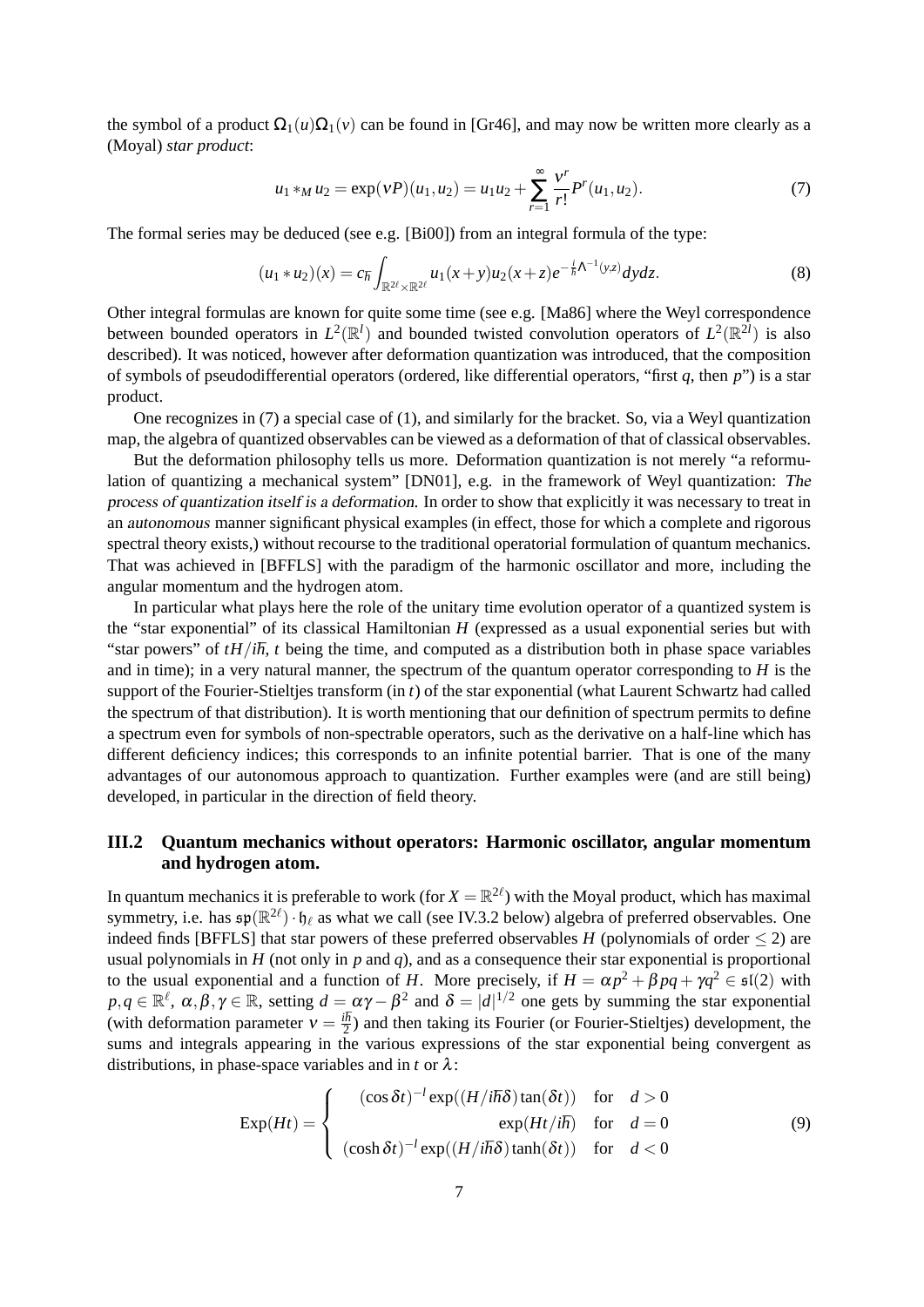the symbol of a product $\Omega_1(u)\Omega_1(v)$ can be found in [Gr46], and may now be written more clearly as a (Moyal) *star product*:

$$u_1 *_M u_2 = \exp(\nu P)(u_1, u_2) = u_1 u_2 + \sum_{r=1}^{\infty} \frac{\nu^r}{r!} P^r(u_1, u_2). \tag{7}$$

The formal series may be deduced (see e.g. [Bi00]) from an integral formula of the type:

$$(u_1 * u_2)(x) = c_\hbar \int_{\mathbb{R}^{2\ell}\times\mathbb{R}^{2\ell}} u_1(x+y)u_2(x+z)e^{-\frac{i}{\hbar}\Lambda^{-1}(y,z)}dydz. \tag{8}$$

Other integral formulas are known for quite some time (see e.g. [Ma86] where the Weyl correspondence between bounded operators in $L^2(\mathbb{R}^l)$ and bounded twisted convolution operators of $L^2(\mathbb{R}^{2l})$ is also described). It was noticed, however after deformation quantization was introduced, that the composition of symbols of pseudodifferential operators (ordered, like differential operators, "first $q$, then $p$") is a star product.

One recognizes in (7) a special case of (1), and similarly for the bracket. So, via a Weyl quantization map, the algebra of quantized observables can be viewed as a deformation of that of classical observables.

But the deformation philosophy tells us more. Deformation quantization is not merely "a reformulation of quantizing a mechanical system" [DN01], e.g. in the framework of Weyl quantization: *The process of quantization itself is a deformation.* In order to show that explicitly it was necessary to treat in an *autonomous* manner significant physical examples (in effect, those for which a complete and rigorous spectral theory exists,) without recourse to the traditional operatorial formulation of quantum mechanics. That was achieved in [BFFLS] with the paradigm of the harmonic oscillator and more, including the angular momentum and the hydrogen atom.

In particular what plays here the role of the unitary time evolution operator of a quantized system is the "star exponential" of its classical Hamiltonian $H$ (expressed as a usual exponential series but with "star powers" of $tH/i\hbar$, $t$ being the time, and computed as a distribution both in phase space variables and in time); in a very natural manner, the spectrum of the quantum operator corresponding to $H$ is the support of the Fourier-Stieltjes transform (in $t$) of the star exponential (what Laurent Schwartz had called the spectrum of that distribution). It is worth mentioning that our definition of spectrum permits to define a spectrum even for symbols of non-spectrable operators, such as the derivative on a half-line which has different deficiency indices; this corresponds to an infinite potential barrier. That is one of the many advantages of our autonomous approach to quantization. Further examples were (and are still being) developed, in particular in the direction of field theory.

### III.2 Quantum mechanics without operators: Harmonic oscillator, angular momentum and hydrogen atom.

In quantum mechanics it is preferable to work (for $X = \mathbb{R}^{2\ell}$) with the Moyal product, which has maximal symmetry, i.e. has $\mathfrak{sp}(\mathbb{R}^{2\ell}) \cdot \mathfrak{h}_\ell$ as what we call (see IV.3.2 below) algebra of preferred observables. One indeed finds [BFFLS] that star powers of these preferred observables $H$ (polynomials of order $\leq 2$) are usual polynomials in $H$ (not only in $p$ and $q$), and as a consequence their star exponential is proportional to the usual exponential and a function of $H$. More precisely, if $H = \alpha p^2 + \beta pq + \gamma q^2 \in \mathfrak{sl}(2)$ with $p, q \in \mathbb{R}^\ell$, $\alpha, \beta, \gamma \in \mathbb{R}$, setting $d = \alpha\gamma - \beta^2$ and $\delta = |d|^{1/2}$ one gets by summing the star exponential (with deformation parameter $\nu = \frac{i\hbar}{2}$) and then taking its Fourier (or Fourier-Stieltjes) development, the sums and integrals appearing in the various expressions of the star exponential being convergent as distributions, in phase-space variables and in $t$ or $\lambda$:

$$\mathrm{Exp}(Ht) = \begin{cases} (\cos\delta t)^{-l}\exp((H/i\hbar\delta)\tan(\delta t)) & \text{for} \quad d > 0 \\ \exp(Ht/i\hbar) & \text{for} \quad d = 0 \\ (\cosh\delta t)^{-l}\exp((H/i\hbar\delta)\tanh(\delta t)) & \text{for} \quad d < 0 \end{cases} \tag{9}$$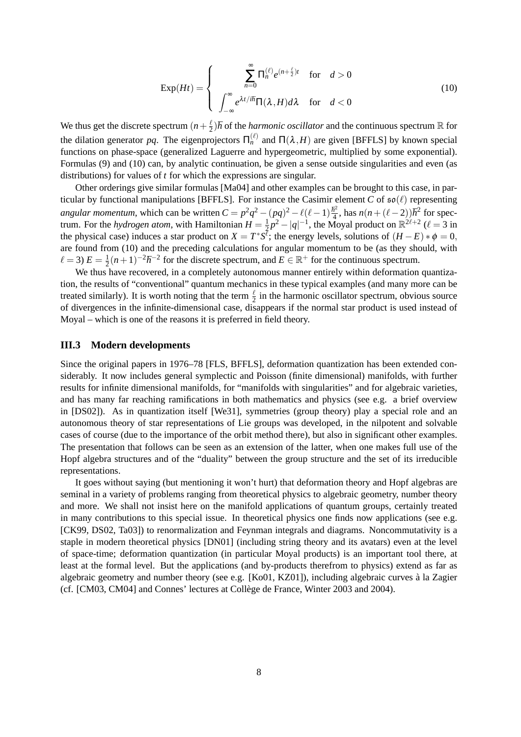$$
\mathrm{Exp}(Ht) = \begin{cases} \displaystyle\sum_{n=0}^{\infty} \Pi_n^{(\ell)} e^{(n+\frac{\ell}{2})t} & \text{for} \quad d > 0 \\ \displaystyle\int_{-\infty}^{\infty} e^{\lambda t / i\hbar} \Pi(\lambda, H) d\lambda & \text{for} \quad d < 0 \end{cases} \tag{10}
$$

We thus get the discrete spectrum $(n + \frac{\ell}{2})\hbar$ of the *harmonic oscillator* and the continuous spectrum $\mathbb{R}$ for the dilation generator $pq$. The eigenprojectors $\Pi_n^{(\ell)}$ and $\Pi(\lambda, H)$ are given [BFFLS] by known special functions on phase-space (generalized Laguerre and hypergeometric, multiplied by some exponential). Formulas (9) and (10) can, by analytic continuation, be given a sense outside singularities and even (as distributions) for values of $t$ for which the expressions are singular.

Other orderings give similar formulas [Ma04] and other examples can be brought to this case, in particular by functional manipulations [BFFLS]. For instance the Casimir element $C$ of $\mathfrak{so}(\ell)$ representing *angular momentum*, which can be written $C = p^2q^2 - (pq)^2 - \ell(\ell-1)\frac{\hbar^2}{4}$, has $n(n + (\ell-2))\hbar^2$ for spectrum. For the *hydrogen atom*, with Hamiltonian $H = \frac{1}{2}p^2 - |q|^{-1}$, the Moyal product on $\mathbb{R}^{2\ell+2}$ ($\ell = 3$ in the physical case) induces a star product on $X = T^*S^\ell$; the energy levels, solutions of $(H - E) * \phi = 0$, are found from (10) and the preceding calculations for angular momentum to be (as they should, with $\ell = 3$) $E = \frac{1}{2}(n+1)^{-2}\hbar^{-2}$ for the discrete spectrum, and $E \in \mathbb{R}^+$ for the continuous spectrum.

We thus have recovered, in a completely autonomous manner entirely within deformation quantization, the results of "conventional" quantum mechanics in these typical examples (and many more can be treated similarly). It is worth noting that the term $\frac{\ell}{2}$ in the harmonic oscillator spectrum, obvious source of divergences in the infinite-dimensional case, disappears if the normal star product is used instead of Moyal – which is one of the reasons it is preferred in field theory.

### III.3 Modern developments

Since the original papers in 1976–78 [FLS, BFFLS], deformation quantization has been extended considerably. It now includes general symplectic and Poisson (finite dimensional) manifolds, with further results for infinite dimensional manifolds, for "manifolds with singularities" and for algebraic varieties, and has many far reaching ramifications in both mathematics and physics (see e.g. a brief overview in [DS02]). As in quantization itself [We31], symmetries (group theory) play a special role and an autonomous theory of star representations of Lie groups was developed, in the nilpotent and solvable cases of course (due to the importance of the orbit method there), but also in significant other examples. The presentation that follows can be seen as an extension of the latter, when one makes full use of the Hopf algebra structures and of the "duality" between the group structure and the set of its irreducible representations.

It goes without saying (but mentioning it won't hurt) that deformation theory and Hopf algebras are seminal in a variety of problems ranging from theoretical physics to algebraic geometry, number theory and more. We shall not insist here on the manifold applications of quantum groups, certainly treated in many contributions to this special issue. In theoretical physics one finds now applications (see e.g. [CK99, DS02, Ta03]) to renormalization and Feynman integrals and diagrams. Noncommutativity is a staple in modern theoretical physics [DN01] (including string theory and its avatars) even at the level of space-time; deformation quantization (in particular Moyal products) is an important tool there, at least at the formal level. But the applications (and by-products therefrom to physics) extend as far as algebraic geometry and number theory (see e.g. [Ko01, KZ01]), including algebraic curves à la Zagier (cf. [CM03, CM04] and Connes' lectures at Collège de France, Winter 2003 and 2004).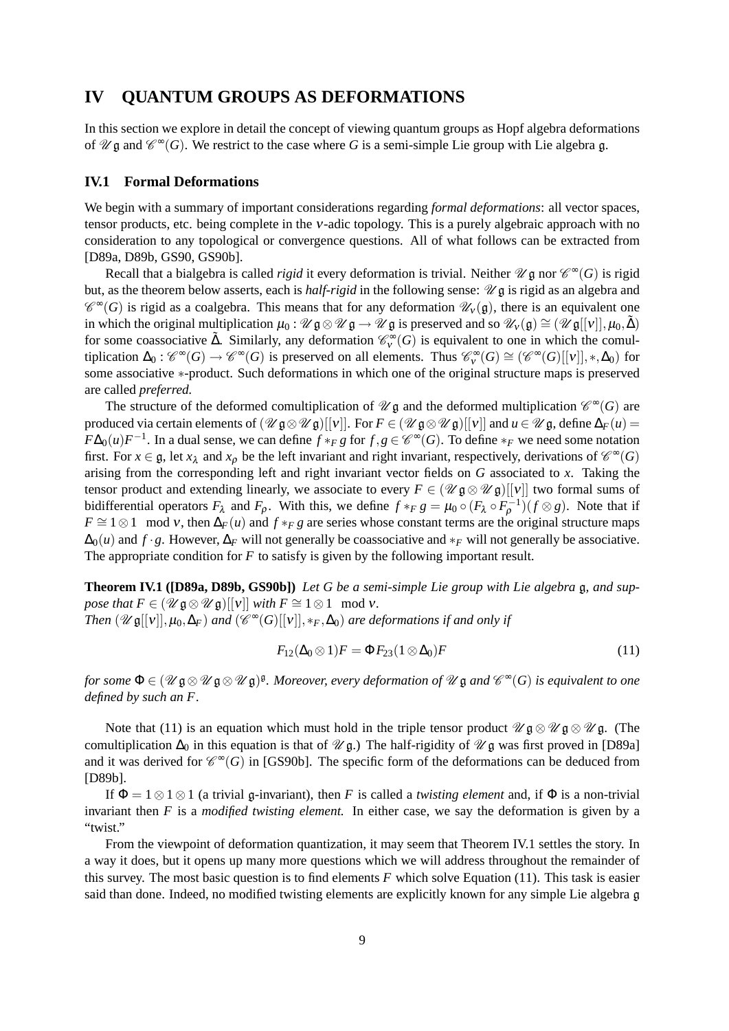# IV QUANTUM GROUPS AS DEFORMATIONS

In this section we explore in detail the concept of viewing quantum groups as Hopf algebra deformations of $\mathscr{U}\mathfrak{g}$ and $\mathscr{C}^\infty(G)$. We restrict to the case where $G$ is a semi-simple Lie group with Lie algebra $\mathfrak{g}$.

## IV.1 Formal Deformations

We begin with a summary of important considerations regarding *formal deformations*: all vector spaces, tensor products, etc. being complete in the $\nu$-adic topology. This is a purely algebraic approach with no consideration to any topological or convergence questions. All of what follows can be extracted from [D89a, D89b, GS90, GS90b].

Recall that a bialgebra is called *rigid* it every deformation is trivial. Neither $\mathscr{U}\mathfrak{g}$ nor $\mathscr{C}^\infty(G)$ is rigid but, as the theorem below asserts, each is *half-rigid* in the following sense: $\mathscr{U}\mathfrak{g}$ is rigid as an algebra and $\mathscr{C}^\infty(G)$ is rigid as a coalgebra. This means that for any deformation $\mathscr{U}_\nu(\mathfrak{g})$, there is an equivalent one in which the original multiplication $\mu_0 : \mathscr{U}\mathfrak{g}\otimes\mathscr{U}\mathfrak{g}\to\mathscr{U}\mathfrak{g}$ is preserved and so $\mathscr{U}_\nu(\mathfrak{g})\cong(\mathscr{U}\mathfrak{g}[[\nu]],\mu_0,\tilde{\Delta})$ for some coassociative $\tilde{\Delta}$. Similarly, any deformation $\mathscr{C}^\infty_\nu(G)$ is equivalent to one in which the comultiplication $\Delta_0 : \mathscr{C}^\infty(G)\to\mathscr{C}^\infty(G)$ is preserved on all elements. Thus $\mathscr{C}^\infty_\nu(G)\cong(\mathscr{C}^\infty(G)[[\nu]],*,\Delta_0)$ for some associative $*$-product. Such deformations in which one of the original structure maps is preserved are called *preferred*.

The structure of the deformed comultiplication of $\mathscr{U}\mathfrak{g}$ and the deformed multiplication $\mathscr{C}^\infty(G)$ are produced via certain elements of $(\mathscr{U}\mathfrak{g}\otimes\mathscr{U}\mathfrak{g})[[\nu]]$. For $F\in(\mathscr{U}\mathfrak{g}\otimes\mathscr{U}\mathfrak{g})[[\nu]]$ and $u\in\mathscr{U}\mathfrak{g}$, define $\Delta_F(u)=F\Delta_0(u)F^{-1}$. In a dual sense, we can define $f *_F g$ for $f,g\in\mathscr{C}^\infty(G)$. To define $*_F$ we need some notation first. For $x\in\mathfrak{g}$, let $x_\lambda$ and $x_\rho$ be the left invariant and right invariant, respectively, derivations of $\mathscr{C}^\infty(G)$ arising from the corresponding left and right invariant vector fields on $G$ associated to $x$. Taking the tensor product and extending linearly, we associate to every $F\in(\mathscr{U}\mathfrak{g}\otimes\mathscr{U}\mathfrak{g})[[\nu]]$ two formal sums of bidifferential operators $F_\lambda$ and $F_\rho$. With this, we define $f *_F g = \mu_0\circ(F_\lambda\circ F_\rho^{-1})(f\otimes g)$. Note that if $F\cong 1\otimes 1 \mod \nu$, then $\Delta_F(u)$ and $f *_F g$ are series whose constant terms are the original structure maps $\Delta_0(u)$ and $f\cdot g$. However, $\Delta_F$ will not generally be coassociative and $*_F$ will not generally be associative. The appropriate condition for $F$ to satisfy is given by the following important result.

**Theorem IV.1 ([D89a, D89b, GS90b])** *Let $G$ be a semi-simple Lie group with Lie algebra $\mathfrak{g}$, and suppose that $F\in(\mathscr{U}\mathfrak{g}\otimes\mathscr{U}\mathfrak{g})[[\nu]]$ with $F\cong 1\otimes 1 \mod \nu$.*
*Then $(\mathscr{U}\mathfrak{g}[[\nu]],\mu_0,\Delta_F)$ and $(\mathscr{C}^\infty(G)[[\nu]],*_F,\Delta_0)$ are deformations if and only if*

$$F_{12}(\Delta_0\otimes 1)F = \Phi F_{23}(1\otimes\Delta_0)F \tag{11}$$

*for some $\Phi\in(\mathscr{U}\mathfrak{g}\otimes\mathscr{U}\mathfrak{g}\otimes\mathscr{U}\mathfrak{g})^{\mathfrak{g}}$. Moreover, every deformation of $\mathscr{U}\mathfrak{g}$ and $\mathscr{C}^\infty(G)$ is equivalent to one defined by such an $F$.*

Note that (11) is an equation which must hold in the triple tensor product $\mathscr{U}\mathfrak{g}\otimes\mathscr{U}\mathfrak{g}\otimes\mathscr{U}\mathfrak{g}$. (The comultiplication $\Delta_0$ in this equation is that of $\mathscr{U}\mathfrak{g}$.) The half-rigidity of $\mathscr{U}\mathfrak{g}$ was first proved in [D89a] and it was derived for $\mathscr{C}^\infty(G)$ in [GS90b]. The specific form of the deformations can be deduced from [D89b].

If $\Phi = 1\otimes 1\otimes 1$ (a trivial $\mathfrak{g}$-invariant), then $F$ is called a *twisting element* and, if $\Phi$ is a non-trivial invariant then $F$ is a *modified twisting element.* In either case, we say the deformation is given by a "twist."

From the viewpoint of deformation quantization, it may seem that Theorem IV.1 settles the story. In a way it does, but it opens up many more questions which we will address throughout the remainder of this survey. The most basic question is to find elements $F$ which solve Equation (11). This task is easier said than done. Indeed, no modified twisting elements are explicitly known for any simple Lie algebra $\mathfrak{g}$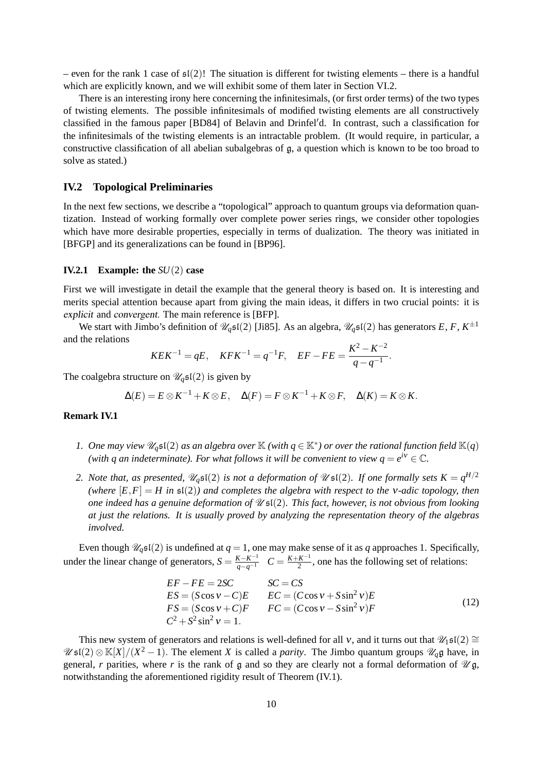– even for the rank 1 case of $\mathfrak{sl}(2)$! The situation is different for twisting elements – there is a handful which are explicitly known, and we will exhibit some of them later in Section VI.2.

There is an interesting irony here concerning the infinitesimals, (or first order terms) of the two types of twisting elements. The possible infinitesimals of modified twisting elements are all constructively classified in the famous paper [BD84] of Belavin and Drinfel′d. In contrast, such a classification for the infinitesimals of the twisting elements is an intractable problem. (It would require, in particular, a constructive classification of all abelian subalgebras of $\mathfrak{g}$, a question which is known to be too broad to solve as stated.)

## IV.2 Topological Preliminaries

In the next few sections, we describe a "topological" approach to quantum groups via deformation quantization. Instead of working formally over complete power series rings, we consider other topologies which have more desirable properties, especially in terms of dualization. The theory was initiated in [BFGP] and its generalizations can be found in [BP96].

### IV.2.1 Example: the $SU(2)$ case

First we will investigate in detail the example that the general theory is based on. It is interesting and merits special attention because apart from giving the main ideas, it differs in two crucial points: it is *explicit* and *convergent*. The main reference is [BFP].

We start with Jimbo's definition of $\mathscr{U}_q\mathfrak{sl}(2)$ [Ji85]. As an algebra, $\mathscr{U}_q\mathfrak{sl}(2)$ has generators $E$, $F$, $K^{\pm 1}$ and the relations

$$KEK^{-1} = qE, \quad KFK^{-1} = q^{-1}F, \quad EF - FE = \frac{K^2 - K^{-2}}{q - q^{-1}}.$$

The coalgebra structure on $\mathscr{U}_q\mathfrak{sl}(2)$ is given by

$$\Delta(E) = E \otimes K^{-1} + K \otimes E, \quad \Delta(F) = F \otimes K^{-1} + K \otimes F, \quad \Delta(K) = K \otimes K.$$

**Remark IV.1**

1. *One may view $\mathscr{U}_q\mathfrak{sl}(2)$ as an algebra over $\mathbb{K}$ (with $q \in \mathbb{K}^*$) or over the rational function field $\mathbb{K}(q)$ (with $q$ an indeterminate). For what follows it will be convenient to view $q = e^{i\nu} \in \mathbb{C}$.*

2. *Note that, as presented, $\mathscr{U}_q\mathfrak{sl}(2)$ is not a deformation of $\mathscr{U}\,\mathfrak{sl}(2)$. If one formally sets $K = q^{H/2}$ (where $[E,F] = H$ in $\mathfrak{sl}(2)$) and completes the algebra with respect to the $\nu$-adic topology, then one indeed has a genuine deformation of $\mathscr{U}\,\mathfrak{sl}(2)$. This fact, however, is not obvious from looking at just the relations. It is usually proved by analyzing the representation theory of the algebras involved.*

Even though $\mathscr{U}_q\mathfrak{sl}(2)$ is undefined at $q = 1$, one may make sense of it as $q$ approaches 1. Specifically, under the linear change of generators, $S = \frac{K-K^{-1}}{q-q^{-1}}$ $\quad C = \frac{K+K^{-1}}{2}$, one has the following set of relations:

$$\begin{array}{ll}
EF - FE = 2SC & SC = CS \\
ES = (S\cos\nu - C)E & EC = (C\cos\nu + S\sin^2\nu)E \\
FS = (S\cos\nu + C)F & FC = (C\cos\nu - S\sin^2\nu)F \\
C^2 + S^2\sin^2\nu = 1. &
\end{array} \tag{12}$$

This new system of generators and relations is well-defined for all $\nu$, and it turns out that $\mathscr{U}_1\mathfrak{sl}(2) \cong \mathscr{U}\,\mathfrak{sl}(2) \otimes \mathbb{K}[X]/(X^2 - 1)$. The element $X$ is called a *parity*. The Jimbo quantum groups $\mathscr{U}_q\mathfrak{g}$ have, in general, $r$ parities, where $r$ is the rank of $\mathfrak{g}$ and so they are clearly not a formal deformation of $\mathscr{U}\,\mathfrak{g}$, notwithstanding the aforementioned rigidity result of Theorem (IV.1).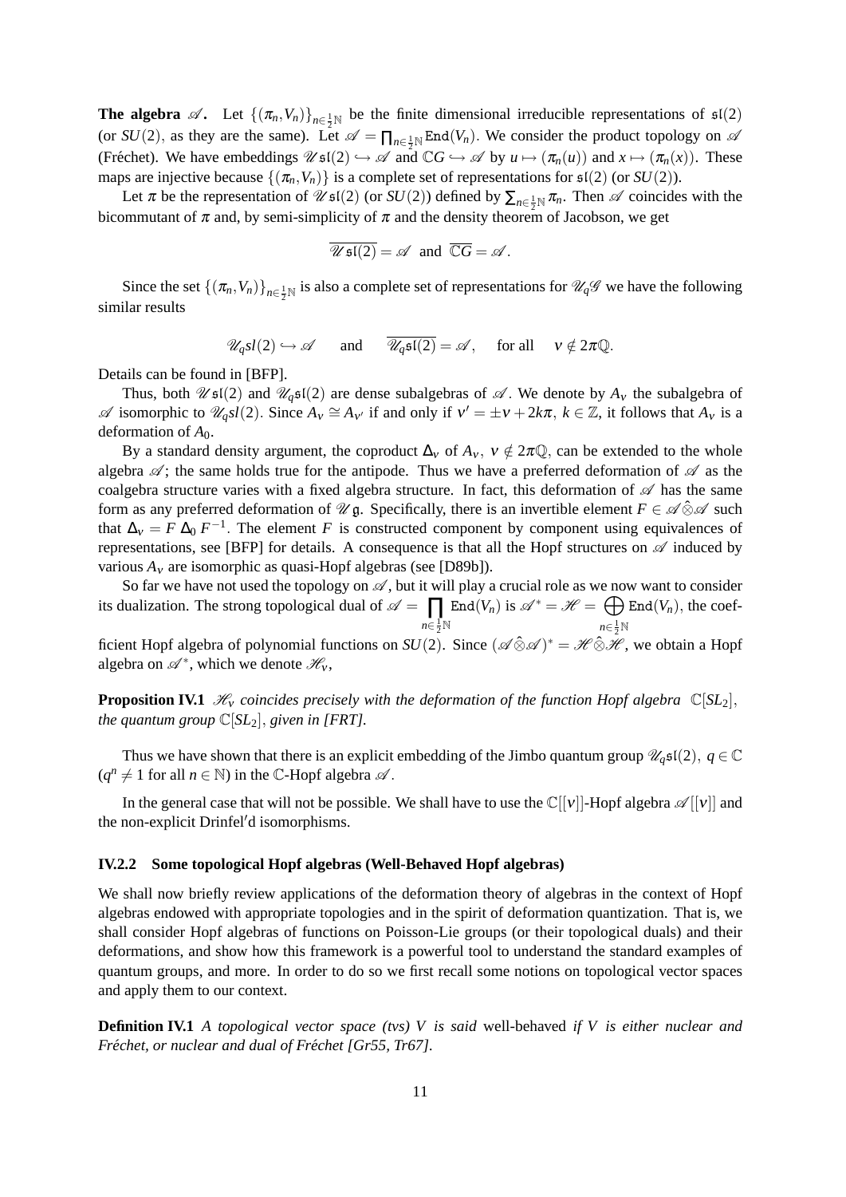**The algebra $\mathscr{A}$.** Let $\{(\pi_n, V_n)\}_{n\in\frac{1}{2}\mathbb{N}}$ be the finite dimensional irreducible representations of $\mathfrak{sl}(2)$ (or $SU(2)$, as they are the same). Let $\mathscr{A} = \prod_{n\in\frac{1}{2}\mathbb{N}} \mathtt{End}(V_n)$. We consider the product topology on $\mathscr{A}$ (Fréchet). We have embeddings $\mathscr{U}\mathfrak{sl}(2) \hookrightarrow \mathscr{A}$ and $\mathbb{C}G \hookrightarrow \mathscr{A}$ by $u \mapsto (\pi_n(u))$ and $x \mapsto (\pi_n(x))$. These maps are injective because $\{(\pi_n, V_n)\}$ is a complete set of representations for $\mathfrak{sl}(2)$ (or $SU(2)$).

Let $\pi$ be the representation of $\mathscr{U}\mathfrak{sl}(2)$ (or $SU(2)$) defined by $\sum_{n\in\frac{1}{2}\mathbb{N}} \pi_n$. Then $\mathscr{A}$ coincides with the bicommutant of $\pi$ and, by semi-simplicity of $\pi$ and the density theorem of Jacobson, we get

$$\overline{\mathscr{U}\mathfrak{sl}(2)} = \mathscr{A} \ \text{ and } \ \overline{\mathbb{C}G} = \mathscr{A}.$$

Since the set $\{(\pi_n, V_n)\}_{n\in\frac{1}{2}\mathbb{N}}$ is also a complete set of representations for $\mathscr{U}_q\mathscr{G}$ we have the following similar results

$$\mathscr{U}_q sl(2) \hookrightarrow \mathscr{A} \qquad \text{and} \qquad \overline{\mathscr{U}_q\mathfrak{sl}(2)} = \mathscr{A}, \qquad \text{for all} \quad \nu \notin 2\pi\mathbb{Q}.$$

Details can be found in [BFP].

Thus, both $\mathscr{U}\mathfrak{sl}(2)$ and $\mathscr{U}_q\mathfrak{sl}(2)$ are dense subalgebras of $\mathscr{A}$. We denote by $A_\nu$ the subalgebra of $\mathscr{A}$ isomorphic to $\mathscr{U}_q sl(2)$. Since $A_\nu \cong A_{\nu'}$ if and only if $\nu' = \pm\nu + 2k\pi$, $k \in \mathbb{Z}$, it follows that $A_\nu$ is a deformation of $A_0$.

By a standard density argument, the coproduct $\Delta_\nu$ of $A_\nu$, $\nu \notin 2\pi\mathbb{Q}$, can be extended to the whole algebra $\mathscr{A}$; the same holds true for the antipode. Thus we have a preferred deformation of $\mathscr{A}$ as the coalgebra structure varies with a fixed algebra structure. In fact, this deformation of $\mathscr{A}$ has the same form as any preferred deformation of $\mathscr{U}\mathfrak{g}$. Specifically, there is an invertible element $F \in \mathscr{A}\hat{\otimes}\mathscr{A}$ such that $\Delta_\nu = F\,\Delta_0\,F^{-1}$. The element $F$ is constructed component by component using equivalences of representations, see [BFP] for details. A consequence is that all the Hopf structures on $\mathscr{A}$ induced by various $A_\nu$ are isomorphic as quasi-Hopf algebras (see [D89b]).

So far we have not used the topology on $\mathscr{A}$, but it will play a crucial role as we now want to consider its dualization. The strong topological dual of $\mathscr{A} = \prod_{n\in\frac{1}{2}\mathbb{N}} \mathtt{End}(V_n)$ is $\mathscr{A}^* = \mathscr{H} = \bigoplus_{n\in\frac{1}{2}\mathbb{N}} \mathtt{End}(V_n)$, the coefficient Hopf algebra of polynomial functions on $SU(2)$. Since $(\mathscr{A}\hat{\otimes}\mathscr{A})^* = \mathscr{H}\hat{\otimes}\mathscr{H}$, we obtain a Hopf algebra on $\mathscr{A}^*$, which we denote $\mathscr{H}_\nu$,

**Proposition IV.1** *$\mathscr{H}_\nu$ coincides precisely with the deformation of the function Hopf algebra $\mathbb{C}[SL_2]$, the quantum group $\mathbb{C}[SL_2]$, given in [FRT].*

Thus we have shown that there is an explicit embedding of the Jimbo quantum group $\mathscr{U}_q\mathfrak{sl}(2)$, $q \in \mathbb{C}$ ($q^n \neq 1$ for all $n \in \mathbb{N}$) in the $\mathbb{C}$-Hopf algebra $\mathscr{A}$.

In the general case that will not be possible. We shall have to use the $\mathbb{C}[[\nu]]$-Hopf algebra $\mathscr{A}[[\nu]]$ and the non-explicit Drinfel′d isomorphisms.

### IV.2.2 Some topological Hopf algebras (Well-Behaved Hopf algebras)

We shall now briefly review applications of the deformation theory of algebras in the context of Hopf algebras endowed with appropriate topologies and in the spirit of deformation quantization. That is, we shall consider Hopf algebras of functions on Poisson-Lie groups (or their topological duals) and their deformations, and show how this framework is a powerful tool to understand the standard examples of quantum groups, and more. In order to do so we first recall some notions on topological vector spaces and apply them to our context.

**Definition IV.1** *A topological vector space (tvs) $V$ is said* well-behaved *if $V$ is either nuclear and Fréchet, or nuclear and dual of Fréchet [Gr55, Tr67].*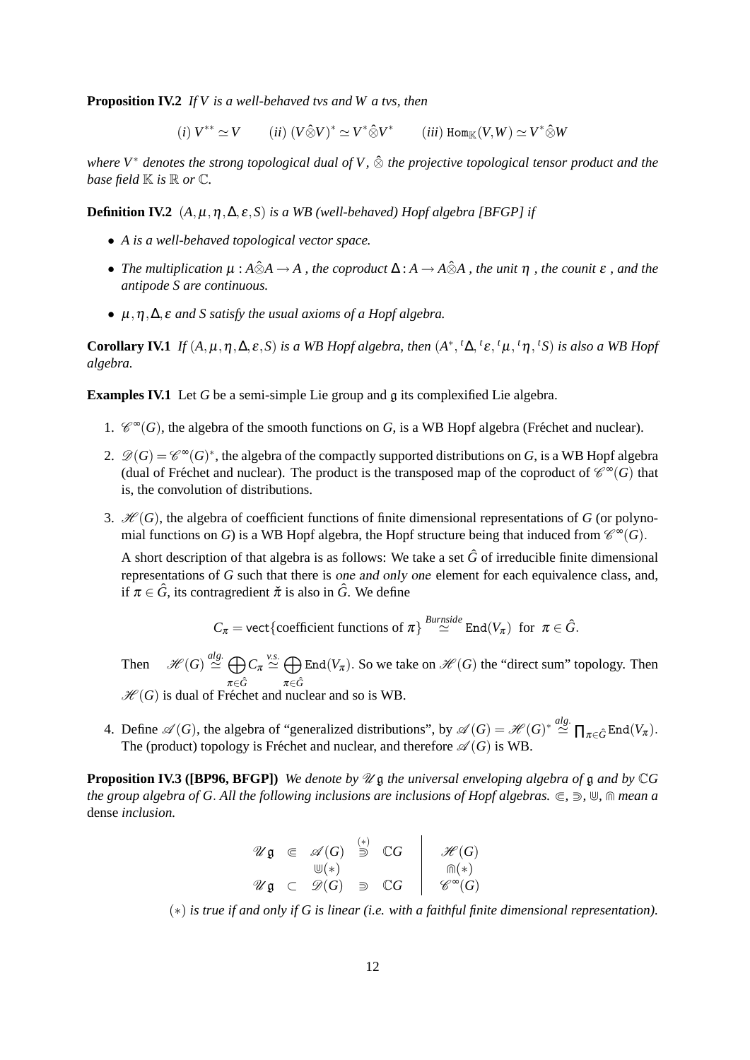**Proposition IV.2** *If $V$ is a well-behaved tvs and $W$ a tvs, then*

$$(i)\ V^{**} \simeq V \qquad (ii)\ (V\hat{\otimes}V)^* \simeq V^*\hat{\otimes}V^* \qquad (iii)\ \mathtt{Hom}_{\mathbb{K}}(V,W) \simeq V^*\hat{\otimes}W$$

*where $V^*$ denotes the strong topological dual of $V$, $\hat{\otimes}$ the projective topological tensor product and the base field $\mathbb{K}$ is $\mathbb{R}$ or $\mathbb{C}$.*

**Definition IV.2** *$(A,\mu,\eta,\Delta,\varepsilon,S)$ is a WB (well-behaved) Hopf algebra [BFGP] if*

- *$A$ is a well-behaved topological vector space.*
- *The multiplication $\mu : A\hat{\otimes}A \to A$ , the coproduct $\Delta : A \to A\hat{\otimes}A$ , the unit $\eta$ , the counit $\varepsilon$ , and the antipode $S$ are continuous.*
- *$\mu,\eta,\Delta,\varepsilon$ and $S$ satisfy the usual axioms of a Hopf algebra.*

**Corollary IV.1** *If $(A,\mu,\eta,\Delta,\varepsilon,S)$ is a WB Hopf algebra, then $(A^*,{}^t\Delta,{}^t\varepsilon,{}^t\mu,{}^t\eta,{}^tS)$ is also a WB Hopf algebra.*

**Examples IV.1** Let $G$ be a semi-simple Lie group and $\mathfrak{g}$ its complexified Lie algebra.

1. $\mathscr{C}^\infty(G)$, the algebra of the smooth functions on $G$, is a WB Hopf algebra (Fréchet and nuclear).
2. $\mathscr{D}(G) = \mathscr{C}^\infty(G)^*$, the algebra of the compactly supported distributions on $G$, is a WB Hopf algebra (dual of Fréchet and nuclear). The product is the transposed map of the coproduct of $\mathscr{C}^\infty(G)$ that is, the convolution of distributions.
3. $\mathscr{H}(G)$, the algebra of coefficient functions of finite dimensional representations of $G$ (or polynomial functions on $G$) is a WB Hopf algebra, the Hopf structure being that induced from $\mathscr{C}^\infty(G)$.

   A short description of that algebra is as follows: We take a set $\hat{G}$ of irreducible finite dimensional representations of $G$ such that there is one and only one element for each equivalence class, and, if $\pi \in \hat{G}$, its contragredient $\check{\pi}$ is also in $\hat{G}$. We define

   $$C_\pi = \mathsf{vect}\{\text{coefficient functions of } \pi\} \overset{Burnside}{\simeq} \mathtt{End}(V_\pi) \ \text{ for } \ \pi \in \hat{G}.$$

   Then $\mathscr{H}(G) \overset{alg.}{\simeq} \bigoplus_{\pi\in\hat{G}} C_\pi \overset{v.s.}{\simeq} \bigoplus_{\pi\in\hat{G}} \mathtt{End}(V_\pi)$. So we take on $\mathscr{H}(G)$ the "direct sum" topology. Then $\mathscr{H}(G)$ is dual of Fréchet and nuclear and so is WB.
4. Define $\mathscr{A}(G)$, the algebra of "generalized distributions", by $\mathscr{A}(G) = \mathscr{H}(G)^* \overset{alg.}{\simeq} \prod_{\pi\in\hat{G}} \mathtt{End}(V_\pi)$. The (product) topology is Fréchet and nuclear, and therefore $\mathscr{A}(G)$ is WB.

**Proposition IV.3 ([BP96, BFGP])** *We denote by $\mathscr{U}\mathfrak{g}$ the universal enveloping algebra of $\mathfrak{g}$ and by $\mathbb{C}G$ the group algebra of $G$. All the following inclusions are inclusions of Hopf algebras. $\Subset$, $\Supset$, $\Cup$, $\Cap$ mean a* dense *inclusion.*

$$\begin{array}{ccccc|c}
\mathscr{U}\mathfrak{g} & \Subset & \mathscr{A}(G) & \overset{(*)}{\Supset} & \mathbb{C}G & \mathscr{H}(G) \\
 & & \Cup(*) & & & \Cap(*) \\
\mathscr{U}\mathfrak{g} & \subset & \mathscr{D}(G) & \Supset & \mathbb{C}G & \mathscr{C}^\infty(G)
\end{array}$$

$(*)$ *is true if and only if $G$ is linear (i.e. with a faithful finite dimensional representation).*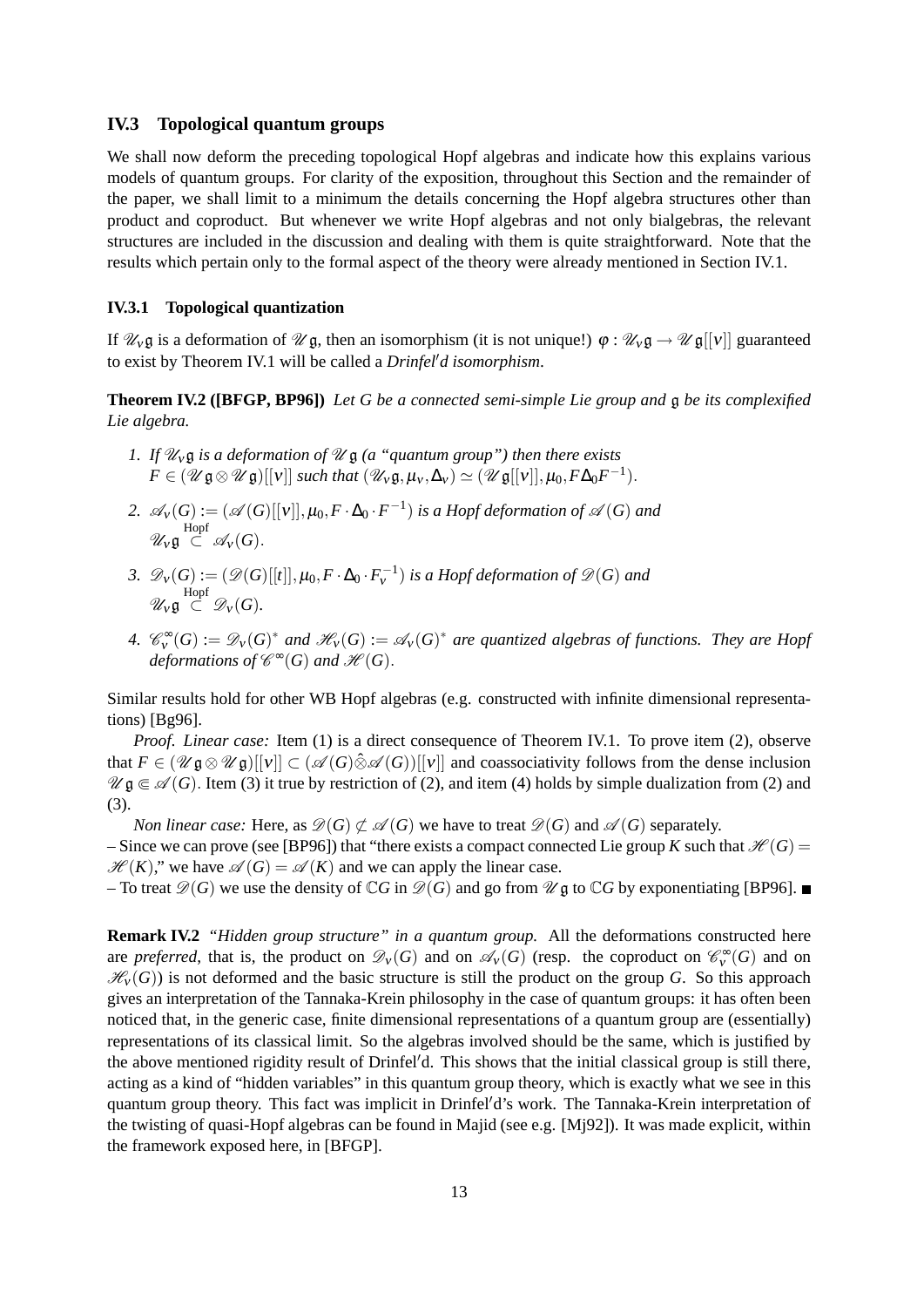## IV.3 Topological quantum groups

We shall now deform the preceding topological Hopf algebras and indicate how this explains various models of quantum groups. For clarity of the exposition, throughout this Section and the remainder of the paper, we shall limit to a minimum the details concerning the Hopf algebra structures other than product and coproduct. But whenever we write Hopf algebras and not only bialgebras, the relevant structures are included in the discussion and dealing with them is quite straightforward. Note that the results which pertain only to the formal aspect of the theory were already mentioned in Section IV.1.

### IV.3.1 Topological quantization

If $\mathscr{U}_\nu\mathfrak{g}$ is a deformation of $\mathscr{U}\mathfrak{g}$, then an isomorphism (it is not unique!) $\varphi : \mathscr{U}_\nu\mathfrak{g} \to \mathscr{U}\mathfrak{g}[[\nu]]$ guaranteed to exist by Theorem IV.1 will be called a *Drinfel′d isomorphism*.

**Theorem IV.2 ([BFGP, BP96])** *Let $G$ be a connected semi-simple Lie group and $\mathfrak{g}$ be its complexified Lie algebra.*

1. *If $\mathscr{U}_\nu\mathfrak{g}$ is a deformation of $\mathscr{U}\mathfrak{g}$ (a "quantum group") then there exists $F \in (\mathscr{U}\mathfrak{g} \otimes \mathscr{U}\mathfrak{g})[[\nu]]$ such that $(\mathscr{U}_\nu\mathfrak{g}, \mu_\nu, \Delta_\nu) \simeq (\mathscr{U}\mathfrak{g}[[\nu]], \mu_0, F\Delta_0 F^{-1})$.*
2. *$\mathscr{A}_\nu(G) := (\mathscr{A}(G)[[\nu]], \mu_0, F \cdot \Delta_0 \cdot F^{-1})$ is a Hopf deformation of $\mathscr{A}(G)$ and $\mathscr{U}_\nu\mathfrak{g} \overset{\text{Hopf}}{\subset} \mathscr{A}_\nu(G)$.*
3. *$\mathscr{D}_\nu(G) := (\mathscr{D}(G)[[t]], \mu_0, F \cdot \Delta_0 \cdot F_\nu^{-1})$ is a Hopf deformation of $\mathscr{D}(G)$ and $\mathscr{U}_\nu\mathfrak{g} \overset{\text{Hopf}}{\subset} \mathscr{D}_\nu(G)$.*
4. *$\mathscr{C}_\nu^\infty(G) := \mathscr{D}_\nu(G)^*$ and $\mathscr{H}_\nu(G) := \mathscr{A}_\nu(G)^*$ are quantized algebras of functions. They are Hopf deformations of $\mathscr{C}^\infty(G)$ and $\mathscr{H}(G)$.*

Similar results hold for other WB Hopf algebras (e.g. constructed with infinite dimensional representations) [Bg96].

*Proof. Linear case:* Item (1) is a direct consequence of Theorem IV.1. To prove item (2), observe that $F \in (\mathscr{U}\mathfrak{g} \otimes \mathscr{U}\mathfrak{g})[[\nu]] \subset (\mathscr{A}(G)\hat{\otimes}\mathscr{A}(G))[[\nu]]$ and coassociativity follows from the dense inclusion $\mathscr{U}\mathfrak{g} \Subset \mathscr{A}(G)$. Item (3) it true by restriction of (2), and item (4) holds by simple dualization from (2) and (3).

*Non linear case:* Here, as $\mathscr{D}(G) \not\subset \mathscr{A}(G)$ we have to treat $\mathscr{D}(G)$ and $\mathscr{A}(G)$ separately.
– Since we can prove (see [BP96]) that "there exists a compact connected Lie group $K$ such that $\mathscr{H}(G) = \mathscr{H}(K)$," we have $\mathscr{A}(G) = \mathscr{A}(K)$ and we can apply the linear case.
– To treat $\mathscr{D}(G)$ we use the density of $\mathbb{C}G$ in $\mathscr{D}(G)$ and go from $\mathscr{U}\mathfrak{g}$ to $\mathbb{C}G$ by exponentiating [BP96]. ■

**Remark IV.2** *"Hidden group structure" in a quantum group.* All the deformations constructed here are *preferred*, that is, the product on $\mathscr{D}_\nu(G)$ and on $\mathscr{A}_\nu(G)$ (resp. the coproduct on $\mathscr{C}_\nu^\infty(G)$ and on $\mathscr{H}_\nu(G)$) is not deformed and the basic structure is still the product on the group $G$. So this approach gives an interpretation of the Tannaka-Krein philosophy in the case of quantum groups: it has often been noticed that, in the generic case, finite dimensional representations of a quantum group are (essentially) representations of its classical limit. So the algebras involved should be the same, which is justified by the above mentioned rigidity result of Drinfel′d. This shows that the initial classical group is still there, acting as a kind of "hidden variables" in this quantum group theory, which is exactly what we see in this quantum group theory. This fact was implicit in Drinfel′d's work. The Tannaka-Krein interpretation of the twisting of quasi-Hopf algebras can be found in Majid (see e.g. [Mj92]). It was made explicit, within the framework exposed here, in [BFGP].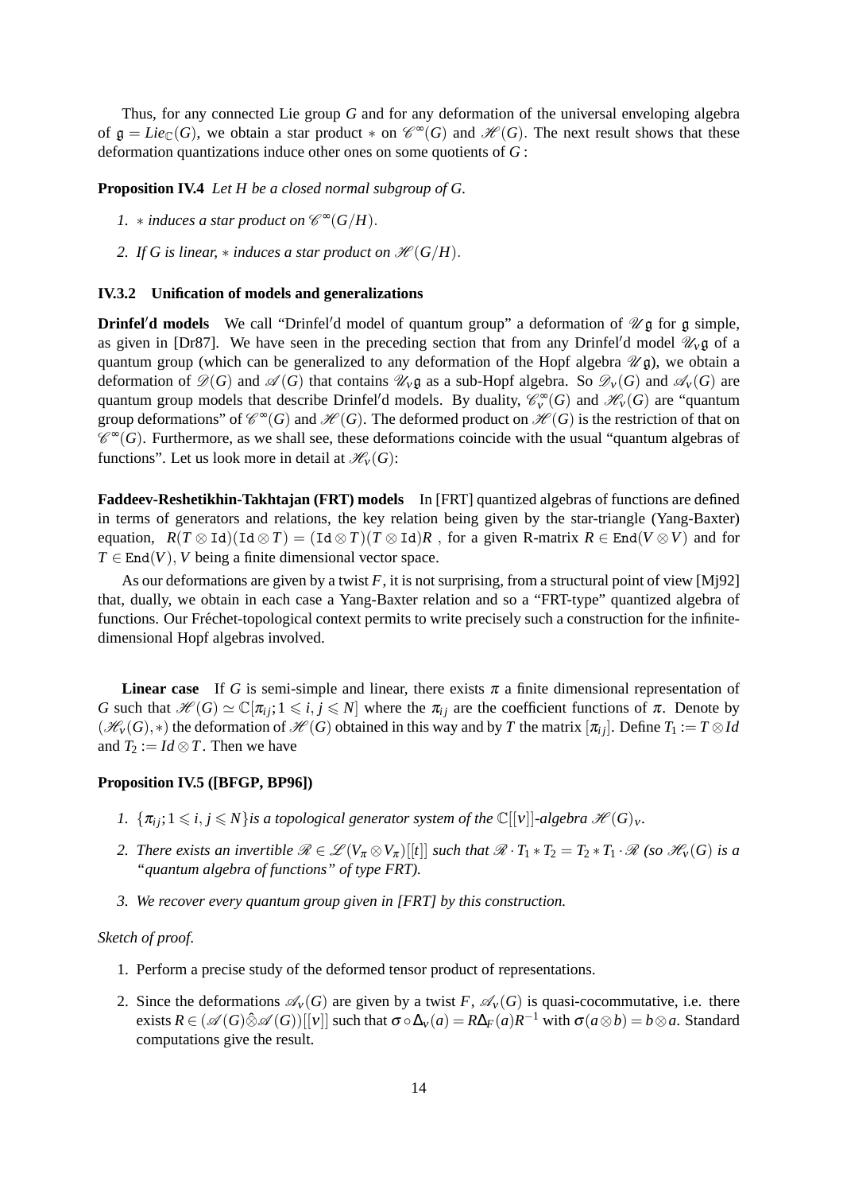Thus, for any connected Lie group $G$ and for any deformation of the universal enveloping algebra of $\mathfrak{g} = Lie_{\mathbb{C}}(G)$, we obtain a star product $*$ on $\mathscr{C}^\infty(G)$ and $\mathscr{H}(G)$. The next result shows that these deformation quantizations induce other ones on some quotients of $G$ :

**Proposition IV.4** *Let $H$ be a closed normal subgroup of $G$.*

1. *$*$ induces a star product on $\mathscr{C}^\infty(G/H)$.*
2. *If $G$ is linear, $*$ induces a star product on $\mathscr{H}(G/H)$.*

### IV.3.2 Unification of models and generalizations

**Drinfel′d models** We call "Drinfel′d model of quantum group" a deformation of $\mathscr{U}\mathfrak{g}$ for $\mathfrak{g}$ simple, as given in [Dr87]. We have seen in the preceding section that from any Drinfel′d model $\mathscr{U}_\nu\mathfrak{g}$ of a quantum group (which can be generalized to any deformation of the Hopf algebra $\mathscr{U}\mathfrak{g}$), we obtain a deformation of $\mathscr{D}(G)$ and $\mathscr{A}(G)$ that contains $\mathscr{U}_\nu\mathfrak{g}$ as a sub-Hopf algebra. So $\mathscr{D}_\nu(G)$ and $\mathscr{A}_\nu(G)$ are quantum group models that describe Drinfel′d models. By duality, $\mathscr{C}^\infty_\nu(G)$ and $\mathscr{H}_\nu(G)$ are "quantum group deformations" of $\mathscr{C}^\infty(G)$ and $\mathscr{H}(G)$. The deformed product on $\mathscr{H}(G)$ is the restriction of that on $\mathscr{C}^\infty(G)$. Furthermore, as we shall see, these deformations coincide with the usual "quantum algebras of functions". Let us look more in detail at $\mathscr{H}_\nu(G)$:

**Faddeev-Reshetikhin-Takhtajan (FRT) models** In [FRT] quantized algebras of functions are defined in terms of generators and relations, the key relation being given by the star-triangle (Yang-Baxter) equation, $R(T\otimes \mathtt{Id})(\mathtt{Id}\otimes T) = (\mathtt{Id}\otimes T)(T\otimes \mathtt{Id})R$ , for a given R-matrix $R\in \mathtt{End}(V\otimes V)$ and for $T\in \mathtt{End}(V)$, $V$ being a finite dimensional vector space.

As our deformations are given by a twist $F$, it is not surprising, from a structural point of view [Mj92] that, dually, we obtain in each case a Yang-Baxter relation and so a "FRT-type" quantized algebra of functions. Our Fréchet-topological context permits to write precisely such a construction for the infinite-dimensional Hopf algebras involved.

**Linear case** If $G$ is semi-simple and linear, there exists $\pi$ a finite dimensional representation of $G$ such that $\mathscr{H}(G)\simeq \mathbb{C}[\pi_{ij}; 1\leqslant i,j\leqslant N]$ where the $\pi_{ij}$ are the coefficient functions of $\pi$. Denote by $(\mathscr{H}_\nu(G), *)$ the deformation of $\mathscr{H}(G)$ obtained in this way and by $T$ the matrix $[\pi_{ij}]$. Define $T_1 := T\otimes Id$ and $T_2 := Id\otimes T$. Then we have

**Proposition IV.5 ([BFGP, BP96])**

1. *$\{\pi_{ij}; 1\leqslant i,j\leqslant N\}$ is a topological generator system of the $\mathbb{C}[[\nu]]$-algebra $\mathscr{H}(G)_\nu$.*
2. *There exists an invertible $\mathscr{R}\in\mathscr{L}(V_\pi\otimes V_\pi)[[t]]$ such that $\mathscr{R}\cdot T_1 * T_2 = T_2 * T_1\cdot\mathscr{R}$ (so $\mathscr{H}_\nu(G)$ is a "quantum algebra of functions" of type FRT).*
3. *We recover every quantum group given in [FRT] by this construction.*

*Sketch of proof.*

1. Perform a precise study of the deformed tensor product of representations.
2. Since the deformations $\mathscr{A}_\nu(G)$ are given by a twist $F$, $\mathscr{A}_\nu(G)$ is quasi-cocommutative, i.e. there exists $R\in(\mathscr{A}(G)\hat{\otimes}\mathscr{A}(G))[[\nu]]$ such that $\sigma\circ\Delta_\nu(a) = R\Delta_F(a)R^{-1}$ with $\sigma(a\otimes b) = b\otimes a$. Standard computations give the result.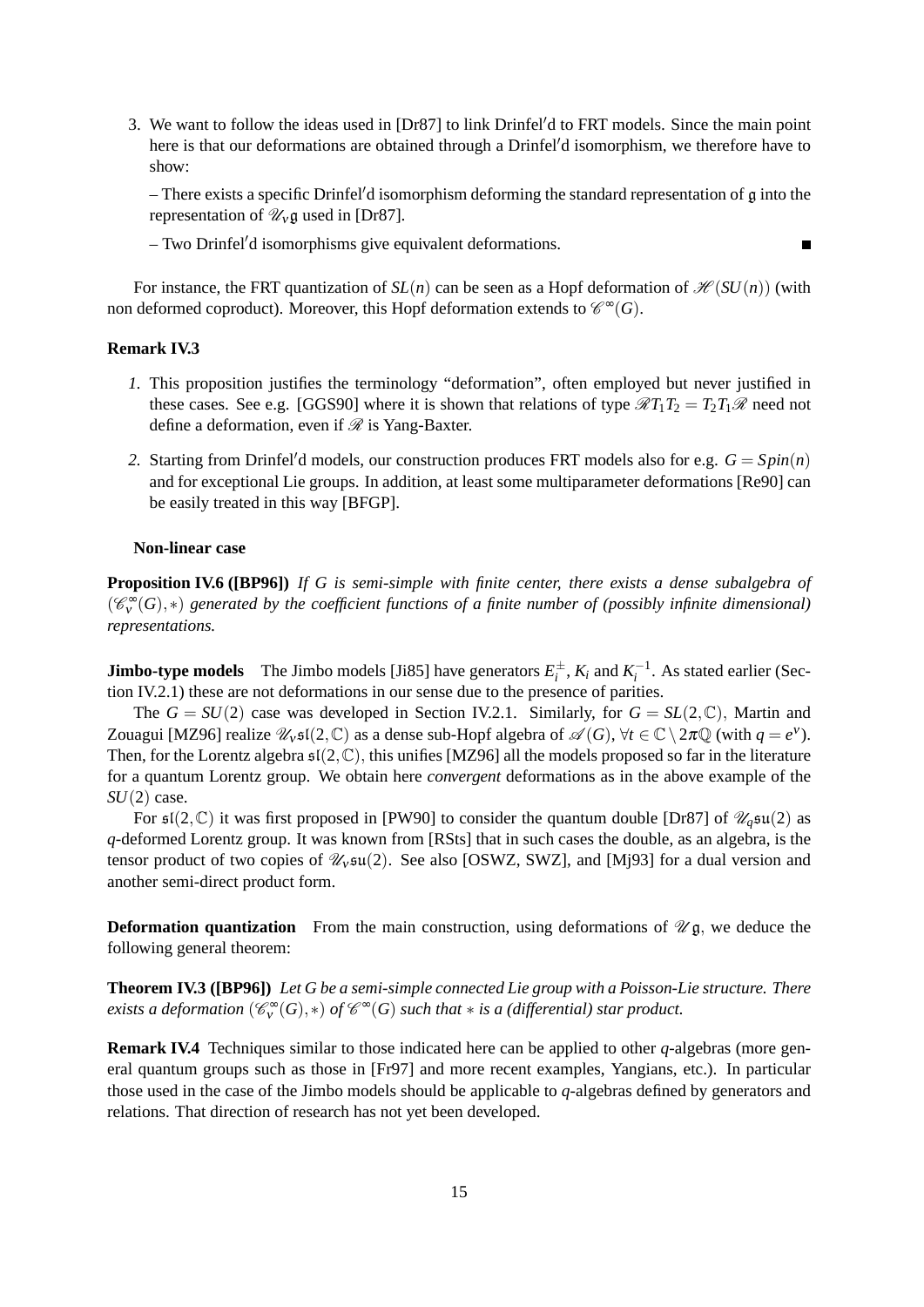3. We want to follow the ideas used in [Dr87] to link Drinfel′d to FRT models. Since the main point here is that our deformations are obtained through a Drinfel′d isomorphism, we therefore have to show:

   – There exists a specific Drinfel′d isomorphism deforming the standard representation of $\mathfrak{g}$ into the representation of $\mathscr{U}_\nu\mathfrak{g}$ used in [Dr87].

   – Two Drinfel′d isomorphisms give equivalent deformations. ■

For instance, the FRT quantization of $SL(n)$ can be seen as a Hopf deformation of $\mathscr{H}(SU(n))$ (with non deformed coproduct). Moreover, this Hopf deformation extends to $\mathscr{C}^\infty(G)$.

**Remark IV.3**

*1.* This proposition justifies the terminology "deformation", often employed but never justified in these cases. See e.g. [GGS90] where it is shown that relations of type $\mathscr{R}T_1T_2 = T_2T_1\mathscr{R}$ need not define a deformation, even if $\mathscr{R}$ is Yang-Baxter.

*2.* Starting from Drinfel′d models, our construction produces FRT models also for e.g. $G = Spin(n)$ and for exceptional Lie groups. In addition, at least some multiparameter deformations [Re90] can be easily treated in this way [BFGP].

**Non-linear case**

**Proposition IV.6 ([BP96])** *If $G$ is semi-simple with finite center, there exists a dense subalgebra of $(\mathscr{C}^\infty_\nu(G), *)$ generated by the coefficient functions of a finite number of (possibly infinite dimensional) representations.*

**Jimbo-type models** The Jimbo models [Ji85] have generators $E_i^\pm$, $K_i$ and $K_i^{-1}$. As stated earlier (Section IV.2.1) these are not deformations in our sense due to the presence of parities.

The $G = SU(2)$ case was developed in Section IV.2.1. Similarly, for $G = SL(2,\mathbb{C})$, Martin and Zouagui [MZ96] realize $\mathscr{U}_\nu\mathfrak{sl}(2,\mathbb{C})$ as a dense sub-Hopf algebra of $\mathscr{A}(G)$, $\forall t \in \mathbb{C}\setminus 2\pi\mathbb{Q}$ (with $q = e^\nu$). Then, for the Lorentz algebra $\mathfrak{sl}(2,\mathbb{C})$, this unifies [MZ96] all the models proposed so far in the literature for a quantum Lorentz group. We obtain here *convergent* deformations as in the above example of the $SU(2)$ case.

For $\mathfrak{sl}(2,\mathbb{C})$ it was first proposed in [PW90] to consider the quantum double [Dr87] of $\mathscr{U}_q\mathfrak{su}(2)$ as $q$-deformed Lorentz group. It was known from [RSts] that in such cases the double, as an algebra, is the tensor product of two copies of $\mathscr{U}_\nu\mathfrak{su}(2)$. See also [OSWZ, SWZ], and [Mj93] for a dual version and another semi-direct product form.

**Deformation quantization** From the main construction, using deformations of $\mathscr{U}\mathfrak{g}$, we deduce the following general theorem:

**Theorem IV.3 ([BP96])** *Let $G$ be a semi-simple connected Lie group with a Poisson-Lie structure. There exists a deformation $(\mathscr{C}^\infty_\nu(G), *)$ of $\mathscr{C}^\infty(G)$ such that $*$ is a (differential) star product.*

**Remark IV.4** Techniques similar to those indicated here can be applied to other $q$-algebras (more general quantum groups such as those in [Fr97] and more recent examples, Yangians, etc.). In particular those used in the case of the Jimbo models should be applicable to $q$-algebras defined by generators and relations. That direction of research has not yet been developed.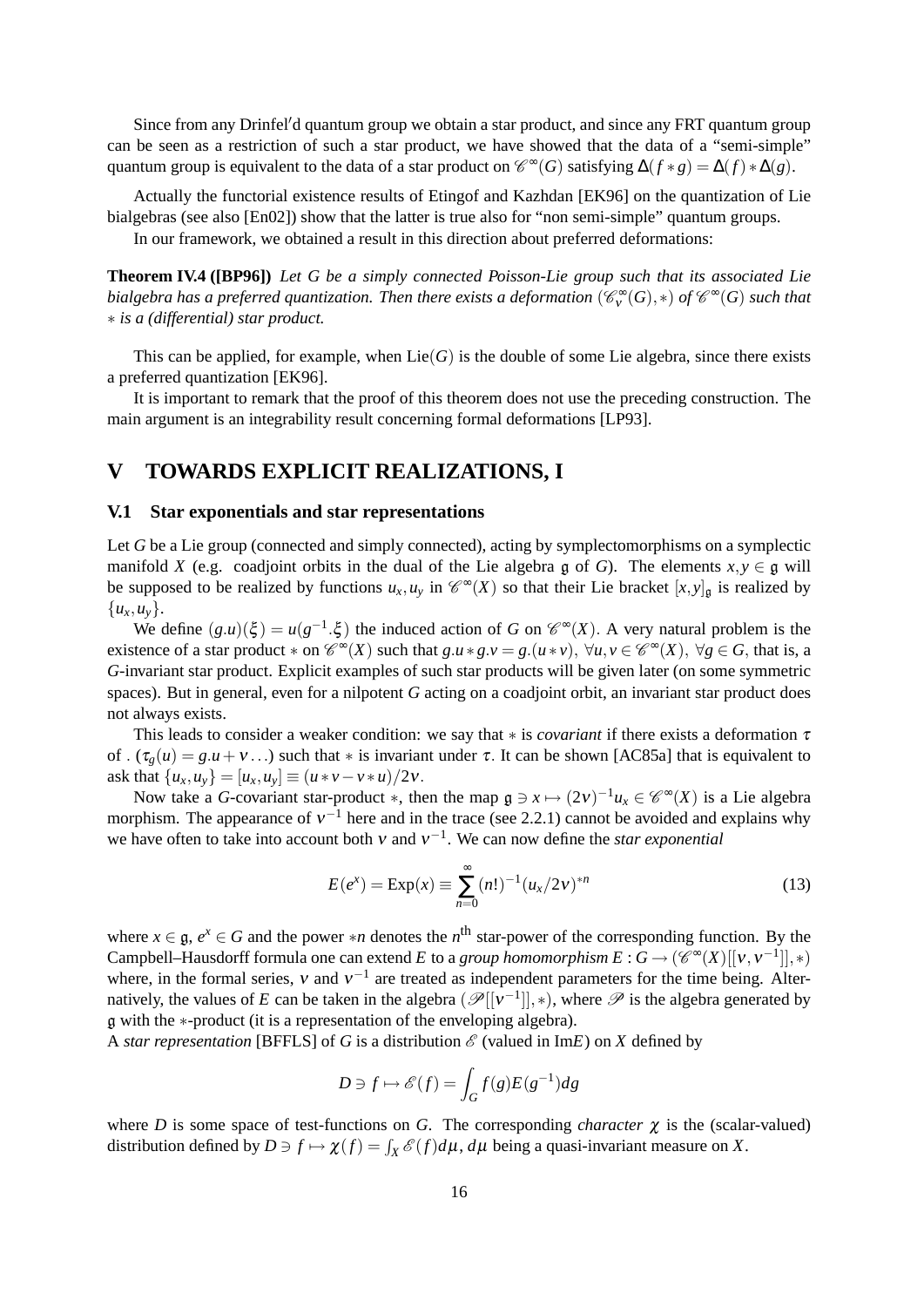Since from any Drinfel′d quantum group we obtain a star product, and since any FRT quantum group can be seen as a restriction of such a star product, we have showed that the data of a "semi-simple" quantum group is equivalent to the data of a star product on $\mathscr{C}^\infty(G)$ satisfying $\Delta(f*g) = \Delta(f)*\Delta(g)$.

Actually the functorial existence results of Etingof and Kazhdan [EK96] on the quantization of Lie bialgebras (see also [En02]) show that the latter is true also for "non semi-simple" quantum groups.

In our framework, we obtained a result in this direction about preferred deformations:

**Theorem IV.4 ([BP96])** *Let $G$ be a simply connected Poisson-Lie group such that its associated Lie bialgebra has a preferred quantization. Then there exists a deformation $(\mathscr{C}^\infty_\nu(G),*)$ of $\mathscr{C}^\infty(G)$ such that $*$ is a (differential) star product.*

This can be applied, for example, when $\mathrm{Lie}(G)$ is the double of some Lie algebra, since there exists a preferred quantization [EK96].

It is important to remark that the proof of this theorem does not use the preceding construction. The main argument is an integrability result concerning formal deformations [LP93].

# V TOWARDS EXPLICIT REALIZATIONS, I

## V.1 Star exponentials and star representations

Let $G$ be a Lie group (connected and simply connected), acting by symplectomorphisms on a symplectic manifold $X$ (e.g. coadjoint orbits in the dual of the Lie algebra $\mathfrak{g}$ of $G$). The elements $x,y \in \mathfrak{g}$ will be supposed to be realized by functions $u_x, u_y$ in $\mathscr{C}^\infty(X)$ so that their Lie bracket $[x,y]_\mathfrak{g}$ is realized by $\{u_x,u_y\}$.

We define $(g.u)(\xi) = u(g^{-1}.\xi)$ the induced action of $G$ on $\mathscr{C}^\infty(X)$. A very natural problem is the existence of a star product $*$ on $\mathscr{C}^\infty(X)$ such that $g.u*g.v = g.(u*v),\ \forall u,v \in \mathscr{C}^\infty(X),\ \forall g \in G$, that is, a $G$-invariant star product. Explicit examples of such star products will be given later (on some symmetric spaces). But in general, even for a nilpotent $G$ acting on a coadjoint orbit, an invariant star product does not always exists.

This leads to consider a weaker condition: we say that $*$ is *covariant* if there exists a deformation $\tau$ of . $(\tau_g(u) = g.u + \nu \ldots)$ such that $*$ is invariant under $\tau$. It can be shown [AC85a] that is equivalent to ask that $\{u_x,u_y\} = [u_x,u_y] \equiv (u*v - v*u)/2\nu$.

Now take a $G$-covariant star-product $*$, then the map $\mathfrak{g} \ni x \mapsto (2\nu)^{-1}u_x \in \mathscr{C}^\infty(X)$ is a Lie algebra morphism. The appearance of $\nu^{-1}$ here and in the trace (see 2.2.1) cannot be avoided and explains why we have often to take into account both $\nu$ and $\nu^{-1}$. We can now define the *star exponential*

$$E(e^x) = \mathrm{Exp}(x) \equiv \sum_{n=0}^{\infty} (n!)^{-1}(u_x/2\nu)^{*n} \tag{13}$$

where $x \in \mathfrak{g}$, $e^x \in G$ and the power $*n$ denotes the $n^{\text{th}}$ star-power of the corresponding function. By the Campbell–Hausdorff formula one can extend $E$ to a *group homomorphism* $E : G \to (\mathscr{C}^\infty(X)[[\nu,\nu^{-1}]],*)$ where, in the formal series, $\nu$ and $\nu^{-1}$ are treated as independent parameters for the time being. Alternatively, the values of $E$ can be taken in the algebra $(\mathscr{P}[[\nu^{-1}]],*)$, where $\mathscr{P}$ is the algebra generated by $\mathfrak{g}$ with the $*$-product (it is a representation of the enveloping algebra).

A *star representation* [BFFLS] of $G$ is a distribution $\mathscr{E}$ (valued in Im$E$) on $X$ defined by

$$D \ni f \mapsto \mathscr{E}(f) = \int_G f(g)E(g^{-1})dg$$

where $D$ is some space of test-functions on $G$. The corresponding *character* $\chi$ is the (scalar-valued) distribution defined by $D \ni f \mapsto \chi(f) = \int_X \mathscr{E}(f)d\mu$, $d\mu$ being a quasi-invariant measure on $X$.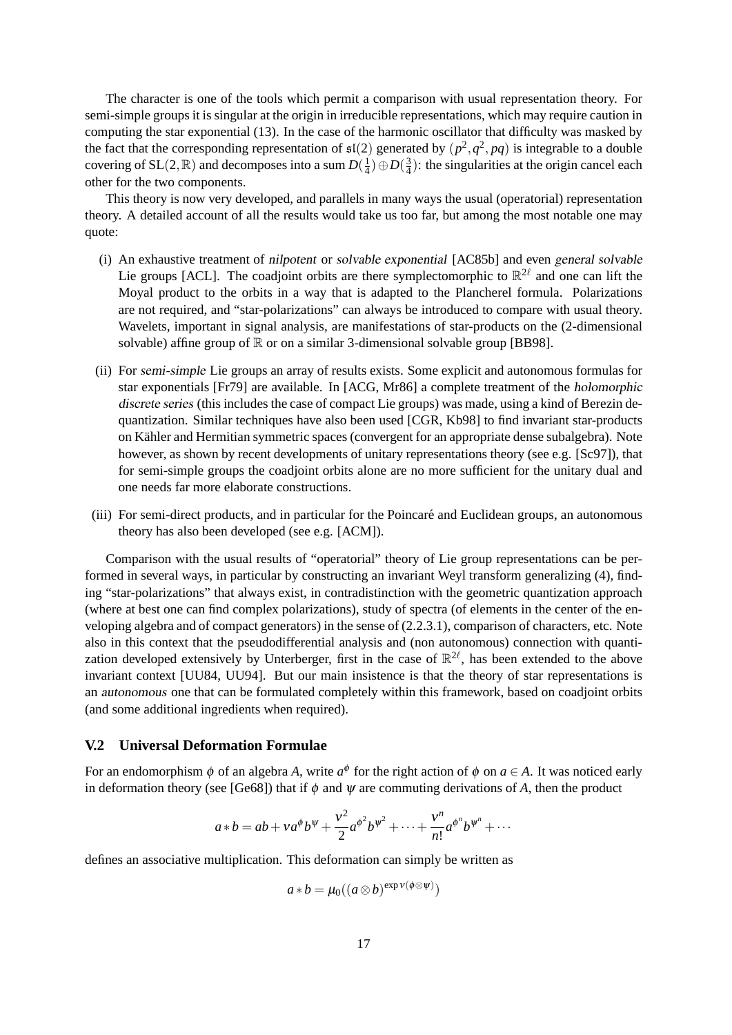The character is one of the tools which permit a comparison with usual representation theory. For semi-simple groups it is singular at the origin in irreducible representations, which may require caution in computing the star exponential (13). In the case of the harmonic oscillator that difficulty was masked by the fact that the corresponding representation of $\mathfrak{sl}(2)$ generated by $(p^2, q^2, pq)$ is integrable to a double covering of $\mathrm{SL}(2,\mathbb{R})$ and decomposes into a sum $D(\frac{1}{4}) \oplus D(\frac{3}{4})$: the singularities at the origin cancel each other for the two components.

This theory is now very developed, and parallels in many ways the usual (operatorial) representation theory. A detailed account of all the results would take us too far, but among the most notable one may quote:

(i) An exhaustive treatment of *nilpotent* or *solvable exponential* [AC85b] and even *general solvable* Lie groups [ACL]. The coadjoint orbits are there symplectomorphic to $\mathbb{R}^{2\ell}$ and one can lift the Moyal product to the orbits in a way that is adapted to the Plancherel formula. Polarizations are not required, and "star-polarizations" can always be introduced to compare with usual theory. Wavelets, important in signal analysis, are manifestations of star-products on the (2-dimensional solvable) affine group of $\mathbb{R}$ or on a similar 3-dimensional solvable group [BB98].

(ii) For *semi-simple* Lie groups an array of results exists. Some explicit and autonomous formulas for star exponentials [Fr79] are available. In [ACG, Mr86] a complete treatment of the *holomorphic discrete series* (this includes the case of compact Lie groups) was made, using a kind of Berezin dequantization. Similar techniques have also been used [CGR, Kb98] to find invariant star-products on Kähler and Hermitian symmetric spaces (convergent for an appropriate dense subalgebra). Note however, as shown by recent developments of unitary representations theory (see e.g. [Sc97]), that for semi-simple groups the coadjoint orbits alone are no more sufficient for the unitary dual and one needs far more elaborate constructions.

(iii) For semi-direct products, and in particular for the Poincaré and Euclidean groups, an autonomous theory has also been developed (see e.g. [ACM]).

Comparison with the usual results of "operatorial" theory of Lie group representations can be performed in several ways, in particular by constructing an invariant Weyl transform generalizing (4), finding "star-polarizations" that always exist, in contradistinction with the geometric quantization approach (where at best one can find complex polarizations), study of spectra (of elements in the center of the enveloping algebra and of compact generators) in the sense of (2.2.3.1), comparison of characters, etc. Note also in this context that the pseudodifferential analysis and (non autonomous) connection with quantization developed extensively by Unterberger, first in the case of $\mathbb{R}^{2\ell}$, has been extended to the above invariant context [UU84, UU94]. But our main insistence is that the theory of star representations is an *autonomous* one that can be formulated completely within this framework, based on coadjoint orbits (and some additional ingredients when required).

## V.2 Universal Deformation Formulae

For an endomorphism $\phi$ of an algebra $A$, write $a^\phi$ for the right action of $\phi$ on $a \in A$. It was noticed early in deformation theory (see [Ge68]) that if $\phi$ and $\psi$ are commuting derivations of $A$, then the product

$$a * b = ab + \nu a^\phi b^\psi + \frac{\nu^2}{2} a^{\phi^2} b^{\psi^2} + \cdots + \frac{\nu^n}{n!} a^{\phi^n} b^{\psi^n} + \cdots$$

defines an associative multiplication. This deformation can simply be written as

$$a * b = \mu_0((a \otimes b)^{\exp \nu(\phi \otimes \psi)})$$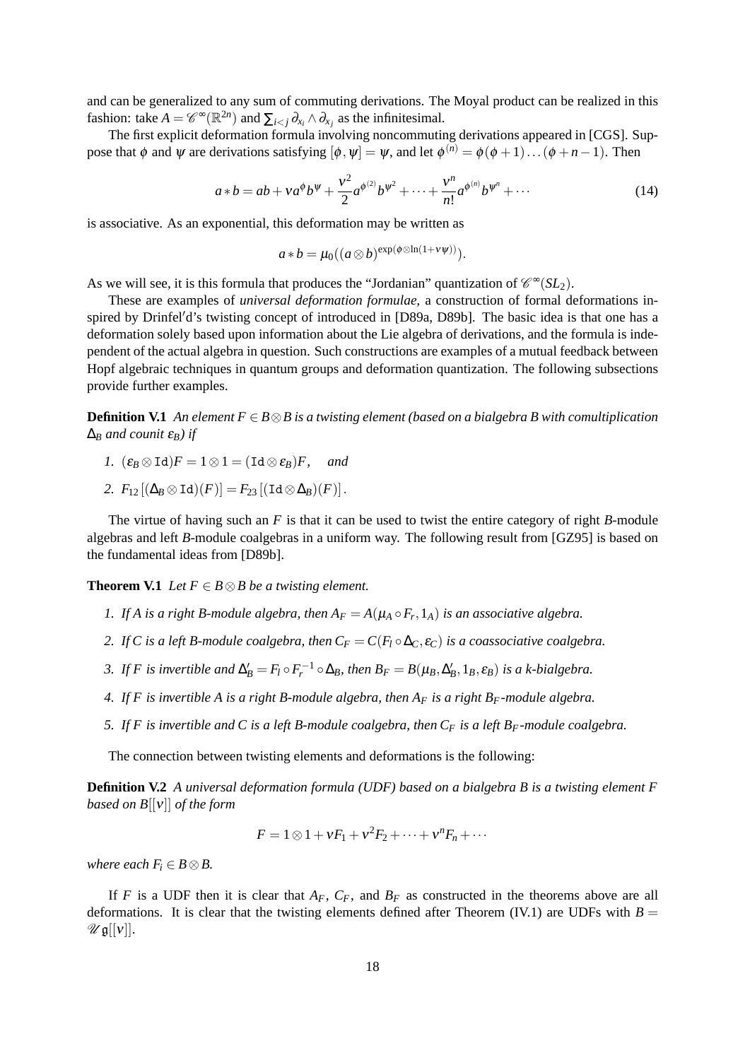and can be generalized to any sum of commuting derivations. The Moyal product can be realized in this fashion: take $A = \mathscr{C}^\infty(\mathbb{R}^{2n})$ and $\sum_{i<j} \partial_{x_i} \wedge \partial_{x_j}$ as the infinitesimal.

The first explicit deformation formula involving noncommuting derivations appeared in [CGS]. Suppose that $\phi$ and $\psi$ are derivations satisfying $[\phi, \psi] = \psi$, and let $\phi^{(n)} = \phi(\phi+1)\ldots(\phi+n-1)$. Then

$$a * b = ab + \nu a^{\phi} b^{\psi} + \frac{\nu^2}{2} a^{\phi^{(2)}} b^{\psi^2} + \cdots + \frac{\nu^n}{n!} a^{\phi^{(n)}} b^{\psi^n} + \cdots \tag{14}$$

is associative. As an exponential, this deformation may be written as

$$a * b = \mu_0((a \otimes b)^{\exp(\phi \otimes \ln(1+\nu\psi))}).$$

As we will see, it is this formula that produces the "Jordanian" quantization of $\mathscr{C}^\infty(SL_2)$.

These are examples of *universal deformation formulae*, a construction of formal deformations inspired by Drinfel′d's twisting concept of introduced in [D89a, D89b]. The basic idea is that one has a deformation solely based upon information about the Lie algebra of derivations, and the formula is independent of the actual algebra in question. Such constructions are examples of a mutual feedback between Hopf algebraic techniques in quantum groups and deformation quantization. The following subsections provide further examples.

**Definition V.1** *An element $F \in B \otimes B$ is a twisting element (based on a bialgebra $B$ with comultiplication $\Delta_B$ and counit $\varepsilon_B$) if*

1. $(\varepsilon_B \otimes \mathtt{Id})F = 1 \otimes 1 = (\mathtt{Id} \otimes \varepsilon_B)F$, *and*
2. $F_{12}\left[(\Delta_B \otimes \mathtt{Id})(F)\right] = F_{23}\left[(\mathtt{Id} \otimes \Delta_B)(F)\right]$.

The virtue of having such an $F$ is that it can be used to twist the entire category of right $B$-module algebras and left $B$-module coalgebras in a uniform way. The following result from [GZ95] is based on the fundamental ideas from [D89b].

**Theorem V.1** *Let $F \in B \otimes B$ be a twisting element.*

1. *If $A$ is a right $B$-module algebra, then $A_F = A(\mu_A \circ F_r, 1_A)$ is an associative algebra.*
2. *If $C$ is a left $B$-module coalgebra, then $C_F = C(F_l \circ \Delta_C, \varepsilon_C)$ is a coassociative coalgebra.*
3. *If $F$ is invertible and $\Delta'_B = F_l \circ F_r^{-1} \circ \Delta_B$, then $B_F = B(\mu_B, \Delta'_B, 1_B, \varepsilon_B)$ is a $k$-bialgebra.*
4. *If $F$ is invertible $A$ is a right $B$-module algebra, then $A_F$ is a right $B_F$-module algebra.*
5. *If $F$ is invertible and $C$ is a left $B$-module coalgebra, then $C_F$ is a left $B_F$-module coalgebra.*

The connection between twisting elements and deformations is the following:

**Definition V.2** *A universal deformation formula (UDF) based on a bialgebra $B$ is a twisting element $F$ based on $B[[\nu]]$ of the form*

$$F = 1 \otimes 1 + \nu F_1 + \nu^2 F_2 + \cdots + \nu^n F_n + \cdots$$

*where each $F_i \in B \otimes B$.*

If $F$ is a UDF then it is clear that $A_F$, $C_F$, and $B_F$ as constructed in the theorems above are all deformations. It is clear that the twisting elements defined after Theorem (IV.1) are UDFs with $B = \mathscr{U}\mathfrak{g}[[\nu]]$.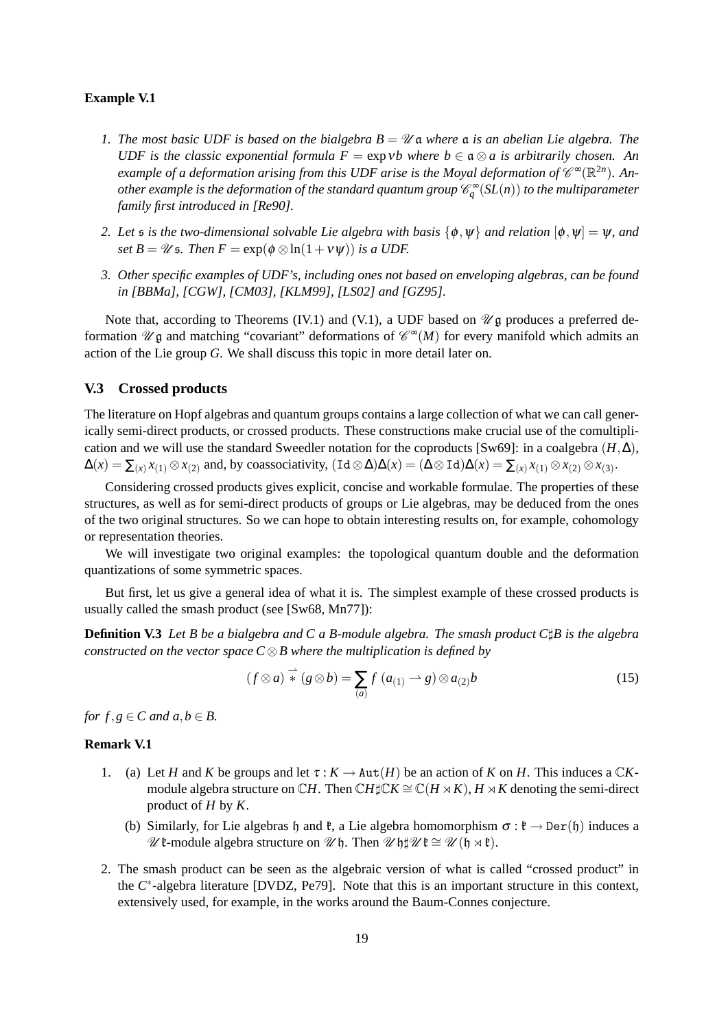**Example V.1**

1. *The most basic UDF is based on the bialgebra $B = \mathscr{U}\,\mathfrak{a}$ where $\mathfrak{a}$ is an abelian Lie algebra. The UDF is the classic exponential formula $F = \exp \nu b$ where $b \in \mathfrak{a} \otimes a$ is arbitrarily chosen. An example of a deformation arising from this UDF arise is the Moyal deformation of $\mathscr{C}^\infty(\mathbb{R}^{2n})$. Another example is the deformation of the standard quantum group $\mathscr{C}^\infty_q(SL(n))$ to the multiparameter family first introduced in [Re90].*

2. *Let $\mathfrak{s}$ is the two-dimensional solvable Lie algebra with basis $\{\phi, \psi\}$ and relation $[\phi, \psi] = \psi$, and set $B = \mathscr{U}\,\mathfrak{s}$. Then $F = \exp(\phi \otimes \ln(1 + \nu\psi))$ is a UDF.*

3. *Other specific examples of UDF's, including ones not based on enveloping algebras, can be found in [BBMa], [CGW], [CM03], [KLM99], [LS02] and [GZ95].*

Note that, according to Theorems (IV.1) and (V.1), a UDF based on $\mathscr{U}\,\mathfrak{g}$ produces a preferred deformation $\mathscr{U}\,\mathfrak{g}$ and matching "covariant" deformations of $\mathscr{C}^\infty(M)$ for every manifold which admits an action of the Lie group $G$. We shall discuss this topic in more detail later on.

### V.3 Crossed products

The literature on Hopf algebras and quantum groups contains a large collection of what we can call generically semi-direct products, or crossed products. These constructions make crucial use of the comultiplication and we will use the standard Sweedler notation for the coproducts [Sw69]: in a coalgebra $(H, \Delta)$, $\Delta(x) = \sum_{(x)} x_{(1)} \otimes x_{(2)}$ and, by coassociativity, $(\mathtt{Id} \otimes \Delta)\Delta(x) = (\Delta \otimes \mathtt{Id})\Delta(x) = \sum_{(x)} x_{(1)} \otimes x_{(2)} \otimes x_{(3)}$.

Considering crossed products gives explicit, concise and workable formulae. The properties of these structures, as well as for semi-direct products of groups or Lie algebras, may be deduced from the ones of the two original structures. So we can hope to obtain interesting results on, for example, cohomology or representation theories.

We will investigate two original examples: the topological quantum double and the deformation quantizations of some symmetric spaces.

But first, let us give a general idea of what it is. The simplest example of these crossed products is usually called the smash product (see [Sw68, Mn77]):

**Definition V.3** *Let $B$ be a bialgebra and $C$ a $B$-module algebra. The smash product $C\sharp B$ is the algebra constructed on the vector space $C \otimes B$ where the multiplication is defined by*

$$(f \otimes a) \overset{\rightharpoonup}{*} (g \otimes b) = \sum_{(a)} f\ (a_{(1)} \rightharpoonup g) \otimes a_{(2)} b \tag{15}$$

*for $f, g \in C$ and $a, b \in B$.*

**Remark V.1**

1. (a) Let $H$ and $K$ be groups and let $\tau : K \to \mathtt{Aut}(H)$ be an action of $K$ on $H$. This induces a $\mathbb{C}K$-module algebra structure on $\mathbb{C}H$. Then $\mathbb{C}H\sharp\mathbb{C}K \cong \mathbb{C}(H \rtimes K)$, $H \rtimes K$ denoting the semi-direct product of $H$ by $K$.

   (b) Similarly, for Lie algebras $\mathfrak{h}$ and $\mathfrak{k}$, a Lie algebra homomorphism $\sigma : \mathfrak{k} \to \mathtt{Der}(\mathfrak{h})$ induces a $\mathscr{U}\,\mathfrak{k}$-module algebra structure on $\mathscr{U}\,\mathfrak{h}$. Then $\mathscr{U}\,\mathfrak{h}\sharp\mathscr{U}\,\mathfrak{k} \cong \mathscr{U}\,(\mathfrak{h} \rtimes \mathfrak{k})$.

2. The smash product can be seen as the algebraic version of what is called "crossed product" in the $C^*$-algebra literature [DVDZ, Pe79]. Note that this is an important structure in this context, extensively used, for example, in the works around the Baum-Connes conjecture.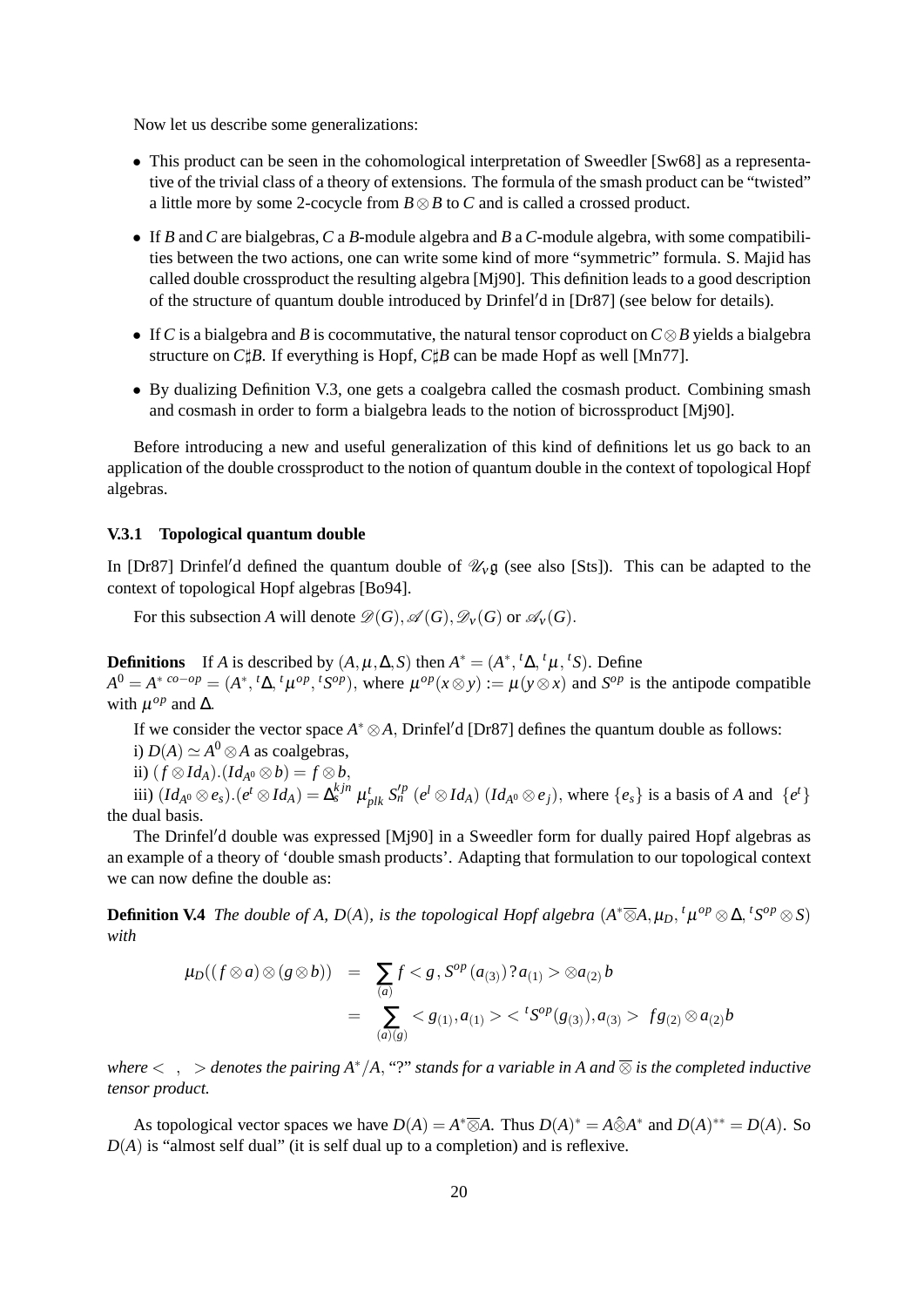Now let us describe some generalizations:

- This product can be seen in the cohomological interpretation of Sweedler [Sw68] as a representative of the trivial class of a theory of extensions. The formula of the smash product can be "twisted" a little more by some 2-cocycle from $B \otimes B$ to $C$ and is called a crossed product.
- If $B$ and $C$ are bialgebras, $C$ a $B$-module algebra and $B$ a $C$-module algebra, with some compatibilities between the two actions, one can write some kind of more "symmetric" formula. S. Majid has called double crossproduct the resulting algebra [Mj90]. This definition leads to a good description of the structure of quantum double introduced by Drinfel′d in [Dr87] (see below for details).
- If $C$ is a bialgebra and $B$ is cocommutative, the natural tensor coproduct on $C \otimes B$ yields a bialgebra structure on $C\sharp B$. If everything is Hopf, $C\sharp B$ can be made Hopf as well [Mn77].
- By dualizing Definition V.3, one gets a coalgebra called the cosmash product. Combining smash and cosmash in order to form a bialgebra leads to the notion of bicrossproduct [Mj90].

Before introducing a new and useful generalization of this kind of definitions let us go back to an application of the double crossproduct to the notion of quantum double in the context of topological Hopf algebras.

### V.3.1 Topological quantum double

In [Dr87] Drinfel′d defined the quantum double of $\mathscr{U}_\nu\mathfrak{g}$ (see also [Sts]). This can be adapted to the context of topological Hopf algebras [Bo94].

For this subsection $A$ will denote $\mathscr{D}(G), \mathscr{A}(G), \mathscr{D}_\nu(G)$ or $\mathscr{A}_\nu(G)$.

**Definitions** If $A$ is described by $(A, \mu, \Delta, S)$ then $A^* = (A^*, {}^t\Delta, {}^t\mu, {}^tS)$. Define $A^0 = A^{*\ co-op} = (A^*, {}^t\Delta, {}^t\mu^{op}, {}^tS^{op})$, where $\mu^{op}(x \otimes y) := \mu(y \otimes x)$ and $S^{op}$ is the antipode compatible with $\mu^{op}$ and $\Delta$.

If we consider the vector space $A^* \otimes A$, Drinfel′d [Dr87] defines the quantum double as follows:

i) $D(A) \simeq A^0 \otimes A$ as coalgebras,

ii) $(f \otimes Id_A).(Id_{A^0} \otimes b) = f \otimes b$,

iii) $(Id_{A^0} \otimes e_s).(e^t \otimes Id_A) = \Delta_s^{kjn}\ \mu_{plk}^t\ S_n^{\prime p}\ (e^l \otimes Id_A)\ (Id_{A^0} \otimes e_j)$, where $\{e_s\}$ is a basis of $A$ and $\{e^t\}$ the dual basis.

The Drinfel′d double was expressed [Mj90] in a Sweedler form for dually paired Hopf algebras as an example of a theory of 'double smash products'. Adapting that formulation to our topological context we can now define the double as:

**Definition V.4** *The double of A, $D(A)$, is the topological Hopf algebra $(A^*\overline{\otimes}A, \mu_D, {}^t\mu^{op} \otimes \Delta, {}^tS^{op} \otimes S)$ with*

$$
\begin{aligned}
\mu_D((f \otimes a) \otimes (g \otimes b)) &= \sum_{(a)} f < g\,, S^{op}(a_{(3)})\,?\,a_{(1)} > \otimes a_{(2)}\, b \\
&= \sum_{(a)(g)} < g_{(1)}, a_{(1)} > < {}^tS^{op}(g_{(3)}), a_{(3)} > \ f g_{(2)} \otimes a_{(2)} b
\end{aligned}
$$

*where $< \ , \ >$ denotes the pairing $A^*/A$, "?" stands for a variable in A and $\overline{\otimes}$ is the completed inductive tensor product.*

As topological vector spaces we have $D(A) = A^*\overline{\otimes}A$. Thus $D(A)^* = A\hat{\otimes}A^*$ and $D(A)^{**} = D(A)$. So $D(A)$ is "almost self dual" (it is self dual up to a completion) and is reflexive.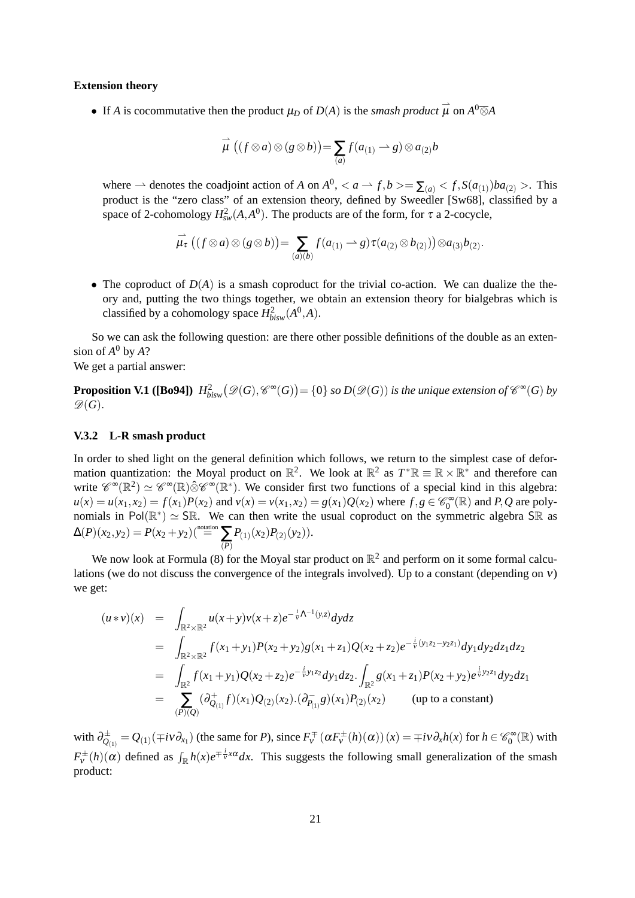**Extension theory**

- If $A$ is cocommutative then the product $\mu_D$ of $D(A)$ is the *smash product* $\vec{\mu}$ on $A^0 \overline{\otimes} A$

$$\vec{\mu}\left((f \otimes a) \otimes (g \otimes b)\right) = \sum_{(a)} f(a_{(1)} \rightharpoonup g) \otimes a_{(2)} b$$

where $\rightharpoonup$ denotes the coadjoint action of $A$ on $A^0$, $< a \rightharpoonup f, b >= \sum_{(a)} < f, S(a_{(1)}) b a_{(2)} >$. This product is the "zero class" of an extension theory, defined by Sweedler [Sw68], classified by a space of 2-cohomology $H^2_{sw}(A, A^0)$. The products are of the form, for $\tau$ a 2-cocycle,

$$\vec{\mu}_\tau\left((f \otimes a) \otimes (g \otimes b)\right) = \sum_{(a)(b)} f(a_{(1)} \rightharpoonup g)\tau(a_{(2)} \otimes b_{(2)})\big) \otimes a_{(3)} b_{(2)}.$$

- The coproduct of $D(A)$ is a smash coproduct for the trivial co-action. We can dualize the theory and, putting the two things together, we obtain an extension theory for bialgebras which is classified by a cohomology space $H^2_{bisw}(A^0, A)$.

So we can ask the following question: are there other possible definitions of the double as an extension of $A^0$ by $A$?
We get a partial answer:

**Proposition V.1 ([Bo94])** *$H^2_{bisw}\big(\mathscr{D}(G), \mathscr{C}^\infty(G)\big) = \{0\}$ so $D(\mathscr{D}(G))$ is the unique extension of $\mathscr{C}^\infty(G)$ by $\mathscr{D}(G)$.*

### V.3.2 L-R smash product

In order to shed light on the general definition which follows, we return to the simplest case of deformation quantization: the Moyal product on $\mathbb{R}^2$. We look at $\mathbb{R}^2$ as $T^*\mathbb{R} \equiv \mathbb{R} \times \mathbb{R}^*$ and therefore can write $\mathscr{C}^\infty(\mathbb{R}^2) \simeq \mathscr{C}^\infty(\mathbb{R}) \hat{\otimes} \mathscr{C}^\infty(\mathbb{R}^*)$. We consider first two functions of a special kind in this algebra: $u(x) = u(x_1, x_2) = f(x_1)P(x_2)$ and $v(x) = v(x_1, x_2) = g(x_1)Q(x_2)$ where $f, g \in \mathscr{C}^\infty_0(\mathbb{R})$ and $P, Q$ are polynomials in $\mathsf{Pol}(\mathbb{R}^*) \simeq \mathsf{S}\mathbb{R}$. We can then write the usual coproduct on the symmetric algebra $\mathsf{S}\mathbb{R}$ as $\Delta(P)(x_2, y_2) = P(x_2 + y_2) \big(\overset{\text{notation}}{=} \sum_{(P)} P_{(1)}(x_2) P_{(2)}(y_2)\big)$.

We now look at Formula (8) for the Moyal star product on $\mathbb{R}^2$ and perform on it some formal calculations (we do not discuss the convergence of the integrals involved). Up to a constant (depending on $\nu$) we get:

$$\begin{aligned}
(u * v)(x) &= \int_{\mathbb{R}^2 \times \mathbb{R}^2} u(x+y) v(x+z) e^{-\frac{i}{\nu}\Lambda^{-1}(y,z)} dy dz \\
&= \int_{\mathbb{R}^2 \times \mathbb{R}^2} f(x_1 + y_1) P(x_2 + y_2) g(x_1 + z_1) Q(x_2 + z_2) e^{-\frac{i}{\nu}(y_1 z_2 - y_2 z_1)} dy_1 dy_2 dz_1 dz_2 \\
&= \int_{\mathbb{R}^2} f(x_1 + y_1) Q(x_2 + z_2) e^{-\frac{i}{\nu} y_1 z_2} dy_1 dz_2 . \int_{\mathbb{R}^2} g(x_1 + z_1) P(x_2 + y_2) e^{\frac{i}{\nu} y_2 z_1} dy_2 dz_1 \\
&= \sum_{(P)(Q)} (\partial^+_{Q_{(1)}} f)(x_1) Q_{(2)}(x_2) . (\partial^-_{P_{(1)}} g)(x_1) P_{(2)}(x_2) \qquad \text{(up to a constant)}
\end{aligned}$$

with $\partial^\pm_{Q_{(1)}} = Q_{(1)}(\mp i\nu \partial_{x_1})$ (the same for $P$), since $F^\mp_\nu\left(\alpha F^\pm_\nu(h)(\alpha)\right)(x) = \mp i\nu \partial_x h(x)$ for $h \in \mathscr{C}^\infty_0(\mathbb{R})$ with $F^\pm_\nu(h)(\alpha)$ defined as $\int_{\mathbb{R}} h(x) e^{\mp \frac{i}{\nu} x\alpha} dx$. This suggests the following small generalization of the smash product: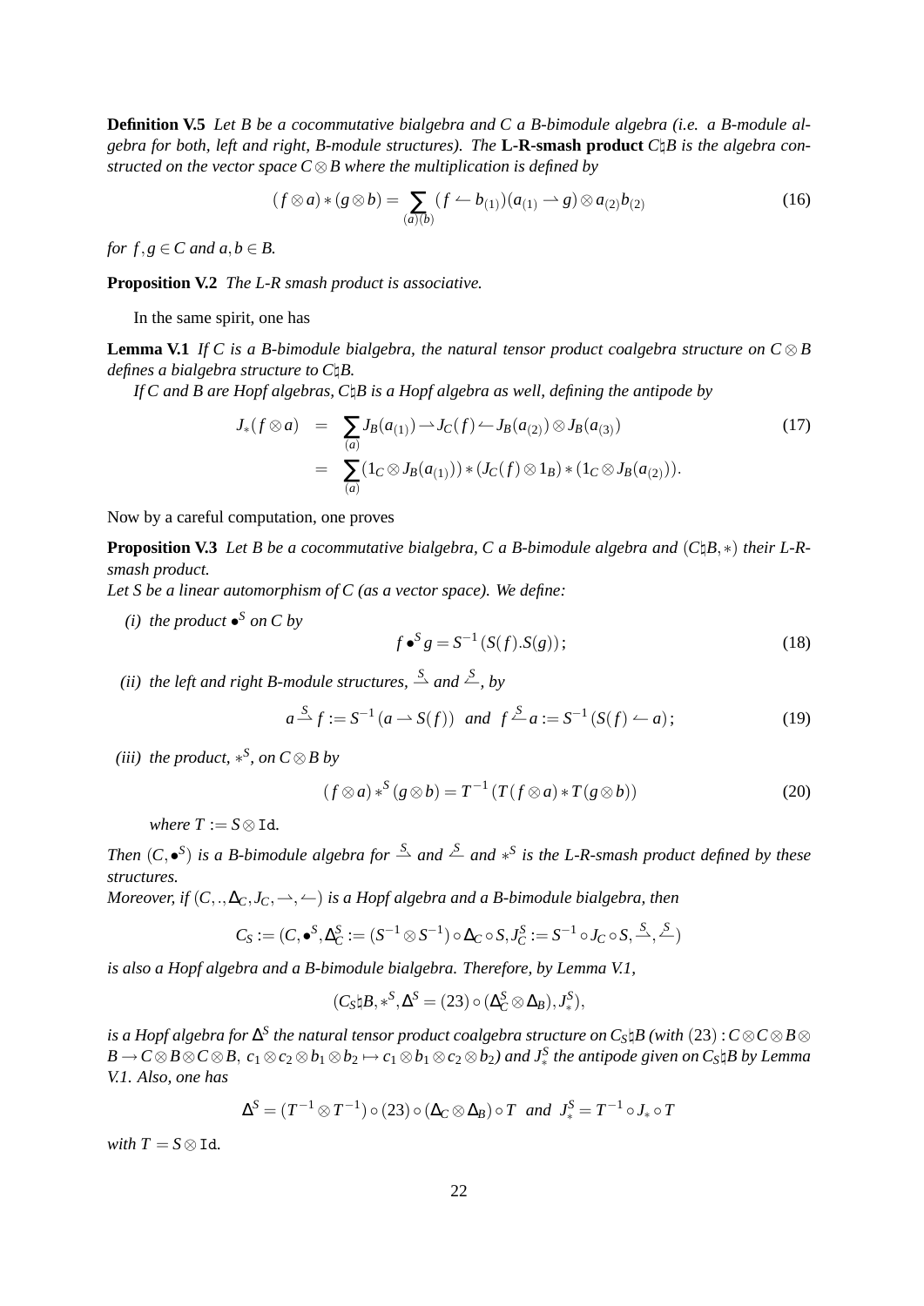**Definition V.5** *Let $B$ be a cocommutative bialgebra and $C$ a $B$-bimodule algebra (i.e. a $B$-module algebra for both, left and right, $B$-module structures). The* **L-R-smash product** *$C\natural B$ is the algebra constructed on the vector space $C\otimes B$ where the multiplication is defined by*

$$(f\otimes a)*(g\otimes b)=\sum_{(a)(b)}(f\leftharpoondown b_{(1)})(a_{(1)}\rightharpoonup g)\otimes a_{(2)}b_{(2)} \tag{16}$$

*for $f,g\in C$ and $a,b\in B$.*

**Proposition V.2** *The L-R smash product is associative.*

In the same spirit, one has

**Lemma V.1** *If $C$ is a $B$-bimodule bialgebra, the natural tensor product coalgebra structure on $C\otimes B$ defines a bialgebra structure to $C\natural B$.*

*If $C$ and $B$ are Hopf algebras, $C\natural B$ is a Hopf algebra as well, defining the antipode by*

$$\begin{aligned}
J_*(f\otimes a) &= \sum_{(a)} J_B(a_{(1)})\rightharpoonup J_C(f)\leftharpoondown J_B(a_{(2)})\otimes J_B(a_{(3)}) \\
&= \sum_{(a)} (1_C\otimes J_B(a_{(1)}))*(J_C(f)\otimes 1_B)*(1_C\otimes J_B(a_{(2)})).
\end{aligned} \tag{17}$$

Now by a careful computation, one proves

**Proposition V.3** *Let $B$ be a cocommutative bialgebra, $C$ a $B$-bimodule algebra and $(C\natural B,*)$ their L-R-smash product.*

*Let $S$ be a linear automorphism of $C$ (as a vector space). We define:*

*(i) the product $\bullet^S$ on $C$ by*

$$f\bullet^S g=S^{-1}(S(f).S(g)); \tag{18}$$

*(ii) the left and right $B$-module structures, $\overset{S}{\rightharpoonup}$ and $\overset{S}{\leftharpoondown}$, by*

$$a\overset{S}{\rightharpoonup}f:=S^{-1}(a\rightharpoonup S(f)) \ \ and \ \ f\overset{S}{\leftharpoondown}a:=S^{-1}(S(f)\leftharpoondown a); \tag{19}$$

*(iii) the product, $*^S$, on $C\otimes B$ by*

$$(f\otimes a)*^S(g\otimes b)=T^{-1}(T(f\otimes a)*T(g\otimes b)) \tag{20}$$

*where $T:=S\otimes \mathtt{Id}$.*

*Then $(C,\bullet^S)$ is a $B$-bimodule algebra for $\overset{S}{\rightharpoonup}$ and $\overset{S}{\leftharpoondown}$ and $*^S$ is the L-R-smash product defined by these structures.*

*Moreover, if $(C,.,\Delta_C,J_C,\rightharpoonup,\leftharpoondown)$ is a Hopf algebra and a $B$-bimodule bialgebra, then*

$$C_S:=(C,\bullet^S,\Delta_C^S:=(S^{-1}\otimes S^{-1})\circ\Delta_C\circ S,J_C^S:=S^{-1}\circ J_C\circ S,\overset{S}{\rightharpoonup},\overset{S}{\leftharpoondown})$$

*is also a Hopf algebra and a $B$-bimodule bialgebra. Therefore, by Lemma V.1,*

$$(C_S\natural B,*^S,\Delta^S=(23)\circ(\Delta_C^S\otimes\Delta_B),J_*^S),$$

*is a Hopf algebra for $\Delta^S$ the natural tensor product coalgebra structure on $C_S\natural B$ (with $(23):C\otimes C\otimes B\otimes B\to C\otimes B\otimes C\otimes B$, $c_1\otimes c_2\otimes b_1\otimes b_2\mapsto c_1\otimes b_1\otimes c_2\otimes b_2$) and $J_*^S$ the antipode given on $C_S\natural B$ by Lemma V.1. Also, one has*

$$\Delta^S=(T^{-1}\otimes T^{-1})\circ(23)\circ(\Delta_C\otimes\Delta_B)\circ T \ \ and \ \ J_*^S=T^{-1}\circ J_*\circ T$$

*with $T=S\otimes\mathtt{Id}$.*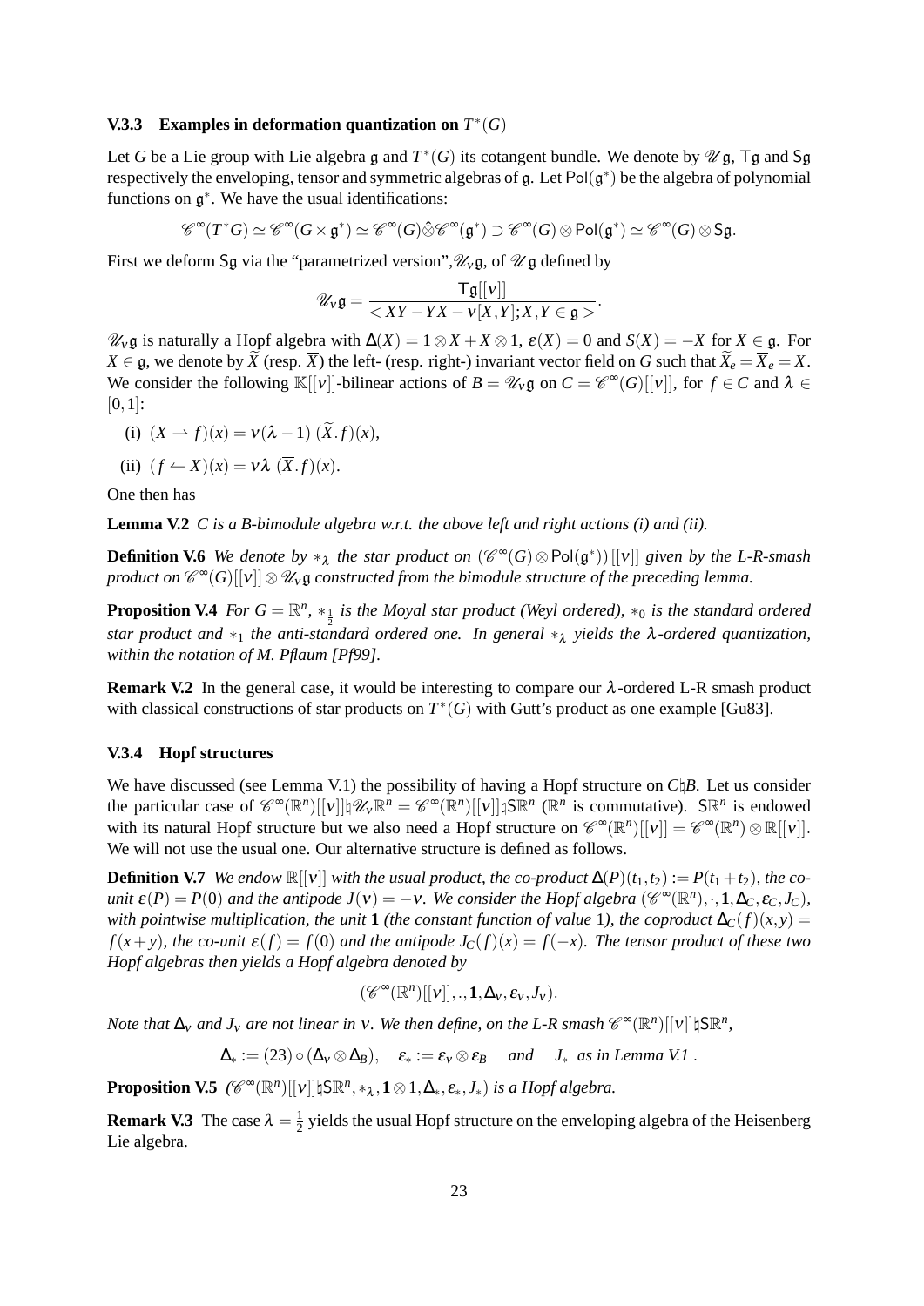### V.3.3 Examples in deformation quantization on $T^*(G)$

Let $G$ be a Lie group with Lie algebra $\mathfrak{g}$ and $T^*(G)$ its cotangent bundle. We denote by $\mathscr{U}\,\mathfrak{g}$, $\mathsf{T}\mathfrak{g}$ and $\mathsf{S}\mathfrak{g}$ respectively the enveloping, tensor and symmetric algebras of $\mathfrak{g}$. Let $\mathsf{Pol}(\mathfrak{g}^*)$ be the algebra of polynomial functions on $\mathfrak{g}^*$. We have the usual identifications:

$$\mathscr{C}^\infty(T^*G) \simeq \mathscr{C}^\infty(G\times\mathfrak{g}^*) \simeq \mathscr{C}^\infty(G)\hat{\hat{\otimes}}\mathscr{C}^\infty(\mathfrak{g}^*) \supset \mathscr{C}^\infty(G)\otimes\mathsf{Pol}(\mathfrak{g}^*) \simeq \mathscr{C}^\infty(G)\otimes\mathsf{S}\mathfrak{g}.$$

First we deform $\mathsf{S}\mathfrak{g}$ via the "parametrized version", $\mathscr{U}_\nu\mathfrak{g}$, of $\mathscr{U}\,\mathfrak{g}$ defined by

$$\mathscr{U}_\nu\mathfrak{g} = \frac{\mathsf{T}\mathfrak{g}[[\nu]]}{< XY-YX-\nu[X,Y]; X,Y\in\mathfrak{g} >}.$$

$\mathscr{U}_\nu\mathfrak{g}$ is naturally a Hopf algebra with $\Delta(X) = 1\otimes X + X\otimes 1$, $\varepsilon(X)=0$ and $S(X)=-X$ for $X\in\mathfrak{g}$. For $X\in\mathfrak{g}$, we denote by $\widetilde{X}$ (resp. $\overline{X}$) the left- (resp. right-) invariant vector field on $G$ such that $\widetilde{X}_e = \overline{X}_e = X$. We consider the following $\mathbb{K}[[\nu]]$-bilinear actions of $B=\mathscr{U}_\nu\mathfrak{g}$ on $C=\mathscr{C}^\infty(G)[[\nu]]$, for $f\in C$ and $\lambda\in[0,1]$:

(i) $(X\rightharpoonup f)(x) = \nu(\lambda-1)\,(\widetilde{X}.f)(x)$,

(ii) $(f\leftharpoonup X)(x) = \nu\lambda\,(\overline{X}.f)(x)$.

One then has

**Lemma V.2** *$C$ is a $B$-bimodule algebra w.r.t. the above left and right actions (i) and (ii).*

**Definition V.6** *We denote by $*_\lambda$ the star product on $(\mathscr{C}^\infty(G)\otimes\mathsf{Pol}(\mathfrak{g}^*))[[\nu]]$ given by the L-R-smash product on $\mathscr{C}^\infty(G)[[\nu]]\otimes\mathscr{U}_\nu\mathfrak{g}$ constructed from the bimodule structure of the preceding lemma.*

**Proposition V.4** *For $G=\mathbb{R}^n$, $*_{\frac{1}{2}}$ is the Moyal star product (Weyl ordered), $*_0$ is the standard ordered star product and $*_1$ the anti-standard ordered one. In general $*_\lambda$ yields the $\lambda$-ordered quantization, within the notation of M. Pflaum [Pf99].*

**Remark V.2** In the general case, it would be interesting to compare our $\lambda$-ordered L-R smash product with classical constructions of star products on $T^*(G)$ with Gutt's product as one example [Gu83].

### V.3.4 Hopf structures

We have discussed (see Lemma V.1) the possibility of having a Hopf structure on $C\natural B$. Let us consider the particular case of $\mathscr{C}^\infty(\mathbb{R}^n)[[\nu]]\natural\mathscr{U}_\nu\mathbb{R}^n = \mathscr{C}^\infty(\mathbb{R}^n)[[\nu]]\natural\mathsf{S}\mathbb{R}^n$ ($\mathbb{R}^n$ is commutative). $\mathsf{S}\mathbb{R}^n$ is endowed with its natural Hopf structure but we also need a Hopf structure on $\mathscr{C}^\infty(\mathbb{R}^n)[[\nu]] = \mathscr{C}^\infty(\mathbb{R}^n)\otimes\mathbb{R}[[\nu]]$. We will not use the usual one. Our alternative structure is defined as follows.

**Definition V.7** *We endow $\mathbb{R}[[\nu]]$ with the usual product, the co-product $\Delta(P)(t_1,t_2) := P(t_1+t_2)$, the co-unit $\varepsilon(P)=P(0)$ and the antipode $J(\nu)=-\nu$. We consider the Hopf algebra $(\mathscr{C}^\infty(\mathbb{R}^n),\cdot,\mathbf{1},\Delta_C,\varepsilon_C,J_C)$, with pointwise multiplication, the unit $\mathbf{1}$ (the constant function of value 1), the coproduct $\Delta_C(f)(x,y) = f(x+y)$, the co-unit $\varepsilon(f)=f(0)$ and the antipode $J_C(f)(x)=f(-x)$. The tensor product of these two Hopf algebras then yields a Hopf algebra denoted by*

$$(\mathscr{C}^\infty(\mathbb{R}^n)[[\nu]],.,\mathbf{1},\Delta_\nu,\varepsilon_\nu,J_\nu).$$

*Note that $\Delta_\nu$ and $J_\nu$ are not linear in $\nu$. We then define, on the L-R smash $\mathscr{C}^\infty(\mathbb{R}^n)[[\nu]]\natural\mathsf{S}\mathbb{R}^n$,*

$$\Delta_* := (23)\circ(\Delta_\nu\otimes\Delta_B), \quad \varepsilon_* := \varepsilon_\nu\otimes\varepsilon_B \quad \textit{and} \quad J_* \textit{ as in Lemma V.1 }.$$

**Proposition V.5** *$(\mathscr{C}^\infty(\mathbb{R}^n)[[\nu]]\natural\mathsf{S}\mathbb{R}^n, *_\lambda, \mathbf{1}\otimes 1, \Delta_*, \varepsilon_*, J_*)$ is a Hopf algebra.*

**Remark V.3** The case $\lambda=\frac{1}{2}$ yields the usual Hopf structure on the enveloping algebra of the Heisenberg Lie algebra.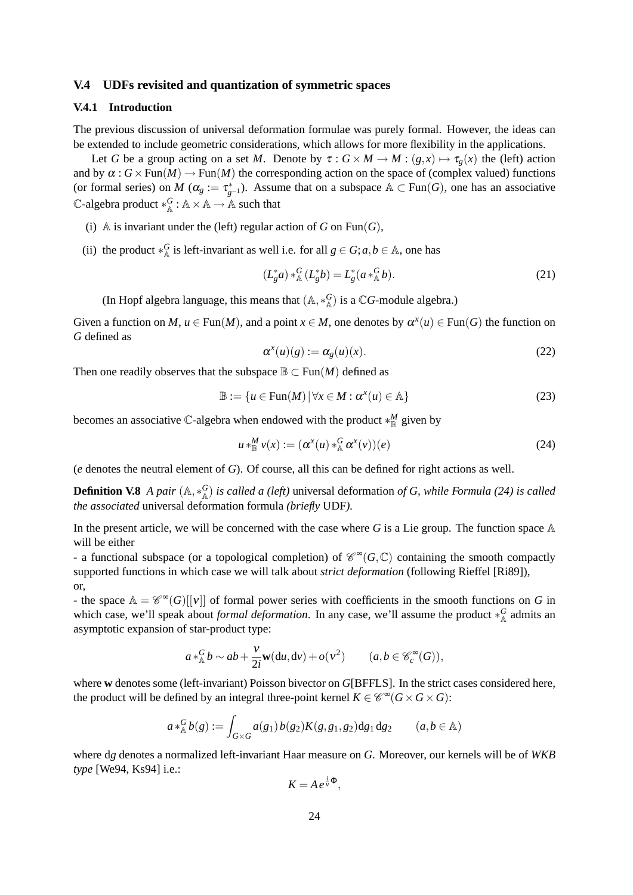## V.4 UDFs revisited and quantization of symmetric spaces

### V.4.1 Introduction

The previous discussion of universal deformation formulae was purely formal. However, the ideas can be extended to include geometric considerations, which allows for more flexibility in the applications.

Let $G$ be a group acting on a set $M$. Denote by $\tau : G\times M \to M : (g,x)\mapsto \tau_g(x)$ the (left) action and by $\alpha : G\times \mathrm{Fun}(M)\to \mathrm{Fun}(M)$ the corresponding action on the space of (complex valued) functions (or formal series) on $M$ ($\alpha_g := \tau^*_{g^{-1}}$). Assume that on a subspace $\mathbb{A}\subset \mathrm{Fun}(G)$, one has an associative $\mathbb{C}$-algebra product $*^G_{\mathbb{A}} : \mathbb{A}\times\mathbb{A}\to\mathbb{A}$ such that

(i) $\mathbb{A}$ is invariant under the (left) regular action of $G$ on $\mathrm{Fun}(G)$,

(ii) the product $*^G_{\mathbb{A}}$ is left-invariant as well i.e. for all $g\in G; a,b\in\mathbb{A}$, one has

$$(L^*_g a) *^G_{\mathbb{A}} (L^*_g b) = L^*_g (a *^G_{\mathbb{A}} b). \tag{21}$$

(In Hopf algebra language, this means that $(\mathbb{A}, *^G_{\mathbb{A}})$ is a $\mathbb{C}G$-module algebra.)

Given a function on $M$, $u\in \mathrm{Fun}(M)$, and a point $x\in M$, one denotes by $\alpha^x(u)\in \mathrm{Fun}(G)$ the function on $G$ defined as

$$\alpha^x(u)(g) := \alpha_g(u)(x). \tag{22}$$

Then one readily observes that the subspace $\mathbb{B}\subset \mathrm{Fun}(M)$ defined as

$$\mathbb{B} := \{u\in \mathrm{Fun}(M)\,|\,\forall x\in M : \alpha^x(u)\in\mathbb{A}\} \tag{23}$$

becomes an associative $\mathbb{C}$-algebra when endowed with the product $*^M_{\mathbb{B}}$ given by

$$u *^M_{\mathbb{B}} v(x) := (\alpha^x(u) *^G_{\mathbb{A}} \alpha^x(v))(e) \tag{24}$$

($e$ denotes the neutral element of $G$). Of course, all this can be defined for right actions as well.

**Definition V.8** *A pair* $(\mathbb{A}, *^G_{\mathbb{A}})$ *is called a (left)* universal deformation *of* $G$*, while Formula (24) is called the associated* universal deformation formula *(briefly* UDF*).*

In the present article, we will be concerned with the case where $G$ is a Lie group. The function space $\mathbb{A}$ will be either
- a functional subspace (or a topological completion) of $\mathscr{C}^\infty(G,\mathbb{C})$ containing the smooth compactly supported functions in which case we will talk about *strict deformation* (following Rieffel [Ri89]), or,
- the space $\mathbb{A} = \mathscr{C}^\infty(G)[[\nu]]$ of formal power series with coefficients in the smooth functions on $G$ in which case, we'll speak about *formal deformation*. In any case, we'll assume the product $*^G_{\mathbb{A}}$ admits an asymptotic expansion of star-product type:

$$a *^G_{\mathbb{A}} b \sim ab + \frac{\nu}{2i}\mathbf{w}(\mathrm{d}u,\mathrm{d}v) + o(\nu^2) \qquad (a,b\in \mathscr{C}^\infty_c(G)),$$

where $\mathbf{w}$ denotes some (left-invariant) Poisson bivector on $G$[BFFLS]. In the strict cases considered here, the product will be defined by an integral three-point kernel $K\in\mathscr{C}^\infty(G\times G\times G)$:

$$a *^G_{\mathbb{A}} b(g) := \int_{G\times G} a(g_1)\, b(g_2) K(g,g_1,g_2)\mathrm{d}g_1\,\mathrm{d}g_2 \qquad (a,b\in\mathbb{A})$$

where $\mathrm{d}g$ denotes a normalized left-invariant Haar measure on $G$. Moreover, our kernels will be of *WKB type* [We94, Ks94] i.e.:

$$K = A e^{\frac{i}{\nu}\Phi},$$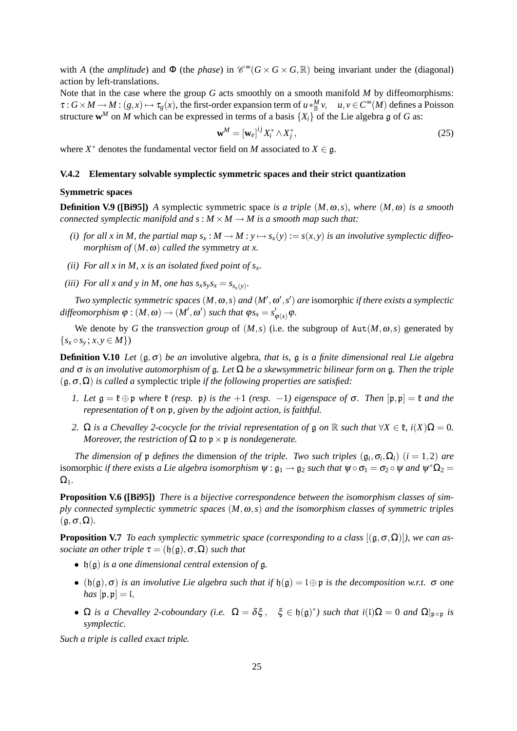with $A$ (the *amplitude*) and $\Phi$ (the *phase*) in $\mathscr{C}^\infty(G\times G\times G,\mathbb{R})$ being invariant under the (diagonal) action by left-translations.

Note that in the case where the group $G$ acts smoothly on a smooth manifold $M$ by diffeomorphisms: $\tau : G\times M \to M : (g,x)\mapsto \tau_g(x)$, the first-order expansion term of $u *^M_{\mathbb{B}} v, \quad u,v\in C^\infty(M)$ defines a Poisson structure $\mathbf{w}^M$ on $M$ which can be expressed in terms of a basis $\{X_i\}$ of the Lie algebra $\mathfrak{g}$ of $G$ as:

$$\mathbf{w}^M = [\mathbf{w}_e]^{ij} X_i^* \wedge X_j^*, \tag{25}$$

where $X^*$ denotes the fundamental vector field on $M$ associated to $X\in\mathfrak{g}$.

### V.4.2 Elementary solvable symplectic symmetric spaces and their strict quantization

#### Symmetric spaces

**Definition V.9 ([Bi95])** *A* symplectic symmetric space *is a triple $(M,\omega,s)$, where $(M,\omega)$ is a smooth connected symplectic manifold and $s : M\times M\to M$ is a smooth map such that:*

*(i) for all x in M, the partial map $s_x : M\to M : y\mapsto s_x(y) := s(x,y)$ is an involutive symplectic diffeomorphism of $(M,\omega)$ called the* symmetry *at x.*

*(ii) For all x in M, x is an isolated fixed point of $s_x$.*

*(iii) For all x and y in M, one has $s_x s_y s_x = s_{s_x(y)}$.*

*Two symplectic symmetric spaces $(M,\omega,s)$ and $(M',\omega',s')$ are* isomorphic *if there exists a symplectic diffeomorphism $\varphi : (M,\omega)\to(M',\omega')$ such that $\varphi s_x = s'_{\varphi(x)}\varphi$.*

We denote by $G$ the *transvection group* of $(M,s)$ (i.e. the subgroup of $\mathtt{Aut}(M,\omega,s)$ generated by $\{s_x\circ s_y\,;\,x,y\in M\}$)

**Definition V.10** *Let $(\mathfrak{g},\sigma)$ be an* involutive algebra, *that is, $\mathfrak{g}$ is a finite dimensional real Lie algebra and $\sigma$ is an involutive automorphism of $\mathfrak{g}$. Let $\Omega$ be a skewsymmetric bilinear form on $\mathfrak{g}$. Then the triple $(\mathfrak{g},\sigma,\Omega)$ is called a* symplectic triple *if the following properties are satisfied:*

1. *Let $\mathfrak{g}=\mathfrak{k}\oplus\mathfrak{p}$ where $\mathfrak{k}$ (resp. $\mathfrak{p}$) is the $+1$ (resp. $-1$) eigenspace of $\sigma$. Then $[\mathfrak{p},\mathfrak{p}]=\mathfrak{k}$ and the representation of $\mathfrak{k}$ on $\mathfrak{p}$, given by the adjoint action, is faithful.*
2. *$\Omega$ is a Chevalley 2-cocycle for the trivial representation of $\mathfrak{g}$ on $\mathbb{R}$ such that $\forall X\in\mathfrak{k}$, $i(X)\Omega=0$. Moreover, the restriction of $\Omega$ to $\mathfrak{p}\times\mathfrak{p}$ is nondegenerate.*

*The dimension of $\mathfrak{p}$ defines the* dimension *of the triple. Two such triples $(\mathfrak{g}_i,\sigma_i,\Omega_i)$ $(i=1,2)$ are* isomorphic *if there exists a Lie algebra isomorphism $\psi:\mathfrak{g}_1\to\mathfrak{g}_2$ such that $\psi\circ\sigma_1=\sigma_2\circ\psi$ and $\psi^*\Omega_2=\Omega_1$.*

**Proposition V.6 ([Bi95])** *There is a bijective correspondence between the isomorphism classes of simply connected symplectic symmetric spaces $(M,\omega,s)$ and the isomorphism classes of symmetric triples $(\mathfrak{g},\sigma,\Omega)$.*

**Proposition V.7** *To each symplectic symmetric space (corresponding to a class $[(\mathfrak{g},\sigma,\Omega)]$), we can associate an other triple $\tau=(\mathfrak{h}(\mathfrak{g}),\sigma,\Omega)$ such that*

- *$\mathfrak{h}(\mathfrak{g})$ is a one dimensional central extension of $\mathfrak{g}$.*
- *$(\mathfrak{h}(\mathfrak{g}),\sigma)$ is an involutive Lie algebra such that if $\mathfrak{h}(\mathfrak{g})=\mathfrak{l}\oplus\mathfrak{p}$ is the decomposition w.r.t. $\sigma$ one has $[\mathfrak{p},\mathfrak{p}]=\mathfrak{l}$,*
- *$\Omega$ is a Chevalley 2-coboundary (i.e. $\Omega=\delta\xi\,,\quad \xi\in\mathfrak{h}(\mathfrak{g})^*$) such that $i(\mathfrak{l})\Omega=0$ and $\Omega|_{\mathfrak{p}\times\mathfrak{p}}$ is symplectic.*

*Such a triple is called* exact triple.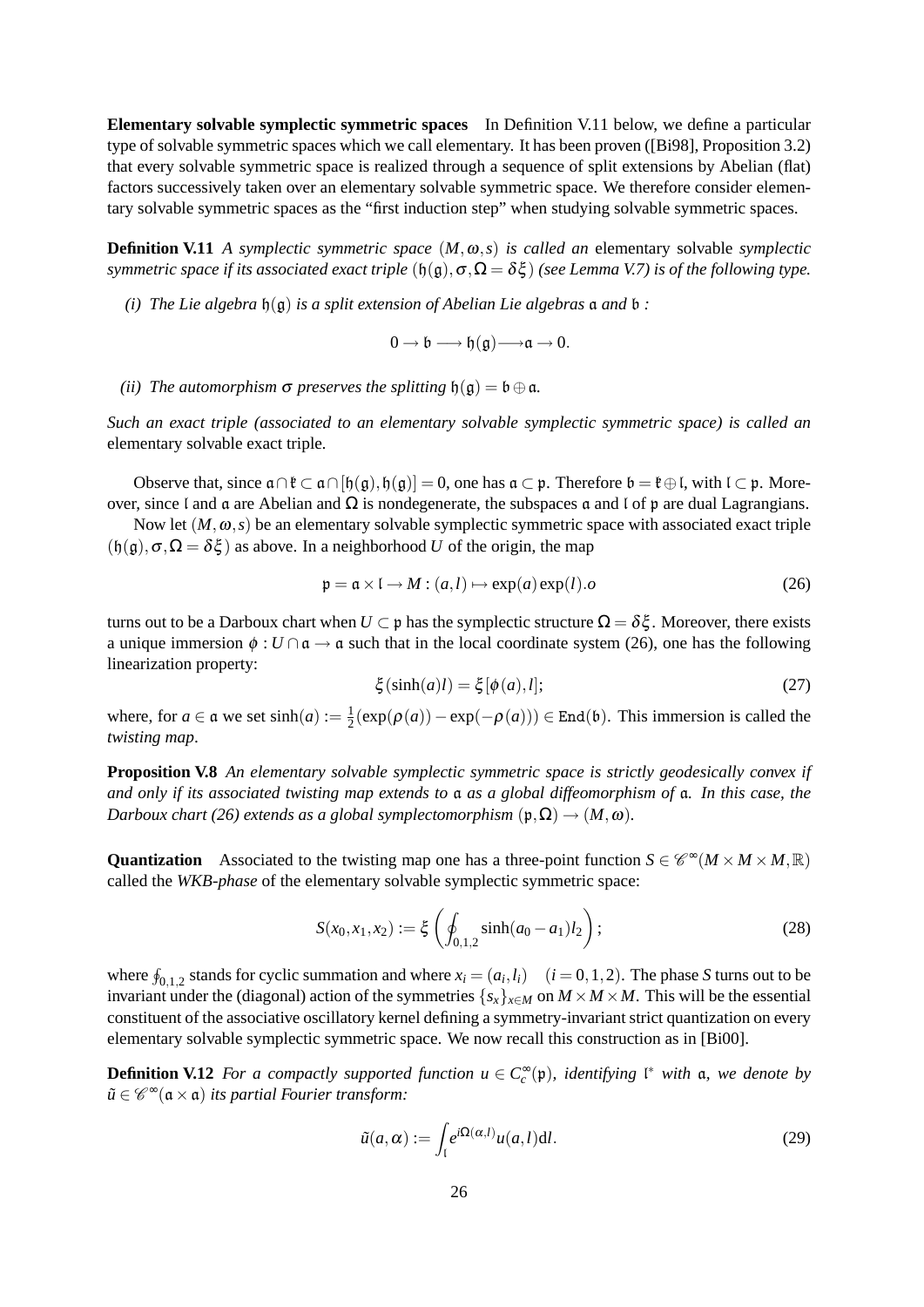**Elementary solvable symplectic symmetric spaces** In Definition V.11 below, we define a particular type of solvable symmetric spaces which we call elementary. It has been proven ([Bi98], Proposition 3.2) that every solvable symmetric space is realized through a sequence of split extensions by Abelian (flat) factors successively taken over an elementary solvable symmetric space. We therefore consider elementary solvable symmetric spaces as the "first induction step" when studying solvable symmetric spaces.

**Definition V.11** *A symplectic symmetric space $(M,\omega,s)$ is called an* elementary solvable *symplectic symmetric space if its associated exact triple $(\mathfrak{h}(\mathfrak{g}),\sigma,\Omega=\delta\xi)$ (see Lemma V.7) is of the following type.*

*(i) The Lie algebra $\mathfrak{h}(\mathfrak{g})$ is a split extension of Abelian Lie algebras $\mathfrak{a}$ and $\mathfrak{b}$ :*

$$0\to\mathfrak{b}\longrightarrow\mathfrak{h}(\mathfrak{g})\longrightarrow\mathfrak{a}\to 0.$$

*(ii) The automorphism $\sigma$ preserves the splitting $\mathfrak{h}(\mathfrak{g})=\mathfrak{b}\oplus\mathfrak{a}$.*

*Such an exact triple (associated to an elementary solvable symplectic symmetric space) is called an* elementary solvable exact triple*.*

Observe that, since $\mathfrak{a}\cap\mathfrak{k}\subset\mathfrak{a}\cap[\mathfrak{h}(\mathfrak{g}),\mathfrak{h}(\mathfrak{g})]=0$, one has $\mathfrak{a}\subset\mathfrak{p}$. Therefore $\mathfrak{b}=\mathfrak{k}\oplus\mathfrak{l}$, with $\mathfrak{l}\subset\mathfrak{p}$. Moreover, since $\mathfrak{l}$ and $\mathfrak{a}$ are Abelian and $\Omega$ is nondegenerate, the subspaces $\mathfrak{a}$ and $\mathfrak{l}$ of $\mathfrak{p}$ are dual Lagrangians.

Now let $(M,\omega,s)$ be an elementary solvable symplectic symmetric space with associated exact triple $(\mathfrak{h}(\mathfrak{g}),\sigma,\Omega=\delta\xi)$ as above. In a neighborhood $U$ of the origin, the map

$$\mathfrak{p}=\mathfrak{a}\times\mathfrak{l}\to M:(a,l)\mapsto\exp(a)\exp(l).o \tag{26}$$

turns out to be a Darboux chart when $U\subset\mathfrak{p}$ has the symplectic structure $\Omega=\delta\xi$. Moreover, there exists a unique immersion $\phi:U\cap\mathfrak{a}\to\mathfrak{a}$ such that in the local coordinate system (26), one has the following linearization property:

$$\xi(\sinh(a)l)=\xi[\phi(a),l]; \tag{27}$$

where, for $a\in\mathfrak{a}$ we set $\sinh(a):=\frac{1}{2}(\exp(\rho(a))-\exp(-\rho(a)))\in\mathtt{End}(\mathfrak{b})$. This immersion is called the *twisting map*.

**Proposition V.8** *An elementary solvable symplectic symmetric space is strictly geodesically convex if and only if its associated twisting map extends to $\mathfrak{a}$ as a global diffeomorphism of $\mathfrak{a}$. In this case, the Darboux chart (26) extends as a global symplectomorphism $(\mathfrak{p},\Omega)\to(M,\omega)$.*

**Quantization** Associated to the twisting map one has a three-point function $S\in\mathscr{C}^\infty(M\times M\times M,\mathbb{R})$ called the *WKB-phase* of the elementary solvable symplectic symmetric space:

$$S(x_0,x_1,x_2):=\xi\left(\oint_{0,1,2}\sinh(a_0-a_1)l_2\right); \tag{28}$$

where $\oint_{0,1,2}$ stands for cyclic summation and where $x_i=(a_i,l_i)\quad(i=0,1,2)$. The phase $S$ turns out to be invariant under the (diagonal) action of the symmetries $\{s_x\}_{x\in M}$ on $M\times M\times M$. This will be the essential constituent of the associative oscillatory kernel defining a symmetry-invariant strict quantization on every elementary solvable symplectic symmetric space. We now recall this construction as in [Bi00].

**Definition V.12** *For a compactly supported function $u\in C^\infty_c(\mathfrak{p})$, identifying $\mathfrak{l}^*$ with $\mathfrak{a}$, we denote by $\tilde{u}\in\mathscr{C}^\infty(\mathfrak{a}\times\mathfrak{a})$ its partial Fourier transform:*

$$\tilde{u}(a,\alpha):=\int_{\mathfrak{l}}e^{i\Omega(\alpha,l)}u(a,l)\mathrm{d}l. \tag{29}$$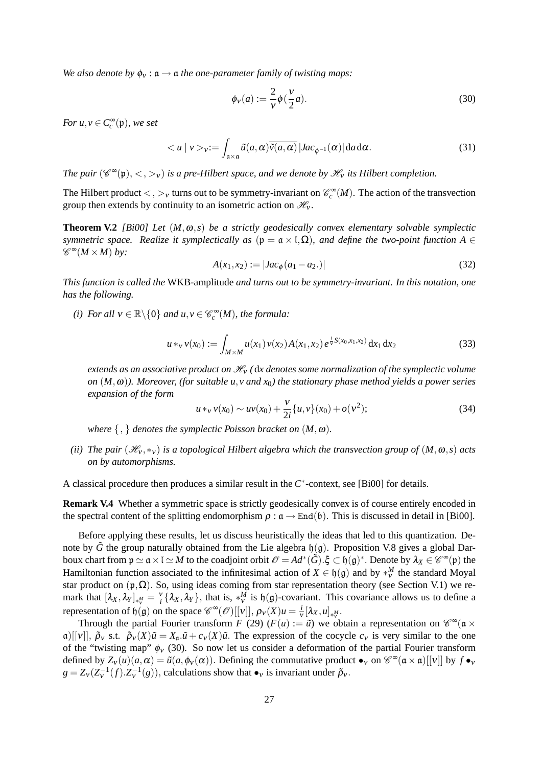*We also denote by $\phi_\nu : \mathfrak{a} \to \mathfrak{a}$ the one-parameter family of twisting maps:*

$$\phi_\nu(a) := \frac{2}{\nu}\phi(\frac{\nu}{2}a). \tag{30}$$

*For $u, v \in C_c^\infty(\mathfrak{p})$, we set*

$$< u \mid v >_\nu := \int_{\mathfrak{a}\times\mathfrak{a}} \tilde{u}(a,\alpha)\overline{\tilde{v}(a,\alpha)}\,|Jac_{\phi^{-1}}(\alpha)|\,\mathrm{d}a\,\mathrm{d}\alpha. \tag{31}$$

*The pair $(\mathscr{C}^\infty(\mathfrak{p}), <,>_\nu)$ is a pre-Hilbert space, and we denote by $\mathscr{H}_\nu$ its Hilbert completion.*

The Hilbert product $<,>_\nu$ turns out to be symmetry-invariant on $\mathscr{C}_c^\infty(M)$. The action of the transvection group then extends by continuity to an isometric action on $\mathscr{H}_\nu$.

**Theorem V.2** *[Bi00] Let $(M,\omega,s)$ be a strictly geodesically convex elementary solvable symplectic symmetric space. Realize it symplectically as $(\mathfrak{p} = \mathfrak{a}\times\mathfrak{l},\Omega)$, and define the two-point function $A \in \mathscr{C}^\infty(M\times M)$ by:*

$$A(x_1,x_2) := |Jac_\phi(a_1 - a_2.)| \tag{32}$$

*This function is called the* WKB-amplitude *and turns out to be symmetry-invariant. In this notation, one has the following.*

*(i) For all $\nu \in \mathbb{R}\backslash\{0\}$ and $u,v \in \mathscr{C}_c^\infty(M)$, the formula:*

$$u *_\nu v(x_0) := \int_{M\times M} u(x_1)\,v(x_2)\,A(x_1,x_2)\,e^{\frac{i}{\nu}S(x_0,x_1,x_2)}\,\mathrm{d}x_1\,\mathrm{d}x_2 \tag{33}$$

*extends as an associative product on $\mathscr{H}_\nu$ ($\mathrm{d}x$ denotes some normalization of the symplectic volume on $(M,\omega)$). Moreover, (for suitable $u,v$ and $x_0$) the stationary phase method yields a power series expansion of the form*

$$u *_\nu v(x_0) \sim uv(x_0) + \frac{\nu}{2i}\{u,v\}(x_0) + o(\nu^2); \tag{34}$$

*where $\{\,,\,\}$ denotes the symplectic Poisson bracket on $(M,\omega)$.*

*(ii) The pair $(\mathscr{H}_\nu, *_\nu)$ is a topological Hilbert algebra which the transvection group of $(M,\omega,s)$ acts on by automorphisms.*

A classical procedure then produces a similar result in the $C^*$-context, see [Bi00] for details.

**Remark V.4** Whether a symmetric space is strictly geodesically convex is of course entirely encoded in the spectral content of the splitting endomorphism $\rho : \mathfrak{a} \to \mathtt{End}(\mathfrak{b})$. This is discussed in detail in [Bi00].

Before applying these results, let us discuss heuristically the ideas that led to this quantization. Denote by $\tilde{G}$ the group naturally obtained from the Lie algebra $\mathfrak{h}(\mathfrak{g})$. Proposition V.8 gives a global Darboux chart from $\mathfrak{p} \simeq \mathfrak{a}\times\mathfrak{l} \simeq M$ to the coadjoint orbit $\mathscr{O} = Ad^*(\tilde{G}).\xi \subset \mathfrak{h}(\mathfrak{g})^*$. Denote by $\lambda_X \in \mathscr{C}^\infty(\mathfrak{p})$ the Hamiltonian function associated to the infinitesimal action of $X \in \mathfrak{h}(\mathfrak{g})$ and by $*_\nu^M$ the standard Moyal star product on $(\mathfrak{p},\Omega)$. So, using ideas coming from star representation theory (see Section V.1) we remark that $[\lambda_X,\lambda_Y]_{*_\nu^M} = \frac{\nu}{i}\{\lambda_X,\lambda_Y\}$, that is, $*_\nu^M$ is $\mathfrak{h}(\mathfrak{g})$-covariant. This covariance allows us to define a representation of $\mathfrak{h}(\mathfrak{g})$ on the space $\mathscr{C}^\infty(\mathscr{O})[[\nu]]$, $\rho_\nu(X)u = \frac{i}{\nu}[\lambda_X,u]_{*_\nu^M}$.

Through the partial Fourier transform $F$ (29) ($F(u) := \tilde{u}$) we obtain a representation on $\mathscr{C}^\infty(\mathfrak{a}\times\mathfrak{a})[[\nu]]$, $\tilde{\rho}_\nu$ s.t. $\tilde{\rho}_\nu(X)\tilde{u} = X_\mathfrak{a}.\tilde{u} + c_\nu(X)\tilde{u}$. The expression of the cocycle $c_\nu$ is very similar to the one of the "twisting map" $\phi_\nu$ (30). So now let us consider a deformation of the partial Fourier transform defined by $Z_\nu(u)(a,\alpha) = \tilde{u}(a,\phi_\nu(\alpha))$. Defining the commutative product $\bullet_\nu$ on $\mathscr{C}^\infty(\mathfrak{a}\times\mathfrak{a})[[\nu]]$ by $f \bullet_\nu g = Z_\nu(Z_\nu^{-1}(f).Z_\nu^{-1}(g))$, calculations show that $\bullet_\nu$ is invariant under $\tilde{\rho}_\nu$.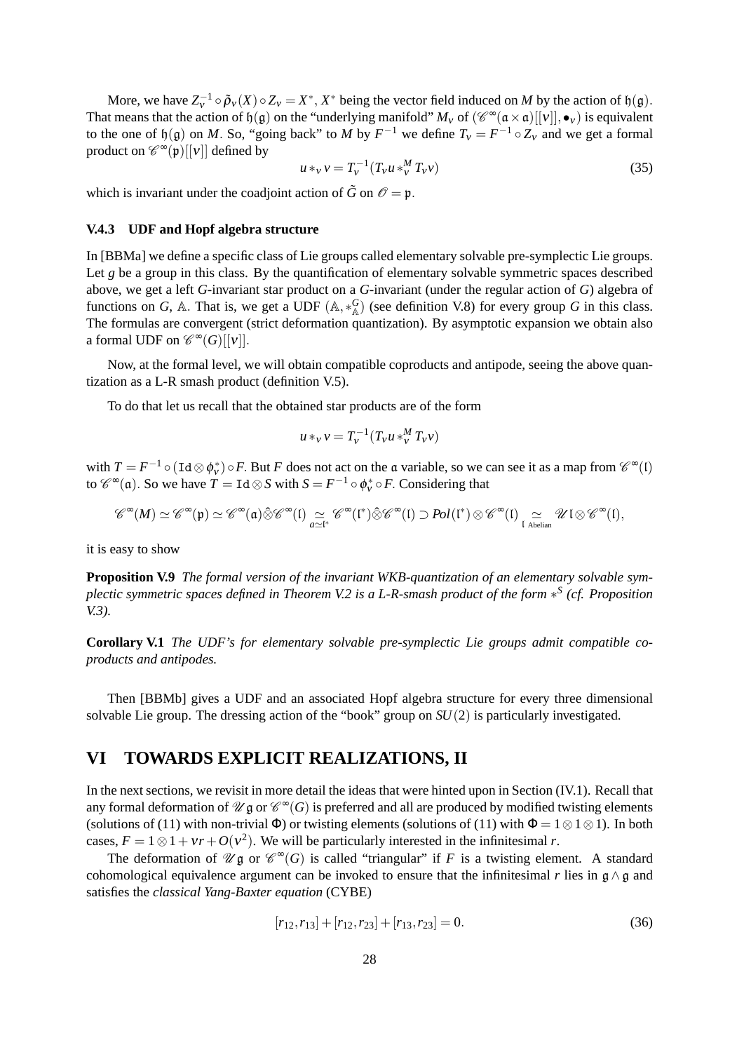More, we have $Z_\nu^{-1} \circ \tilde{\rho}_\nu(X) \circ Z_\nu = X^*$, $X^*$ being the vector field induced on $M$ by the action of $\mathfrak{h}(\mathfrak{g})$. That means that the action of $\mathfrak{h}(\mathfrak{g})$ on the "underlying manifold" $M_\nu$ of $(\mathscr{C}^\infty(\mathfrak{a}\times\mathfrak{a})[[\nu]], \bullet_\nu)$ is equivalent to the one of $\mathfrak{h}(\mathfrak{g})$ on $M$. So, "going back" to $M$ by $F^{-1}$ we define $T_\nu = F^{-1} \circ Z_\nu$ and we get a formal product on $\mathscr{C}^\infty(\mathfrak{p})[[\nu]]$ defined by

$$u *_\nu v = T_\nu^{-1}(T_\nu u *_\nu^M T_\nu v) \tag{35}$$

which is invariant under the coadjoint action of $\tilde{G}$ on $\mathscr{O} = \mathfrak{p}$.

### V.4.3 UDF and Hopf algebra structure

In [BBMa] we define a specific class of Lie groups called elementary solvable pre-symplectic Lie groups. Let $g$ be a group in this class. By the quantification of elementary solvable symmetric spaces described above, we get a left $G$-invariant star product on a $G$-invariant (under the regular action of $G$) algebra of functions on $G$, $\mathbb{A}$. That is, we get a UDF $(\mathbb{A}, *_{\mathbb{A}}^G)$ (see definition V.8) for every group $G$ in this class. The formulas are convergent (strict deformation quantization). By asymptotic expansion we obtain also a formal UDF on $\mathscr{C}^\infty(G)[[\nu]]$.

Now, at the formal level, we will obtain compatible coproducts and antipode, seeing the above quantization as a L-R smash product (definition V.5).

To do that let us recall that the obtained star products are of the form

$$u *_\nu v = T_\nu^{-1}(T_\nu u *_\nu^M T_\nu v)$$

with $T = F^{-1} \circ (\mathtt{Id} \otimes \phi_\nu^*) \circ F$. But $F$ does not act on the $\mathfrak{a}$ variable, so we can see it as a map from $\mathscr{C}^\infty(\mathfrak{l})$ to $\mathscr{C}^\infty(\mathfrak{a})$. So we have $T = \mathtt{Id} \otimes S$ with $S = F^{-1} \circ \phi_\nu^* \circ F$. Considering that

$$\mathscr{C}^\infty(M) \simeq \mathscr{C}^\infty(\mathfrak{p}) \simeq \mathscr{C}^\infty(\mathfrak{a}) \hat{\otimes} \mathscr{C}^\infty(\mathfrak{l}) \underset{a \simeq \mathfrak{l}^*}{\simeq} \mathscr{C}^\infty(\mathfrak{l}^*) \hat{\otimes} \mathscr{C}^\infty(\mathfrak{l}) \supset Pol(\mathfrak{l}^*) \otimes \mathscr{C}^\infty(\mathfrak{l}) \underset{\mathfrak{l}\ \text{Abelian}}{\simeq} \mathscr{U}\mathfrak{l} \otimes \mathscr{C}^\infty(\mathfrak{l}),$$

it is easy to show

**Proposition V.9** *The formal version of the invariant WKB-quantization of an elementary solvable symplectic symmetric spaces defined in Theorem V.2 is a L-R-smash product of the form $*^S$ (cf. Proposition V.3).*

**Corollary V.1** *The UDF's for elementary solvable pre-symplectic Lie groups admit compatible coproducts and antipodes.*

Then [BBMb] gives a UDF and an associated Hopf algebra structure for every three dimensional solvable Lie group. The dressing action of the "book" group on $SU(2)$ is particularly investigated.

# VI TOWARDS EXPLICIT REALIZATIONS, II

In the next sections, we revisit in more detail the ideas that were hinted upon in Section (IV.1). Recall that any formal deformation of $\mathscr{U}\mathfrak{g}$ or $\mathscr{C}^\infty(G)$ is preferred and all are produced by modified twisting elements (solutions of (11) with non-trivial $\Phi$) or twisting elements (solutions of (11) with $\Phi = 1\otimes 1\otimes 1$). In both cases, $F = 1\otimes 1 + \nu r + O(\nu^2)$. We will be particularly interested in the infinitesimal $r$.

The deformation of $\mathscr{U}\mathfrak{g}$ or $\mathscr{C}^\infty(G)$ is called "triangular" if $F$ is a twisting element. A standard cohomological equivalence argument can be invoked to ensure that the infinitesimal $r$ lies in $\mathfrak{g}\wedge\mathfrak{g}$ and satisfies the *classical Yang-Baxter equation* (CYBE)

$$[r_{12}, r_{13}] + [r_{12}, r_{23}] + [r_{13}, r_{23}] = 0. \tag{36}$$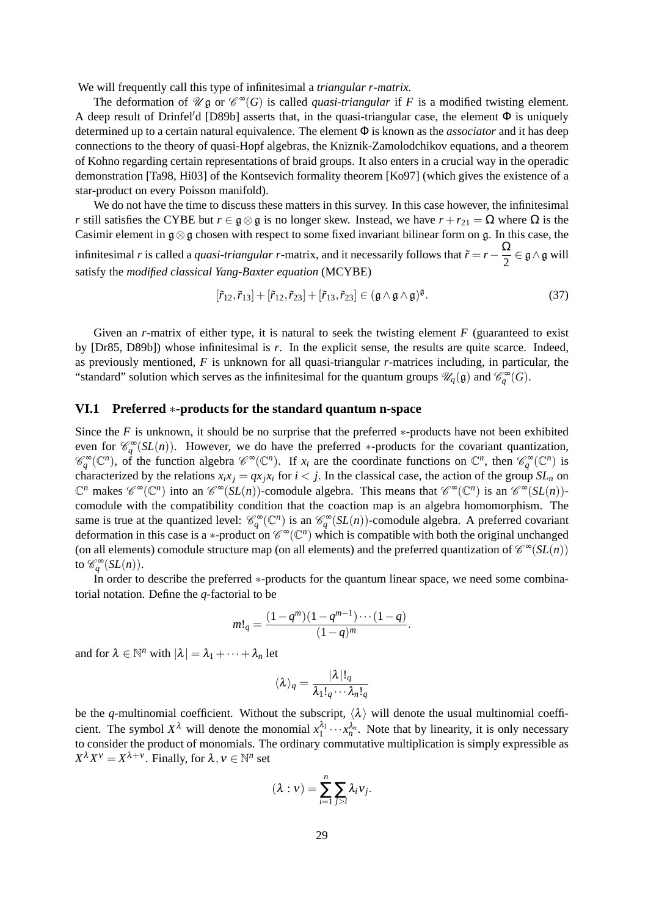We will frequently call this type of infinitesimal a *triangular r-matrix.*

The deformation of $\mathscr{U}\mathfrak{g}$ or $\mathscr{C}^\infty(G)$ is called *quasi-triangular* if $F$ is a modified twisting element. A deep result of Drinfel′d [D89b] asserts that, in the quasi-triangular case, the element $\Phi$ is uniquely determined up to a certain natural equivalence. The element $\Phi$ is known as the *associator* and it has deep connections to the theory of quasi-Hopf algebras, the Kniznik-Zamolodchikov equations, and a theorem of Kohno regarding certain representations of braid groups. It also enters in a crucial way in the operadic demonstration [Ta98, Hi03] of the Kontsevich formality theorem [Ko97] (which gives the existence of a star-product on every Poisson manifold).

We do not have the time to discuss these matters in this survey. In this case however, the infinitesimal $r$ still satisfies the CYBE but $r \in \mathfrak{g}\otimes\mathfrak{g}$ is no longer skew. Instead, we have $r + r_{21} = \Omega$ where $\Omega$ is the Casimir element in $\mathfrak{g}\otimes\mathfrak{g}$ chosen with respect to some fixed invariant bilinear form on $\mathfrak{g}$. In this case, the infinitesimal $r$ is called a *quasi-triangular r*-matrix, and it necessarily follows that $\tilde{r} = r - \dfrac{\Omega}{2} \in \mathfrak{g}\wedge\mathfrak{g}$ will satisfy the *modified classical Yang-Baxter equation* (MCYBE)

$$[\tilde{r}_{12}, \tilde{r}_{13}] + [\tilde{r}_{12}, \tilde{r}_{23}] + [\tilde{r}_{13}, \tilde{r}_{23}] \in (\mathfrak{g}\wedge\mathfrak{g}\wedge\mathfrak{g})^{\mathfrak{g}}. \tag{37}$$

Given an $r$-matrix of either type, it is natural to seek the twisting element $F$ (guaranteed to exist by [Dr85, D89b]) whose infinitesimal is $r$. In the explicit sense, the results are quite scarce. Indeed, as previously mentioned, $F$ is unknown for all quasi-triangular $r$-matrices including, in particular, the "standard" solution which serves as the infinitesimal for the quantum groups $\mathscr{U}_q(\mathfrak{g})$ and $\mathscr{C}_q^\infty(G)$.

### VI.1 Preferred ∗-products for the standard quantum n-space

Since the $F$ is unknown, it should be no surprise that the preferred ∗-products have not been exhibited even for $\mathscr{C}_q^\infty(SL(n))$. However, we do have the preferred ∗-products for the covariant quantization, $\mathscr{C}_q^\infty(\mathbb{C}^n)$, of the function algebra $\mathscr{C}^\infty(\mathbb{C}^n)$. If $x_i$ are the coordinate functions on $\mathbb{C}^n$, then $\mathscr{C}_q^\infty(\mathbb{C}^n)$ is characterized by the relations $x_i x_j = q x_j x_i$ for $i < j$. In the classical case, the action of the group $SL_n$ on $\mathbb{C}^n$ makes $\mathscr{C}^\infty(\mathbb{C}^n)$ into an $\mathscr{C}^\infty(SL(n))$-comodule algebra. This means that $\mathscr{C}^\infty(\mathbb{C}^n)$ is an $\mathscr{C}^\infty(SL(n))$-comodule with the compatibility condition that the coaction map is an algebra homomorphism. The same is true at the quantized level: $\mathscr{C}_q^\infty(\mathbb{C}^n)$ is an $\mathscr{C}_q^\infty(SL(n))$-comodule algebra. A preferred covariant deformation in this case is a ∗-product on $\mathscr{C}^\infty(\mathbb{C}^n)$ which is compatible with both the original unchanged (on all elements) comodule structure map (on all elements) and the preferred quantization of $\mathscr{C}^\infty(SL(n))$ to $\mathscr{C}_q^\infty(SL(n))$.

In order to describe the preferred ∗-products for the quantum linear space, we need some combinatorial notation. Define the $q$-factorial to be

$$m!_q = \frac{(1-q^m)(1-q^{m-1})\cdots(1-q)}{(1-q)^m}.$$

and for $\lambda \in \mathbb{N}^n$ with $|\lambda| = \lambda_1 + \cdots + \lambda_n$ let

$$\langle\lambda\rangle_q = \frac{|\lambda|!_q}{\lambda_1!_q\cdots\lambda_n!_q}$$

be the $q$-multinomial coefficient. Without the subscript, $\langle\lambda\rangle$ will denote the usual multinomial coefficient. The symbol $X^\lambda$ will denote the monomial $x_1^{\lambda_1}\cdots x_n^{\lambda_n}$. Note that by linearity, it is only necessary to consider the product of monomials. The ordinary commutative multiplication is simply expressible as $X^\lambda X^\nu = X^{\lambda+\nu}$. Finally, for $\lambda, \nu \in \mathbb{N}^n$ set

$$(\lambda : \nu) = \sum_{i=1}^{n}\sum_{j>i}\lambda_i\nu_j.$$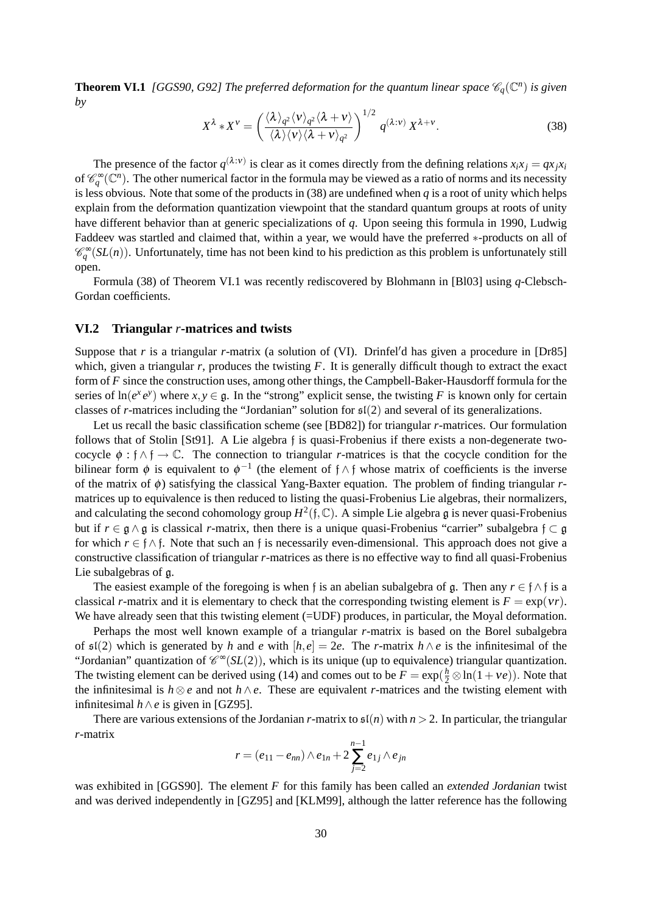**Theorem VI.1** *[GGS90, G92] The preferred deformation for the quantum linear space $\mathscr{C}_q(\mathbb{C}^n)$ is given by*

$$X^\lambda * X^\nu = \left( \frac{\langle\lambda\rangle_{q^2}\langle\nu\rangle_{q^2}\langle\lambda+\nu\rangle}{\langle\lambda\rangle\langle\nu\rangle\langle\lambda+\nu\rangle_{q^2}} \right)^{1/2} q^{(\lambda:\nu)}\, X^{\lambda+\nu}. \tag{38}$$

The presence of the factor $q^{(\lambda:\nu)}$ is clear as it comes directly from the defining relations $x_i x_j = q x_j x_i$ of $\mathscr{C}_q^\infty(\mathbb{C}^n)$. The other numerical factor in the formula may be viewed as a ratio of norms and its necessity is less obvious. Note that some of the products in (38) are undefined when $q$ is a root of unity which helps explain from the deformation quantization viewpoint that the standard quantum groups at roots of unity have different behavior than at generic specializations of $q$. Upon seeing this formula in 1990, Ludwig Faddeev was startled and claimed that, within a year, we would have the preferred $*$-products on all of $\mathscr{C}_q^\infty(SL(n))$. Unfortunately, time has not been kind to his prediction as this problem is unfortunately still open.

Formula (38) of Theorem VI.1 was recently rediscovered by Blohmann in [Bl03] using $q$-Clebsch-Gordan coefficients.

## VI.2 Triangular $r$-matrices and twists

Suppose that $r$ is a triangular $r$-matrix (a solution of (VI). Drinfel′d has given a procedure in [Dr85] which, given a triangular $r$, produces the twisting $F$. It is generally difficult though to extract the exact form of $F$ since the construction uses, among other things, the Campbell-Baker-Hausdorff formula for the series of $\ln(e^x e^y)$ where $x, y \in \mathfrak{g}$. In the "strong" explicit sense, the twisting $F$ is known only for certain classes of $r$-matrices including the "Jordanian" solution for $\mathfrak{sl}(2)$ and several of its generalizations.

Let us recall the basic classification scheme (see [BD82]) for triangular $r$-matrices. Our formulation follows that of Stolin [St91]. A Lie algebra $\mathfrak{f}$ is quasi-Frobenius if there exists a non-degenerate two-cocycle $\phi : \mathfrak{f}\wedge\mathfrak{f} \to \mathbb{C}$. The connection to triangular $r$-matrices is that the cocycle condition for the bilinear form $\phi$ is equivalent to $\phi^{-1}$ (the element of $\mathfrak{f}\wedge\mathfrak{f}$ whose matrix of coefficients is the inverse of the matrix of $\phi$) satisfying the classical Yang-Baxter equation. The problem of finding triangular $r$-matrices up to equivalence is then reduced to listing the quasi-Frobenius Lie algebras, their normalizers, and calculating the second cohomology group $H^2(\mathfrak{f},\mathbb{C})$. A simple Lie algebra $\mathfrak{g}$ is never quasi-Frobenius but if $r \in \mathfrak{g}\wedge\mathfrak{g}$ is classical $r$-matrix, then there is a unique quasi-Frobenius "carrier" subalgebra $\mathfrak{f} \subset \mathfrak{g}$ for which $r \in \mathfrak{f}\wedge\mathfrak{f}$. Note that such an $\mathfrak{f}$ is necessarily even-dimensional. This approach does not give a constructive classification of triangular $r$-matrices as there is no effective way to find all quasi-Frobenius Lie subalgebras of $\mathfrak{g}$.

The easiest example of the foregoing is when $\mathfrak{f}$ is an abelian subalgebra of $\mathfrak{g}$. Then any $r \in \mathfrak{f}\wedge\mathfrak{f}$ is a classical $r$-matrix and it is elementary to check that the corresponding twisting element is $F = \exp(\nu r)$. We have already seen that this twisting element (=UDF) produces, in particular, the Moyal deformation.

Perhaps the most well known example of a triangular $r$-matrix is based on the Borel subalgebra of $\mathfrak{sl}(2)$ which is generated by $h$ and $e$ with $[h,e] = 2e$. The $r$-matrix $h\wedge e$ is the infinitesimal of the "Jordanian" quantization of $\mathscr{C}^\infty(SL(2))$, which is its unique (up to equivalence) triangular quantization. The twisting element can be derived using (14) and comes out to be $F = \exp(\frac{h}{2}\otimes\ln(1+\nu e))$. Note that the infinitesimal is $h\otimes e$ and not $h\wedge e$. These are equivalent $r$-matrices and the twisting element with infinitesimal $h\wedge e$ is given in [GZ95].

There are various extensions of the Jordanian $r$-matrix to $\mathfrak{sl}(n)$ with $n > 2$. In particular, the triangular $r$-matrix

$$r = (e_{11} - e_{nn})\wedge e_{1n} + 2\sum_{j=2}^{n-1} e_{1j}\wedge e_{jn}$$

was exhibited in [GGS90]. The element $F$ for this family has been called an *extended Jordanian* twist and was derived independently in [GZ95] and [KLM99], although the latter reference has the following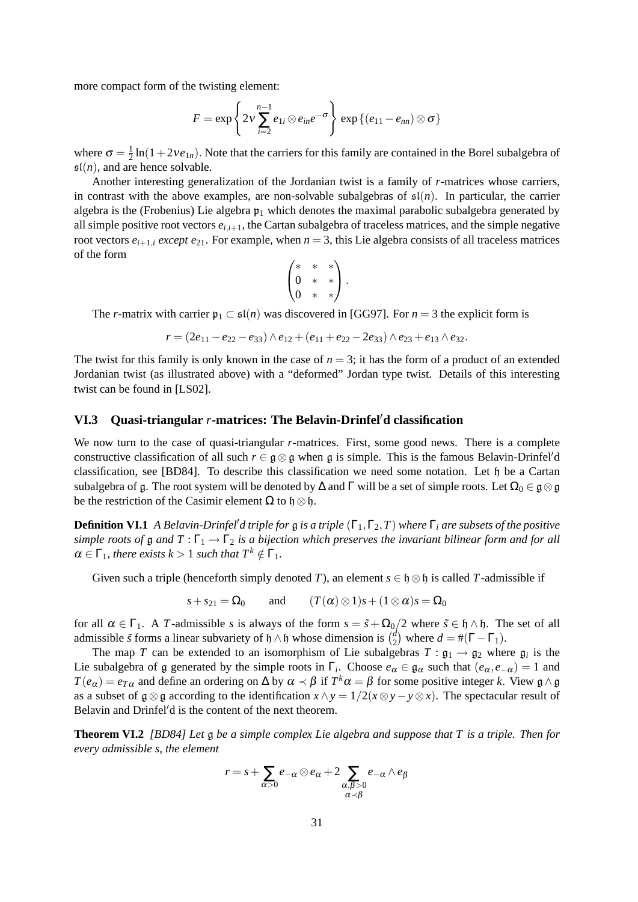more compact form of the twisting element:

$$F = \exp\left\{2v\sum_{i=2}^{n-1} e_{1i}\otimes e_{in}e^{-\sigma}\right\}\,\exp\left\{(e_{11}-e_{nn})\otimes\sigma\right\}$$

where $\sigma = \frac{1}{2}\ln(1+2ve_{1n})$. Note that the carriers for this family are contained in the Borel subalgebra of $\mathfrak{sl}(n)$, and are hence solvable.

Another interesting generalization of the Jordanian twist is a family of $r$-matrices whose carriers, in contrast with the above examples, are non-solvable subalgebras of $\mathfrak{sl}(n)$. In particular, the carrier algebra is the (Frobenius) Lie algebra $\mathfrak{p}_1$ which denotes the maximal parabolic subalgebra generated by all simple positive root vectors $e_{i,i+1}$, the Cartan subalgebra of traceless matrices, and the simple negative root vectors $e_{i+1,i}$ *except* $e_{21}$. For example, when $n=3$, this Lie algebra consists of all traceless matrices of the form

$$\begin{pmatrix} * & * & * \\ 0 & * & * \\ 0 & * & * \end{pmatrix}.$$

The $r$-matrix with carrier $\mathfrak{p}_1 \subset \mathfrak{sl}(n)$ was discovered in [GG97]. For $n=3$ the explicit form is

$$r = (2e_{11}-e_{22}-e_{33})\wedge e_{12} + (e_{11}+e_{22}-2e_{33})\wedge e_{23} + e_{13}\wedge e_{32}.$$

The twist for this family is only known in the case of $n=3$; it has the form of a product of an extended Jordanian twist (as illustrated above) with a "deformed" Jordan type twist. Details of this interesting twist can be found in [LS02].

## VI.3 Quasi-triangular $r$-matrices: The Belavin-Drinfel′d classification

We now turn to the case of quasi-triangular $r$-matrices. First, some good news. There is a complete constructive classification of all such $r\in\mathfrak{g}\otimes\mathfrak{g}$ when $\mathfrak{g}$ is simple. This is the famous Belavin-Drinfel′d classification, see [BD84]. To describe this classification we need some notation. Let $\mathfrak{h}$ be a Cartan subalgebra of $\mathfrak{g}$. The root system will be denoted by $\Delta$ and $\Gamma$ will be a set of simple roots. Let $\Omega_0\in\mathfrak{g}\otimes\mathfrak{g}$ be the restriction of the Casimir element $\Omega$ to $\mathfrak{h}\otimes\mathfrak{h}$.

**Definition VI.1** *A Belavin-Drinfel′d triple for $\mathfrak{g}$ is a triple $(\Gamma_1,\Gamma_2,T)$ where $\Gamma_i$ are subsets of the positive simple roots of $\mathfrak{g}$ and $T:\Gamma_1\to\Gamma_2$ is a bijection which preserves the invariant bilinear form and for all $\alpha\in\Gamma_1$, there exists $k>1$ such that $T^k\notin\Gamma_1$.*

Given such a triple (henceforth simply denoted $T$), an element $s\in\mathfrak{h}\otimes\mathfrak{h}$ is called $T$-admissible if

$$s+s_{21}=\Omega_0 \qquad \text{and} \qquad (T(\alpha)\otimes 1)s+(1\otimes\alpha)s=\Omega_0$$

for all $\alpha\in\Gamma_1$. A $T$-admissible $s$ is always of the form $s=\tilde{s}+\Omega_0/2$ where $\tilde{s}\in\mathfrak{h}\wedge\mathfrak{h}$. The set of all admissible $\tilde{s}$ forms a linear subvariety of $\mathfrak{h}\wedge\mathfrak{h}$ whose dimension is $\binom{d}{2}$ where $d=\#(\Gamma-\Gamma_1)$.

The map $T$ can be extended to an isomorphism of Lie subalgebras $T:\mathfrak{g}_1\to\mathfrak{g}_2$ where $\mathfrak{g}_i$ is the Lie subalgebra of $\mathfrak{g}$ generated by the simple roots in $\Gamma_i$. Choose $e_\alpha\in\mathfrak{g}_\alpha$ such that $(e_\alpha,e_{-\alpha})=1$ and $T(e_\alpha)=e_{T\alpha}$ and define an ordering on $\Delta$ by $\alpha\prec\beta$ if $T^k\alpha=\beta$ for some positive integer $k$. View $\mathfrak{g}\wedge\mathfrak{g}$ as a subset of $\mathfrak{g}\otimes\mathfrak{g}$ according to the identification $x\wedge y=1/2(x\otimes y-y\otimes x)$. The spectacular result of Belavin and Drinfel′d is the content of the next theorem.

**Theorem VI.2** *[BD84] Let $\mathfrak{g}$ be a simple complex Lie algebra and suppose that $T$ is a triple. Then for every admissible $s$, the element*

$$r = s+\sum_{\alpha>0} e_{-\alpha}\otimes e_\alpha + 2\sum_{\substack{\alpha,\beta>0\\ \alpha\prec\beta}} e_{-\alpha}\wedge e_\beta$$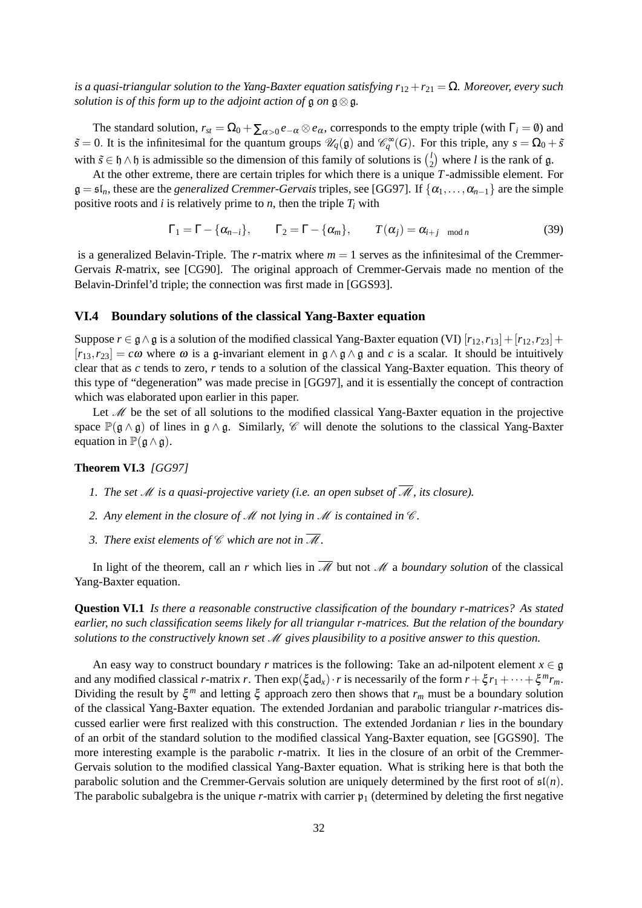*is a quasi-triangular solution to the Yang-Baxter equation satisfying $r_{12}+r_{21}=\Omega$. Moreover, every such solution is of this form up to the adjoint action of $\mathfrak{g}$ on $\mathfrak{g}\otimes\mathfrak{g}$.*

The standard solution, $r_{st}=\Omega_0+\sum_{\alpha>0}e_{-\alpha}\otimes e_\alpha$, corresponds to the empty triple (with $\Gamma_i=\emptyset$) and $\tilde{s}=0$. It is the infinitesimal for the quantum groups $\mathscr{U}_q(\mathfrak{g})$ and $\mathscr{C}_q^\infty(G)$. For this triple, any $s=\Omega_0+\tilde{s}$ with $\tilde{s}\in\mathfrak{h}\wedge\mathfrak{h}$ is admissible so the dimension of this family of solutions is $\binom{l}{2}$ where $l$ is the rank of $\mathfrak{g}$.

At the other extreme, there are certain triples for which there is a unique $T$-admissible element. For $\mathfrak{g}=\mathfrak{sl}_n$, these are the *generalized Cremmer-Gervais* triples, see [GG97]. If $\{\alpha_1,\ldots,\alpha_{n-1}\}$ are the simple positive roots and $i$ is relatively prime to $n$, then the triple $T_i$ with

$$\Gamma_1=\Gamma-\{\alpha_{n-i}\},\qquad \Gamma_2=\Gamma-\{\alpha_m\},\qquad T(\alpha_j)=\alpha_{i+j \mod n} \tag{39}$$

is a generalized Belavin-Triple. The $r$-matrix where $m=1$ serves as the infinitesimal of the Cremmer-Gervais $R$-matrix, see [CG90]. The original approach of Cremmer-Gervais made no mention of the Belavin-Drinfel'd triple; the connection was first made in [GGS93].

## VI.4 Boundary solutions of the classical Yang-Baxter equation

Suppose $r\in\mathfrak{g}\wedge\mathfrak{g}$ is a solution of the modified classical Yang-Baxter equation (VI) $[r_{12},r_{13}]+[r_{12},r_{23}]+[r_{13},r_{23}]=c\omega$ where $\omega$ is a $\mathfrak{g}$-invariant element in $\mathfrak{g}\wedge\mathfrak{g}\wedge\mathfrak{g}$ and $c$ is a scalar. It should be intuitively clear that as $c$ tends to zero, $r$ tends to a solution of the classical Yang-Baxter equation. This theory of this type of "degeneration" was made precise in [GG97], and it is essentially the concept of contraction which was elaborated upon earlier in this paper.

Let $\mathscr{M}$ be the set of all solutions to the modified classical Yang-Baxter equation in the projective space $\mathbb{P}(\mathfrak{g}\wedge\mathfrak{g})$ of lines in $\mathfrak{g}\wedge\mathfrak{g}$. Similarly, $\mathscr{C}$ will denote the solutions to the classical Yang-Baxter equation in $\mathbb{P}(\mathfrak{g}\wedge\mathfrak{g})$.

**Theorem VI.3** *[GG97]*

1. *The set $\mathscr{M}$ is a quasi-projective variety (i.e. an open subset of $\overline{\mathscr{M}}$, its closure).*
2. *Any element in the closure of $\mathscr{M}$ not lying in $\mathscr{M}$ is contained in $\mathscr{C}$.*
3. *There exist elements of $\mathscr{C}$ which are not in $\overline{\mathscr{M}}$.*

In light of the theorem, call an $r$ which lies in $\overline{\mathscr{M}}$ but not $\mathscr{M}$ a *boundary solution* of the classical Yang-Baxter equation.

**Question VI.1** *Is there a reasonable constructive classification of the boundary r-matrices? As stated earlier, no such classification seems likely for all triangular r-matrices. But the relation of the boundary solutions to the constructively known set $\mathscr{M}$ gives plausibility to a positive answer to this question.*

An easy way to construct boundary $r$ matrices is the following: Take an ad-nilpotent element $x\in\mathfrak{g}$ and any modified classical $r$-matrix $r$. Then $\exp(\xi\,\mathrm{ad}_x)\cdot r$ is necessarily of the form $r+\xi r_1+\cdots+\xi^m r_m$. Dividing the result by $\xi^m$ and letting $\xi$ approach zero then shows that $r_m$ must be a boundary solution of the classical Yang-Baxter equation. The extended Jordanian and parabolic triangular $r$-matrices discussed earlier were first realized with this construction. The extended Jordanian $r$ lies in the boundary of an orbit of the standard solution to the modified classical Yang-Baxter equation, see [GGS90]. The more interesting example is the parabolic $r$-matrix. It lies in the closure of an orbit of the Cremmer-Gervais solution to the modified classical Yang-Baxter equation. What is striking here is that both the parabolic solution and the Cremmer-Gervais solution are uniquely determined by the first root of $\mathfrak{sl}(n)$. The parabolic subalgebra is the unique $r$-matrix with carrier $\mathfrak{p}_1$ (determined by deleting the first negative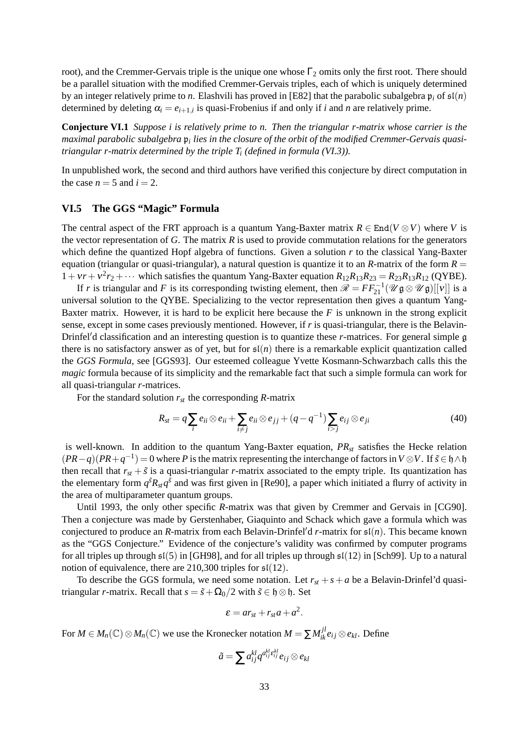root), and the Cremmer-Gervais triple is the unique one whose $\Gamma_2$ omits only the first root. There should be a parallel situation with the modified Cremmer-Gervais triples, each of which is uniquely determined by an integer relatively prime to $n$. Elashvili has proved in [E82] that the parabolic subalgebra $\mathfrak{p}_i$ of $\mathfrak{sl}(n)$ determined by deleting $\alpha_i = e_{i+1,i}$ is quasi-Frobenius if and only if $i$ and $n$ are relatively prime.

**Conjecture VI.1** *Suppose $i$ is relatively prime to $n$. Then the triangular r-matrix whose carrier is the maximal parabolic subalgebra $\mathfrak{p}_i$ lies in the closure of the orbit of the modified Cremmer-Gervais quasi-triangular r-matrix determined by the triple $T_i$ (defined in formula (VI.3)).*

In unpublished work, the second and third authors have verified this conjecture by direct computation in the case $n = 5$ and $i = 2$.

### VI.5 The GGS "Magic" Formula

The central aspect of the FRT approach is a quantum Yang-Baxter matrix $R \in \mathrm{End}(V \otimes V)$ where $V$ is the vector representation of $G$. The matrix $R$ is used to provide commutation relations for the generators which define the quantized Hopf algebra of functions. Given a solution $r$ to the classical Yang-Baxter equation (triangular or quasi-triangular), a natural question is quantize it to an $R$-matrix of the form $R = 1 + vr + v^2 r_2 + \cdots$ which satisfies the quantum Yang-Baxter equation $R_{12}R_{13}R_{23} = R_{23}R_{13}R_{12}$ (QYBE).

If $r$ is triangular and $F$ is its corresponding twisting element, then $\mathscr{R} = FF_{21}^{-1}(\mathscr{U}\mathfrak{g} \otimes \mathscr{U}\mathfrak{g})[[v]]$ is a universal solution to the QYBE. Specializing to the vector representation then gives a quantum Yang-Baxter matrix. However, it is hard to be explicit here because the $F$ is unknown in the strong explicit sense, except in some cases previously mentioned. However, if $r$ is quasi-triangular, there is the Belavin-Drinfel′d classification and an interesting question is to quantize these $r$-matrices. For general simple $\mathfrak{g}$ there is no satisfactory answer as of yet, but for $\mathfrak{sl}(n)$ there is a remarkable explicit quantization called the *GGS Formula*, see [GGS93]. Our esteemed colleague Yvette Kosmann-Schwarzbach calls this the *magic* formula because of its simplicity and the remarkable fact that such a simple formula can work for all quasi-triangular $r$-matrices.

For the standard solution $r_{st}$ the corresponding $R$-matrix

$$R_{st} = q\sum_i e_{ii} \otimes e_{ii} + \sum_{i \neq j} e_{ii} \otimes e_{jj} + (q - q^{-1})\sum_{i>j} e_{ij} \otimes e_{ji} \tag{40}$$

is well-known. In addition to the quantum Yang-Baxter equation, $PR_{st}$ satisfies the Hecke relation $(PR - q)(PR + q^{-1}) = 0$ where $P$ is the matrix representing the interchange of factors in $V \otimes V$. If $\tilde{s} \in \mathfrak{h} \wedge \mathfrak{h}$ then recall that $r_{st} + \tilde{s}$ is a quasi-triangular $r$-matrix associated to the empty triple. Its quantization has the elementary form $q^{\tilde{s}} R_{st} q^{\tilde{s}}$ and was first given in [Re90], a paper which initiated a flurry of activity in the area of multiparameter quantum groups.

Until 1993, the only other specific $R$-matrix was that given by Cremmer and Gervais in [CG90]. Then a conjecture was made by Gerstenhaber, Giaquinto and Schack which gave a formula which was conjectured to produce an $R$-matrix from each Belavin-Drinfel′d $r$-matrix for $\mathfrak{sl}(n)$. This became known as the "GGS Conjecture." Evidence of the conjecture's validity was confirmed by computer programs for all triples up through $\mathfrak{sl}(5)$ in [GH98], and for all triples up through $\mathfrak{sl}(12)$ in [Sch99]. Up to a natural notion of equivalence, there are 210,300 triples for $\mathfrak{sl}(12)$.

To describe the GGS formula, we need some notation. Let $r_{st} + s + a$ be a Belavin-Drinfel'd quasi-triangular $r$-matrix. Recall that $s = \tilde{s} + \Omega_0/2$ with $\tilde{s} \in \mathfrak{h} \otimes \mathfrak{h}$. Set

$$\varepsilon = ar_{st} + r_{st}a + a^2.$$

For $M \in M_n(\mathbb{C}) \otimes M_n(\mathbb{C})$ we use the Kronecker notation $M = \sum M_{ik}^{jl} e_{ij} \otimes e_{kl}$. Define

$$\tilde{a} = \sum a_{ij}^{kl} q^{a_{ij}^{kl} \varepsilon_{ij}^{kl}} e_{ij} \otimes e_{kl}$$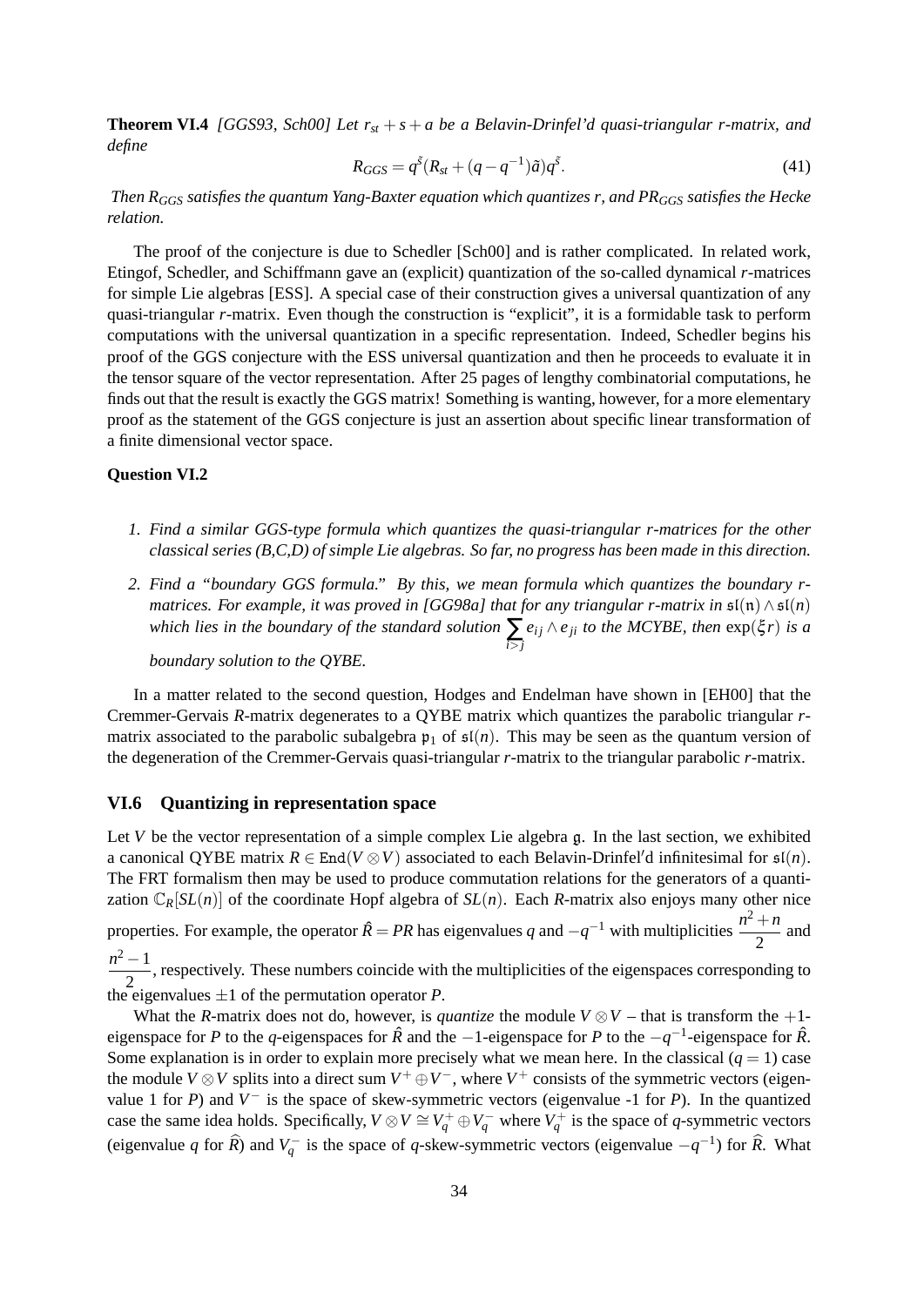**Theorem VI.4** *[GGS93, Sch00] Let $r_{st} + s + a$ be a Belavin-Drinfel'd quasi-triangular r-matrix, and define*

$$R_{GGS} = q^{\tilde{s}}(R_{st} + (q - q^{-1})\tilde{a})q^{\tilde{s}}. \tag{41}$$

*Then $R_{GGS}$ satisfies the quantum Yang-Baxter equation which quantizes $r$, and $PR_{GGS}$ satisfies the Hecke relation.*

The proof of the conjecture is due to Schedler [Sch00] and is rather complicated. In related work, Etingof, Schedler, and Schiffmann gave an (explicit) quantization of the so-called dynamical $r$-matrices for simple Lie algebras [ESS]. A special case of their construction gives a universal quantization of any quasi-triangular $r$-matrix. Even though the construction is "explicit", it is a formidable task to perform computations with the universal quantization in a specific representation. Indeed, Schedler begins his proof of the GGS conjecture with the ESS universal quantization and then he proceeds to evaluate it in the tensor square of the vector representation. After 25 pages of lengthy combinatorial computations, he finds out that the result is exactly the GGS matrix! Something is wanting, however, for a more elementary proof as the statement of the GGS conjecture is just an assertion about specific linear transformation of a finite dimensional vector space.

**Question VI.2**

1. *Find a similar GGS-type formula which quantizes the quasi-triangular r-matrices for the other classical series (B,C,D) of simple Lie algebras. So far, no progress has been made in this direction.*
2. *Find a "boundary GGS formula." By this, we mean formula which quantizes the boundary r-matrices. For example, it was proved in [GG98a] that for any triangular r-matrix in $\mathfrak{sl}(\mathfrak{n}) \wedge \mathfrak{sl}(n)$ which lies in the boundary of the standard solution $\sum_{i>j} e_{ij} \wedge e_{ji}$ to the MCYBE, then $\exp(\xi r)$ is a boundary solution to the QYBE.*

In a matter related to the second question, Hodges and Endelman have shown in [EH00] that the Cremmer-Gervais $R$-matrix degenerates to a QYBE matrix which quantizes the parabolic triangular $r$-matrix associated to the parabolic subalgebra $\mathfrak{p}_1$ of $\mathfrak{sl}(n)$. This may be seen as the quantum version of the degeneration of the Cremmer-Gervais quasi-triangular $r$-matrix to the triangular parabolic $r$-matrix.

### VI.6 Quantizing in representation space

Let $V$ be the vector representation of a simple complex Lie algebra $\mathfrak{g}$. In the last section, we exhibited a canonical QYBE matrix $R \in \mathrm{End}(V \otimes V)$ associated to each Belavin-Drinfel'd infinitesimal for $\mathfrak{sl}(n)$. The FRT formalism then may be used to produce commutation relations for the generators of a quantization $\mathbb{C}_R[SL(n)]$ of the coordinate Hopf algebra of $SL(n)$. Each $R$-matrix also enjoys many other nice properties. For example, the operator $\hat{R} = PR$ has eigenvalues $q$ and $-q^{-1}$ with multiplicities $\frac{n^2+n}{2}$ and $\frac{n^2-1}{2}$, respectively. These numbers coincide with the multiplicities of the eigenspaces corresponding to the eigenvalues $\pm 1$ of the permutation operator $P$.

What the $R$-matrix does not do, however, is *quantize* the module $V \otimes V$ – that is transform the $+1$-eigenspace for $P$ to the $q$-eigenspaces for $\hat{R}$ and the $-1$-eigenspace for $P$ to the $-q^{-1}$-eigenspace for $\hat{R}$. Some explanation is in order to explain more precisely what we mean here. In the classical ($q = 1$) case the module $V \otimes V$ splits into a direct sum $V^+ \oplus V^-$, where $V^+$ consists of the symmetric vectors (eigenvalue 1 for $P$) and $V^-$ is the space of skew-symmetric vectors (eigenvalue -1 for $P$). In the quantized case the same idea holds. Specifically, $V \otimes V \cong V_q^+ \oplus V_q^-$ where $V_q^+$ is the space of $q$-symmetric vectors (eigenvalue $q$ for $\widehat{R}$) and $V_q^-$ is the space of $q$-skew-symmetric vectors (eigenvalue $-q^{-1}$) for $\widehat{R}$. What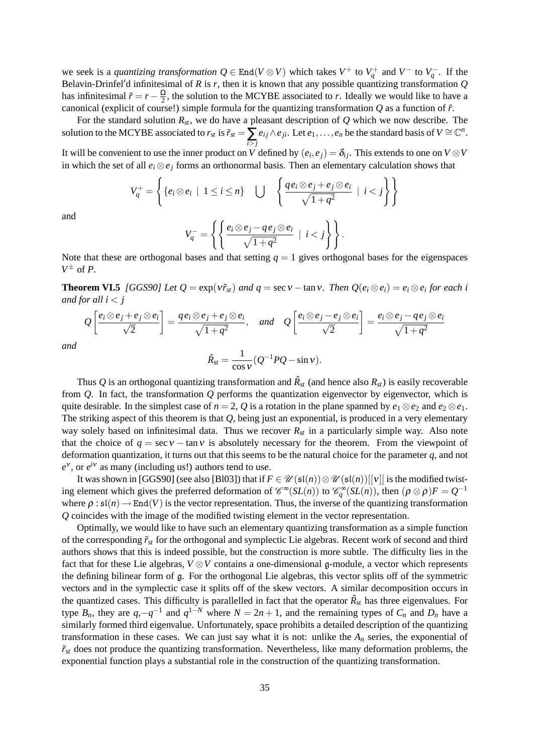we seek is a *quantizing transformation* $Q \in \mathtt{End}(V \otimes V)$ which takes $V^+$ to $V_q^+$ and $V^-$ to $V_q^-$. If the Belavin-Drinfel′d infinitesimal of $R$ is $r$, then it is known that any possible quantizing transformation $Q$ has infinitesimal $\tilde{r} = r - \frac{\Omega}{2}$, the solution to the MCYBE associated to $r$. Ideally we would like to have a canonical (explicit of course!) simple formula for the quantizing transformation $Q$ as a function of $\tilde{r}$.

For the standard solution $R_{st}$, we do have a pleasant description of $Q$ which we now describe. The solution to the MCYBE associated to $r_{st}$ is $\tilde{r}_{st} = \sum_{i>j} e_{ij} \wedge e_{ji}$. Let $e_1, \ldots, e_n$ be the standard basis of $V \cong \mathbb{C}^n$. It will be convenient to use the inner product on $V$ defined by $(e_i, e_j) = \delta_{ij}$. This extends to one on $V \otimes V$ in which the set of all $e_i \otimes e_j$ forms an orthonormal basis. Then an elementary calculation shows that

$$V_q^+ = \left\{ \{e_i \otimes e_i \mid 1 \leq i \leq n\} \quad \bigcup \quad \left\{ \frac{q e_i \otimes e_j + e_j \otimes e_i}{\sqrt{1+q^2}} \mid i < j \right\} \right\}$$

and

$$V_q^- = \left\{ \left\{ \frac{e_i \otimes e_j - q e_j \otimes e_i}{\sqrt{1+q^2}} \mid i < j \right\} \right\}.$$

Note that these are orthogonal bases and that setting $q = 1$ gives orthogonal bases for the eigenspaces $V^\pm$ of $P$.

**Theorem VI.5** *[GGS90] Let $Q = \exp(\nu \tilde{r}_{st})$ and $q = \sec \nu - \tan \nu$. Then $Q(e_i \otimes e_i) = e_i \otimes e_i$ for each $i$ and for all $i < j$*

$$Q\left[\frac{e_i \otimes e_j + e_j \otimes e_i}{\sqrt{2}}\right] = \frac{q e_i \otimes e_j + e_j \otimes e_i}{\sqrt{1+q^2}}, \quad \textit{and} \quad Q\left[\frac{e_i \otimes e_j - e_j \otimes e_i}{\sqrt{2}}\right] = \frac{e_i \otimes e_j - q e_j \otimes e_i}{\sqrt{1+q^2}}$$

*and*

$$\hat{R}_{st} = \frac{1}{\cos \nu}(Q^{-1} P Q - \sin \nu).$$

Thus $Q$ is an orthogonal quantizing transformation and $\hat{R}_{st}$ (and hence also $R_{st}$) is easily recoverable from $Q$. In fact, the transformation $Q$ performs the quantization eigenvector by eigenvector, which is quite desirable. In the simplest case of $n = 2$, $Q$ is a rotation in the plane spanned by $e_1 \otimes e_2$ and $e_2 \otimes e_1$. The striking aspect of this theorem is that $Q$, being just an exponential, is produced in a very elementary way solely based on infinitesimal data. Thus we recover $R_{st}$ in a particularly simple way. Also note that the choice of $q = \sec \nu - \tan \nu$ is absolutely necessary for the theorem. From the viewpoint of deformation quantization, it turns out that this seems to be the natural choice for the parameter $q$, and not $e^\nu$, or $e^{i\nu}$ as many (including us!) authors tend to use.

It was shown in [GGS90] (see also [Bl03]) that if $F \in \mathscr{U}(\mathfrak{sl}(n)) \otimes \mathscr{U}(\mathfrak{sl}(n))[[\nu]]$ is the modified twisting element which gives the preferred deformation of $\mathscr{C}^\infty(SL(n))$ to $\mathscr{C}_q^\infty(SL(n))$, then $(\rho \otimes \rho)F = Q^{-1}$ where $\rho : \mathfrak{sl}(n) \to \mathtt{End}(V)$ is the vector representation. Thus, the inverse of the quantizing transformation $Q$ coincides with the image of the modified twisting element in the vector representation.

Optimally, we would like to have such an elementary quantizing transformation as a simple function of the corresponding $\tilde{r}_{st}$ for the orthogonal and symplectic Lie algebras. Recent work of second and third authors shows that this is indeed possible, but the construction is more subtle. The difficulty lies in the fact that for these Lie algebras, $V \otimes V$ contains a one-dimensional $\mathfrak{g}$-module, a vector which represents the defining bilinear form of $\mathfrak{g}$. For the orthogonal Lie algebras, this vector splits off of the symmetric vectors and in the symplectic case it splits off of the skew vectors. A similar decomposition occurs in the quantized cases. This difficulty is parallelled in fact that the operator $\hat{R}_{st}$ has three eigenvalues. For type $B_n$, they are $q, -q^{-1}$ and $q^{1-N}$ where $N = 2n+1$, and the remaining types of $C_n$ and $D_n$ have a similarly formed third eigenvalue. Unfortunately, space prohibits a detailed description of the quantizing transformation in these cases. We can just say what it is not: unlike the $A_n$ series, the exponential of $\tilde{r}_{st}$ does not produce the quantizing transformation. Nevertheless, like many deformation problems, the exponential function plays a substantial role in the construction of the quantizing transformation.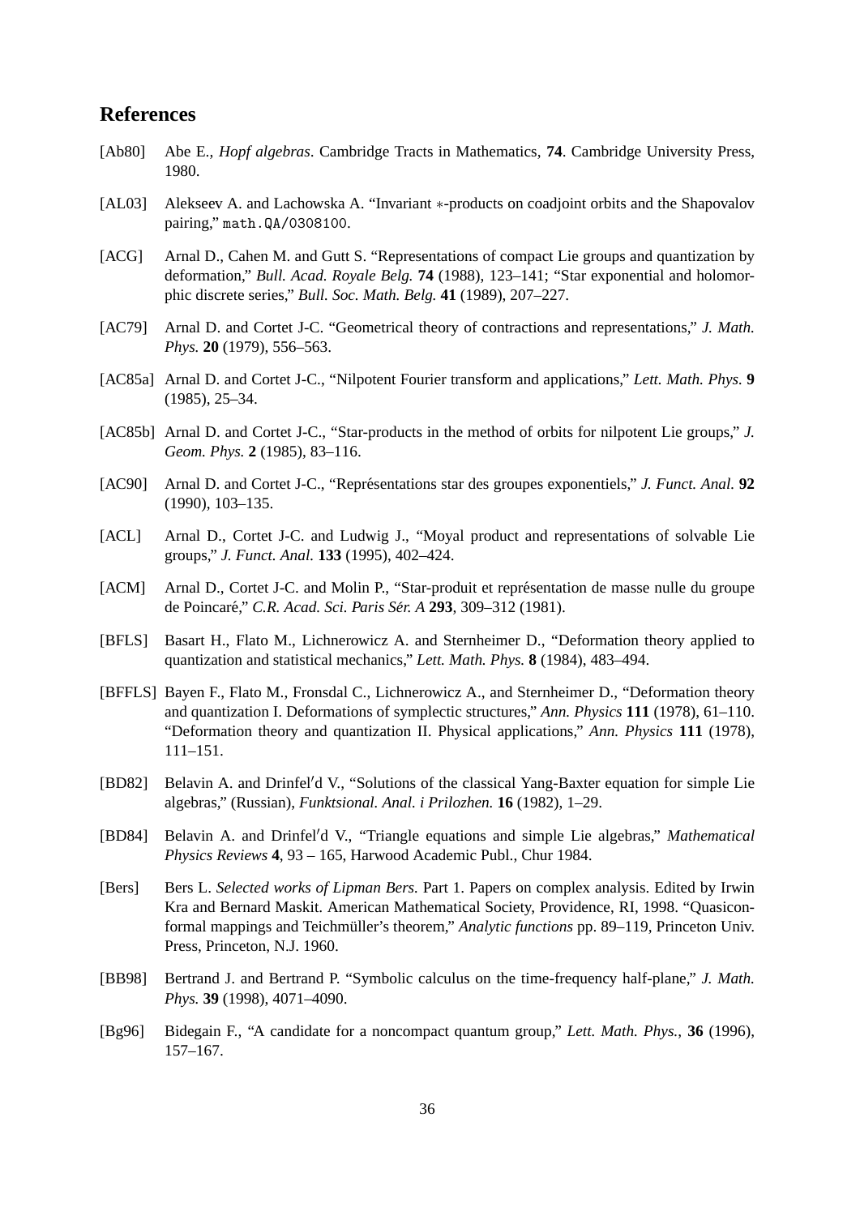## References

[Ab80] Abe E., *Hopf algebras*. Cambridge Tracts in Mathematics, **74**. Cambridge University Press, 1980.

[AL03] Alekseev A. and Lachowska A. "Invariant $*$-products on coadjoint orbits and the Shapovalov pairing," `math.QA/0308100`.

[ACG] Arnal D., Cahen M. and Gutt S. "Representations of compact Lie groups and quantization by deformation," *Bull. Acad. Royale Belg.* **74** (1988), 123–141; "Star exponential and holomorphic discrete series," *Bull. Soc. Math. Belg.* **41** (1989), 207–227.

[AC79] Arnal D. and Cortet J-C. "Geometrical theory of contractions and representations," *J. Math. Phys.* **20** (1979), 556–563.

[AC85a] Arnal D. and Cortet J-C., "Nilpotent Fourier transform and applications," *Lett. Math. Phys.* **9** (1985), 25–34.

[AC85b] Arnal D. and Cortet J-C., "Star-products in the method of orbits for nilpotent Lie groups," *J. Geom. Phys.* **2** (1985), 83–116.

[AC90] Arnal D. and Cortet J-C., "Représentations star des groupes exponentiels," *J. Funct. Anal.* **92** (1990), 103–135.

[ACL] Arnal D., Cortet J-C. and Ludwig J., "Moyal product and representations of solvable Lie groups," *J. Funct. Anal.* **133** (1995), 402–424.

[ACM] Arnal D., Cortet J-C. and Molin P., "Star-produit et représentation de masse nulle du groupe de Poincaré," *C.R. Acad. Sci. Paris Sér. A* **293**, 309–312 (1981).

[BFLS] Basart H., Flato M., Lichnerowicz A. and Sternheimer D., "Deformation theory applied to quantization and statistical mechanics," *Lett. Math. Phys.* **8** (1984), 483–494.

[BFFLS] Bayen F., Flato M., Fronsdal C., Lichnerowicz A., and Sternheimer D., "Deformation theory and quantization I. Deformations of symplectic structures," *Ann. Physics* **111** (1978), 61–110. "Deformation theory and quantization II. Physical applications," *Ann. Physics* **111** (1978), 111–151.

[BD82] Belavin A. and Drinfel′d V., "Solutions of the classical Yang-Baxter equation for simple Lie algebras," (Russian), *Funktsional. Anal. i Prilozhen.* **16** (1982), 1–29.

[BD84] Belavin A. and Drinfel′d V., "Triangle equations and simple Lie algebras," *Mathematical Physics Reviews* **4**, 93 – 165, Harwood Academic Publ., Chur 1984.

[Bers] Bers L. *Selected works of Lipman Bers.* Part 1. Papers on complex analysis. Edited by Irwin Kra and Bernard Maskit. American Mathematical Society, Providence, RI, 1998. "Quasiconformal mappings and Teichmüller's theorem," *Analytic functions* pp. 89–119, Princeton Univ. Press, Princeton, N.J. 1960.

[BB98] Bertrand J. and Bertrand P. "Symbolic calculus on the time-frequency half-plane," *J. Math. Phys.* **39** (1998), 4071–4090.

[Bg96] Bidegain F., "A candidate for a noncompact quantum group," *Lett. Math. Phys.*, **36** (1996), 157–167.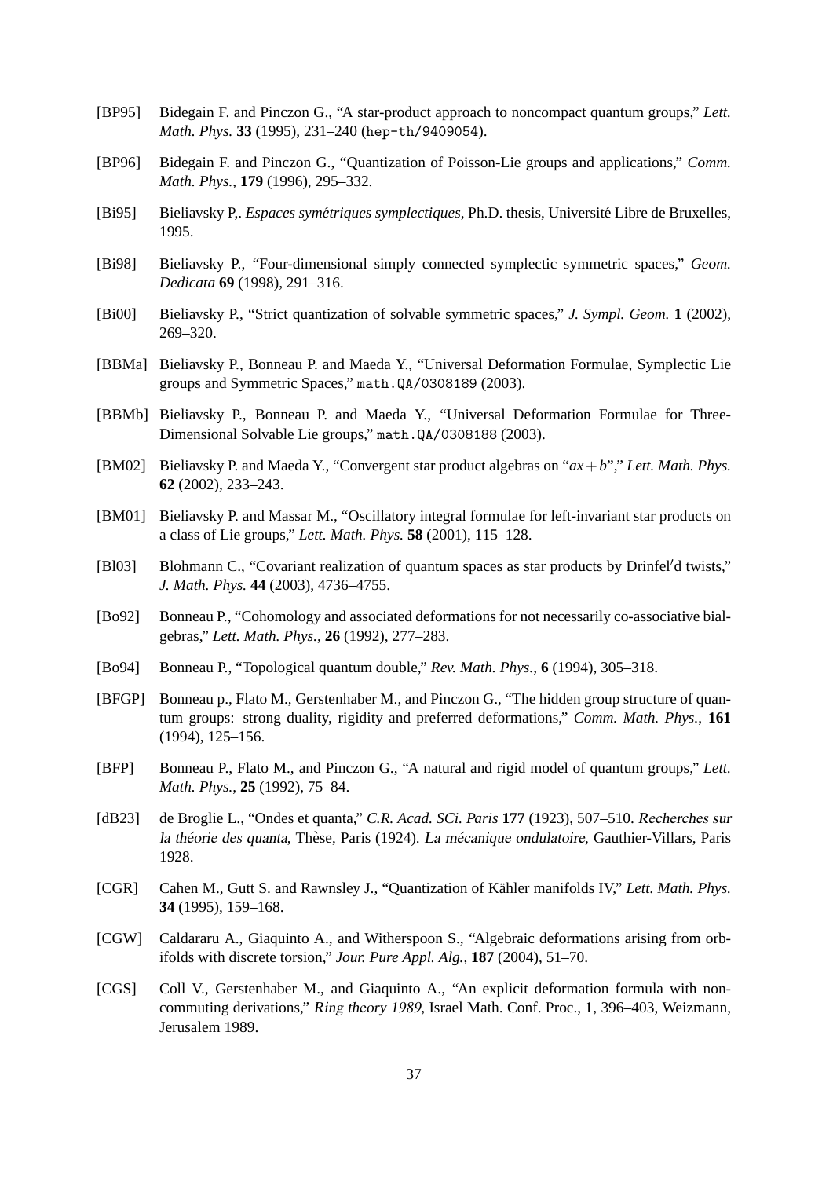[BP95] Bidegain F. and Pinczon G., "A star-product approach to noncompact quantum groups," *Lett. Math. Phys.* **33** (1995), 231–240 (hep-th/9409054).

[BP96] Bidegain F. and Pinczon G., "Quantization of Poisson-Lie groups and applications," *Comm. Math. Phys.*, **179** (1996), 295–332.

[Bi95] Bieliavsky P,. *Espaces symétriques symplectiques*, Ph.D. thesis, Université Libre de Bruxelles, 1995.

[Bi98] Bieliavsky P., "Four-dimensional simply connected symplectic symmetric spaces," *Geom. Dedicata* **69** (1998), 291–316.

[Bi00] Bieliavsky P., "Strict quantization of solvable symmetric spaces," *J. Sympl. Geom.* **1** (2002), 269–320.

[BBMa] Bieliavsky P., Bonneau P. and Maeda Y., "Universal Deformation Formulae, Symplectic Lie groups and Symmetric Spaces," math.QA/0308189 (2003).

[BBMb] Bieliavsky P., Bonneau P. and Maeda Y., "Universal Deformation Formulae for Three-Dimensional Solvable Lie groups," math.QA/0308188 (2003).

[BM02] Bieliavsky P. and Maeda Y., "Convergent star product algebras on "$ax+b$"," *Lett. Math. Phys.* **62** (2002), 233–243.

[BM01] Bieliavsky P. and Massar M., "Oscillatory integral formulae for left-invariant star products on a class of Lie groups," *Lett. Math. Phys.* **58** (2001), 115–128.

[Bl03] Blohmann C., "Covariant realization of quantum spaces as star products by Drinfel′d twists," *J. Math. Phys.* **44** (2003), 4736–4755.

[Bo92] Bonneau P., "Cohomology and associated deformations for not necessarily co-associative bialgebras," *Lett. Math. Phys.*, **26** (1992), 277–283.

[Bo94] Bonneau P., "Topological quantum double," *Rev. Math. Phys.*, **6** (1994), 305–318.

[BFGP] Bonneau p., Flato M., Gerstenhaber M., and Pinczon G., "The hidden group structure of quantum groups: strong duality, rigidity and preferred deformations," *Comm. Math. Phys.*, **161** (1994), 125–156.

[BFP] Bonneau P., Flato M., and Pinczon G., "A natural and rigid model of quantum groups," *Lett. Math. Phys.*, **25** (1992), 75–84.

[dB23] de Broglie L., "Ondes et quanta," *C.R. Acad. SCi. Paris* **177** (1923), 507–510. *Recherches sur la théorie des quanta*, Thèse, Paris (1924). *La mécanique ondulatoire*, Gauthier-Villars, Paris 1928.

[CGR] Cahen M., Gutt S. and Rawnsley J., "Quantization of Kähler manifolds IV," *Lett. Math. Phys.* **34** (1995), 159–168.

[CGW] Caldararu A., Giaquinto A., and Witherspoon S., "Algebraic deformations arising from orbifolds with discrete torsion," *Jour. Pure Appl. Alg.*, **187** (2004), 51–70.

[CGS] Coll V., Gerstenhaber M., and Giaquinto A., "An explicit deformation formula with noncommuting derivations," *Ring theory 1989*, Israel Math. Conf. Proc., **1**, 396–403, Weizmann, Jerusalem 1989.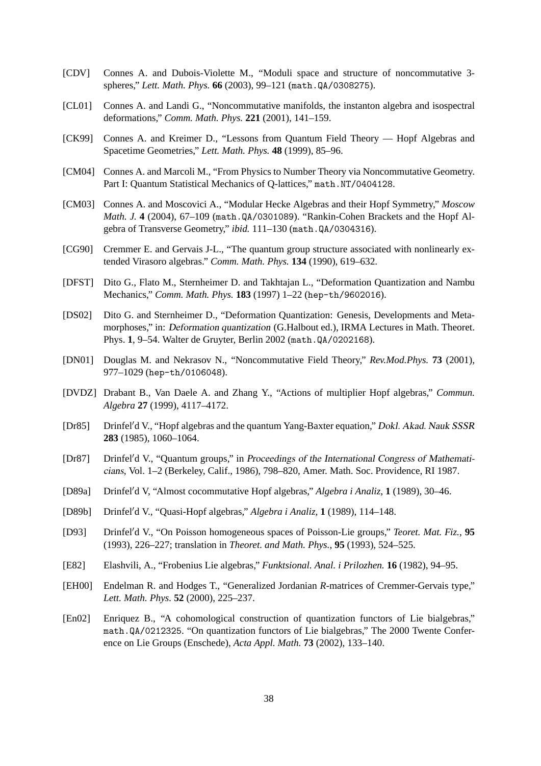[CDV] Connes A. and Dubois-Violette M., "Moduli space and structure of noncommutative 3-spheres," *Lett. Math. Phys.* **66** (2003), 99–121 (math.QA/0308275).

[CL01] Connes A. and Landi G., "Noncommutative manifolds, the instanton algebra and isospectral deformations," *Comm. Math. Phys.* **221** (2001), 141–159.

[CK99] Connes A. and Kreimer D., "Lessons from Quantum Field Theory — Hopf Algebras and Spacetime Geometries," *Lett. Math. Phys.* **48** (1999), 85–96.

[CM04] Connes A. and Marcoli M., "From Physics to Number Theory via Noncommutative Geometry. Part I: Quantum Statistical Mechanics of Q-lattices," math.NT/0404128.

[CM03] Connes A. and Moscovici A., "Modular Hecke Algebras and their Hopf Symmetry," *Moscow Math. J.* **4** (2004), 67–109 (math.QA/0301089). "Rankin-Cohen Brackets and the Hopf Algebra of Transverse Geometry," *ibid.* 111–130 (math.QA/0304316).

[CG90] Cremmer E. and Gervais J-L., "The quantum group structure associated with nonlinearly extended Virasoro algebras." *Comm. Math. Phys.* **134** (1990), 619–632.

[DFST] Dito G., Flato M., Sternheimer D. and Takhtajan L., "Deformation Quantization and Nambu Mechanics," *Comm. Math. Phys.* **183** (1997) 1–22 (hep-th/9602016).

[DS02] Dito G. and Sternheimer D., "Deformation Quantization: Genesis, Developments and Metamorphoses," in: *Deformation quantization* (G.Halbout ed.), IRMA Lectures in Math. Theoret. Phys. **1**, 9–54. Walter de Gruyter, Berlin 2002 (math.QA/0202168).

[DN01] Douglas M. and Nekrasov N., "Noncommutative Field Theory," *Rev.Mod.Phys.* **73** (2001), 977–1029 (hep-th/0106048).

[DVDZ] Drabant B., Van Daele A. and Zhang Y., "Actions of multiplier Hopf algebras," *Commun. Algebra* **27** (1999), 4117–4172.

[Dr85] Drinfel′d V., "Hopf algebras and the quantum Yang-Baxter equation," *Dokl. Akad. Nauk SSSR* **283** (1985), 1060–1064.

[Dr87] Drinfel′d V., "Quantum groups," in *Proceedings of the International Congress of Mathematicians*, Vol. 1–2 (Berkeley, Calif., 1986), 798–820, Amer. Math. Soc. Providence, RI 1987.

[D89a] Drinfel′d V, "Almost cocommutative Hopf algebras," *Algebra i Analiz*, **1** (1989), 30–46.

[D89b] Drinfel′d V., "Quasi-Hopf algebras," *Algebra i Analiz*, **1** (1989), 114–148.

[D93] Drinfel′d V., "On Poisson homogeneous spaces of Poisson-Lie groups," *Teoret. Mat. Fiz.*, **95** (1993), 226–227; translation in *Theoret. and Math. Phys.*, **95** (1993), 524–525.

[E82] Elashvili, A., "Frobenius Lie algebras," *Funktsional. Anal. i Prilozhen.* **16** (1982), 94–95.

[EH00] Endelman R. and Hodges T., "Generalized Jordanian *R*-matrices of Cremmer-Gervais type," *Lett. Math. Phys.* **52** (2000), 225–237.

[En02] Enriquez B., "A cohomological construction of quantization functors of Lie bialgebras," math.QA/0212325. "On quantization functors of Lie bialgebras," The 2000 Twente Conference on Lie Groups (Enschede), *Acta Appl. Math.* **73** (2002), 133–140.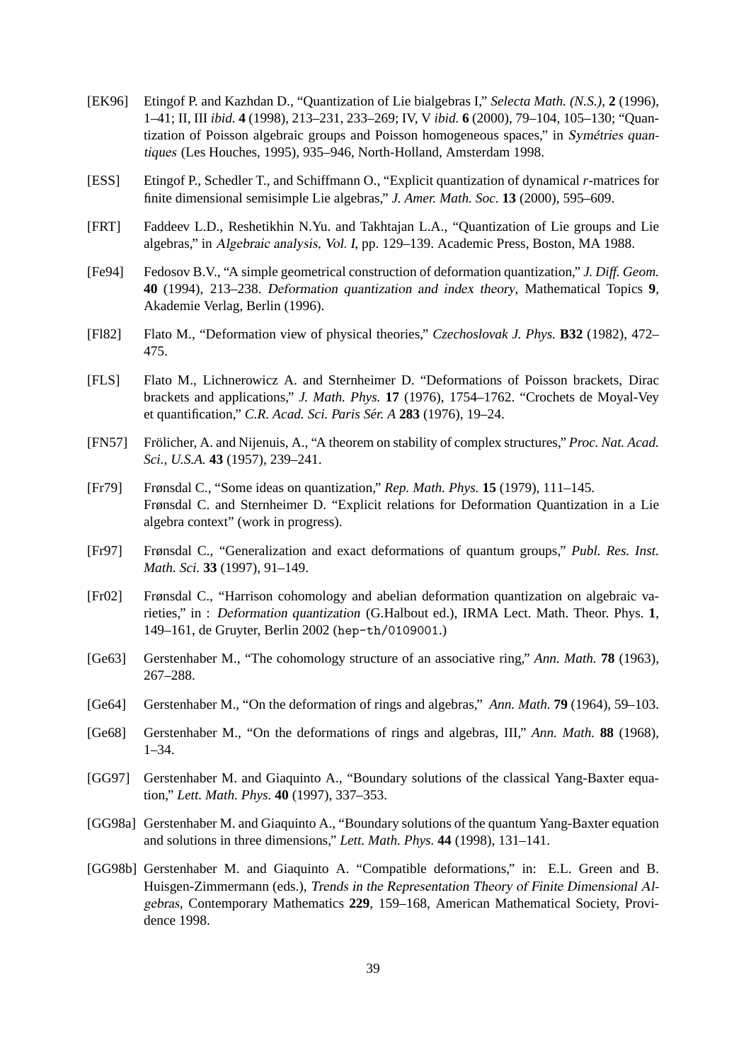[EK96] Etingof P. and Kazhdan D., "Quantization of Lie bialgebras I," *Selecta Math. (N.S.)*, **2** (1996), 1–41; II, III *ibid.* **4** (1998), 213–231, 233–269; IV, V *ibid.* **6** (2000), 79–104, 105–130; "Quantization of Poisson algebraic groups and Poisson homogeneous spaces," in *Symétries quantiques* (Les Houches, 1995), 935–946, North-Holland, Amsterdam 1998.

[ESS] Etingof P., Schedler T., and Schiffmann O., "Explicit quantization of dynamical $r$-matrices for finite dimensional semisimple Lie algebras," *J. Amer. Math. Soc.* **13** (2000), 595–609.

[FRT] Faddeev L.D., Reshetikhin N.Yu. and Takhtajan L.A., "Quantization of Lie groups and Lie algebras," in *Algebraic analysis, Vol. I*, pp. 129–139. Academic Press, Boston, MA 1988.

[Fe94] Fedosov B.V., "A simple geometrical construction of deformation quantization," *J. Diff. Geom.* **40** (1994), 213–238. *Deformation quantization and index theory*, Mathematical Topics **9**, Akademie Verlag, Berlin (1996).

[Fl82] Flato M., "Deformation view of physical theories," *Czechoslovak J. Phys.* **B32** (1982), 472–475.

[FLS] Flato M., Lichnerowicz A. and Sternheimer D. "Deformations of Poisson brackets, Dirac brackets and applications," *J. Math. Phys.* **17** (1976), 1754–1762. "Crochets de Moyal-Vey et quantification," *C.R. Acad. Sci. Paris Sér. A* **283** (1976), 19–24.

[FN57] Frölicher, A. and Nijenuis, A., "A theorem on stability of complex structures," *Proc. Nat. Acad. Sci., U.S.A.* **43** (1957), 239–241.

[Fr79] Frønsdal C., "Some ideas on quantization," *Rep. Math. Phys.* **15** (1979), 111–145.
Frønsdal C. and Sternheimer D. "Explicit relations for Deformation Quantization in a Lie algebra context" (work in progress).

[Fr97] Frønsdal C., "Generalization and exact deformations of quantum groups," *Publ. Res. Inst. Math. Sci.* **33** (1997), 91–149.

[Fr02] Frønsdal C., "Harrison cohomology and abelian deformation quantization on algebraic varieties," in : *Deformation quantization* (G.Halbout ed.), IRMA Lect. Math. Theor. Phys. **1**, 149–161, de Gruyter, Berlin 2002 (hep-th/0109001.)

[Ge63] Gerstenhaber M., "The cohomology structure of an associative ring," *Ann. Math.* **78** (1963), 267–288.

[Ge64] Gerstenhaber M., "On the deformation of rings and algebras," *Ann. Math.* **79** (1964), 59–103.

[Ge68] Gerstenhaber M., "On the deformations of rings and algebras, III," *Ann. Math.* **88** (1968), 1–34.

[GG97] Gerstenhaber M. and Giaquinto A., "Boundary solutions of the classical Yang-Baxter equation," *Lett. Math. Phys.* **40** (1997), 337–353.

[GG98a] Gerstenhaber M. and Giaquinto A., "Boundary solutions of the quantum Yang-Baxter equation and solutions in three dimensions," *Lett. Math. Phys.* **44** (1998), 131–141.

[GG98b] Gerstenhaber M. and Giaquinto A. "Compatible deformations," in: E.L. Green and B. Huisgen-Zimmermann (eds.), *Trends in the Representation Theory of Finite Dimensional Algebras*, Contemporary Mathematics **229**, 159–168, American Mathematical Society, Providence 1998.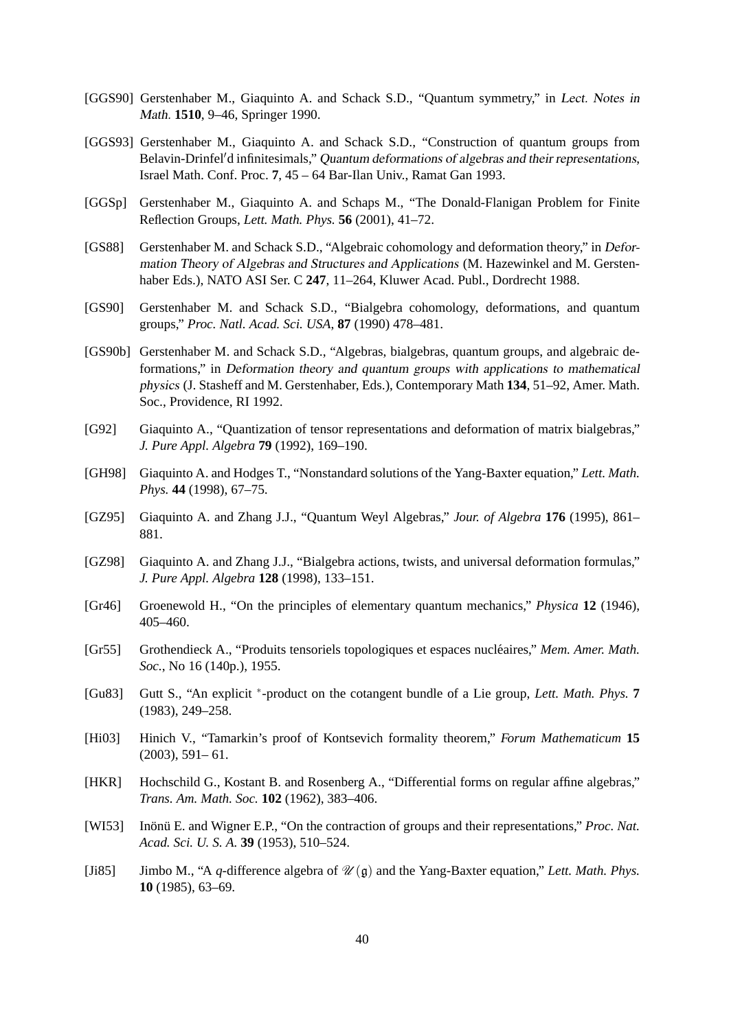[GGS90] Gerstenhaber M., Giaquinto A. and Schack S.D., "Quantum symmetry," in *Lect. Notes in Math.* **1510**, 9–46, Springer 1990.

[GGS93] Gerstenhaber M., Giaquinto A. and Schack S.D., "Construction of quantum groups from Belavin-Drinfel′d infinitesimals," *Quantum deformations of algebras and their representations*, Israel Math. Conf. Proc. **7**, 45 – 64 Bar-Ilan Univ., Ramat Gan 1993.

[GGSp] Gerstenhaber M., Giaquinto A. and Schaps M., "The Donald-Flanigan Problem for Finite Reflection Groups, *Lett. Math. Phys.* **56** (2001), 41–72.

[GS88] Gerstenhaber M. and Schack S.D., "Algebraic cohomology and deformation theory," in *Deformation Theory of Algebras and Structures and Applications* (M. Hazewinkel and M. Gerstenhaber Eds.), NATO ASI Ser. C **247**, 11–264, Kluwer Acad. Publ., Dordrecht 1988.

[GS90] Gerstenhaber M. and Schack S.D., "Bialgebra cohomology, deformations, and quantum groups," *Proc. Natl. Acad. Sci. USA*, **87** (1990) 478–481.

[GS90b] Gerstenhaber M. and Schack S.D., "Algebras, bialgebras, quantum groups, and algebraic deformations," in *Deformation theory and quantum groups with applications to mathematical physics* (J. Stasheff and M. Gerstenhaber, Eds.), Contemporary Math **134**, 51–92, Amer. Math. Soc., Providence, RI 1992.

[G92] Giaquinto A., "Quantization of tensor representations and deformation of matrix bialgebras," *J. Pure Appl. Algebra* **79** (1992), 169–190.

[GH98] Giaquinto A. and Hodges T., "Nonstandard solutions of the Yang-Baxter equation," *Lett. Math. Phys.* **44** (1998), 67–75.

[GZ95] Giaquinto A. and Zhang J.J., "Quantum Weyl Algebras," *Jour. of Algebra* **176** (1995), 861–881.

[GZ98] Giaquinto A. and Zhang J.J., "Bialgebra actions, twists, and universal deformation formulas," *J. Pure Appl. Algebra* **128** (1998), 133–151.

[Gr46] Groenewold H., "On the principles of elementary quantum mechanics," *Physica* **12** (1946), 405–460.

[Gr55] Grothendieck A., "Produits tensoriels topologiques et espaces nucléaires," *Mem. Amer. Math. Soc.*, No 16 (140p.), 1955.

[Gu83] Gutt S., "An explicit $^*$-product on the cotangent bundle of a Lie group, *Lett. Math. Phys.* **7** (1983), 249–258.

[Hi03] Hinich V., "Tamarkin's proof of Kontsevich formality theorem," *Forum Mathematicum* **15** (2003), 591– 61.

[HKR] Hochschild G., Kostant B. and Rosenberg A., "Differential forms on regular affine algebras," *Trans. Am. Math. Soc.* **102** (1962), 383–406.

[WI53] Inönü E. and Wigner E.P., "On the contraction of groups and their representations," *Proc. Nat. Acad. Sci. U. S. A.* **39** (1953), 510–524.

[Ji85] Jimbo M., "A $q$-difference algebra of $\mathscr{U}(\mathfrak{g})$ and the Yang-Baxter equation," *Lett. Math. Phys.* **10** (1985), 63–69.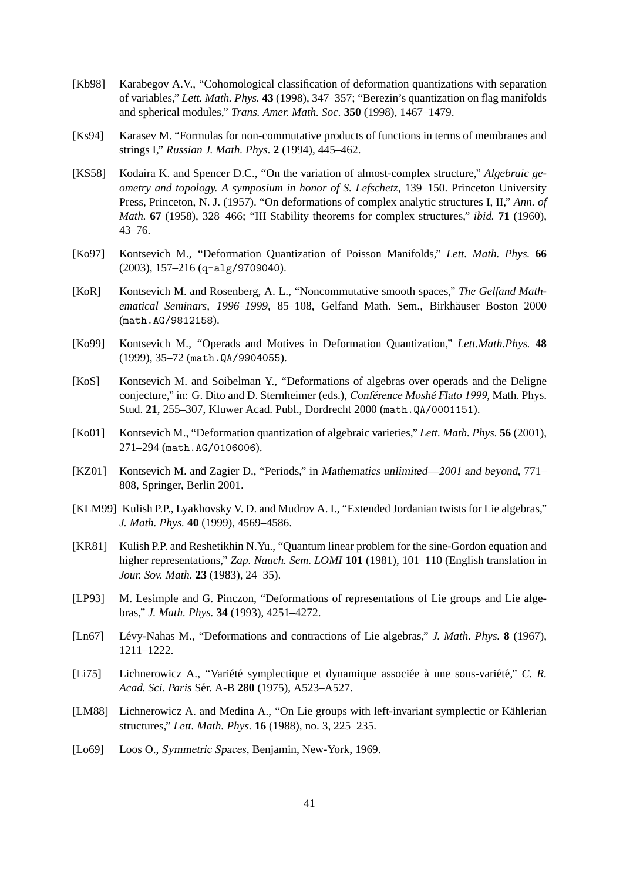[Kb98] Karabegov A.V., "Cohomological classification of deformation quantizations with separation of variables," *Lett. Math. Phys.* **43** (1998), 347–357; "Berezin's quantization on flag manifolds and spherical modules," *Trans. Amer. Math. Soc.* **350** (1998), 1467–1479.

[Ks94] Karasev M. "Formulas for non-commutative products of functions in terms of membranes and strings I," *Russian J. Math. Phys.* **2** (1994), 445–462.

[KS58] Kodaira K. and Spencer D.C., "On the variation of almost-complex structure," *Algebraic geometry and topology. A symposium in honor of S. Lefschetz*, 139–150. Princeton University Press, Princeton, N. J. (1957). "On deformations of complex analytic structures I, II," *Ann. of Math.* **67** (1958), 328–466; "III Stability theorems for complex structures," *ibid.* **71** (1960), 43–76.

[Ko97] Kontsevich M., "Deformation Quantization of Poisson Manifolds," *Lett. Math. Phys.* **66** (2003), 157–216 (q-alg/9709040).

[KoR] Kontsevich M. and Rosenberg, A. L., "Noncommutative smooth spaces," *The Gelfand Mathematical Seminars, 1996–1999*, 85–108, Gelfand Math. Sem., Birkhäuser Boston 2000 (math.AG/9812158).

[Ko99] Kontsevich M., "Operads and Motives in Deformation Quantization," *Lett.Math.Phys.* **48** (1999), 35–72 (math.QA/9904055).

[KoS] Kontsevich M. and Soibelman Y., "Deformations of algebras over operads and the Deligne conjecture," in: G. Dito and D. Sternheimer (eds.), *Conférence Moshé Flato 1999*, Math. Phys. Stud. **21**, 255–307, Kluwer Acad. Publ., Dordrecht 2000 (math.QA/0001151).

[Ko01] Kontsevich M., "Deformation quantization of algebraic varieties," *Lett. Math. Phys.* **56** (2001), 271–294 (math.AG/0106006).

[KZ01] Kontsevich M. and Zagier D., "Periods," in *Mathematics unlimited—2001 and beyond*, 771–808, Springer, Berlin 2001.

[KLM99] Kulish P.P., Lyakhovsky V. D. and Mudrov A. I., "Extended Jordanian twists for Lie algebras," *J. Math. Phys.* **40** (1999), 4569–4586.

[KR81] Kulish P.P. and Reshetikhin N.Yu., "Quantum linear problem for the sine-Gordon equation and higher representations," *Zap. Nauch. Sem. LOMI* **101** (1981), 101–110 (English translation in *Jour. Sov. Math.* **23** (1983), 24–35).

[LP93] M. Lesimple and G. Pinczon, "Deformations of representations of Lie groups and Lie algebras," *J. Math. Phys.* **34** (1993), 4251–4272.

[Ln67] Lévy-Nahas M., "Deformations and contractions of Lie algebras," *J. Math. Phys.* **8** (1967), 1211–1222.

[Li75] Lichnerowicz A., "Variété symplectique et dynamique associée à une sous-variété," *C. R. Acad. Sci. Paris* Sér. A-B **280** (1975), A523–A527.

[LM88] Lichnerowicz A. and Medina A., "On Lie groups with left-invariant symplectic or Kählerian structures," *Lett. Math. Phys.* **16** (1988), no. 3, 225–235.

[Lo69] Loos O., *Symmetric Spaces*, Benjamin, New-York, 1969.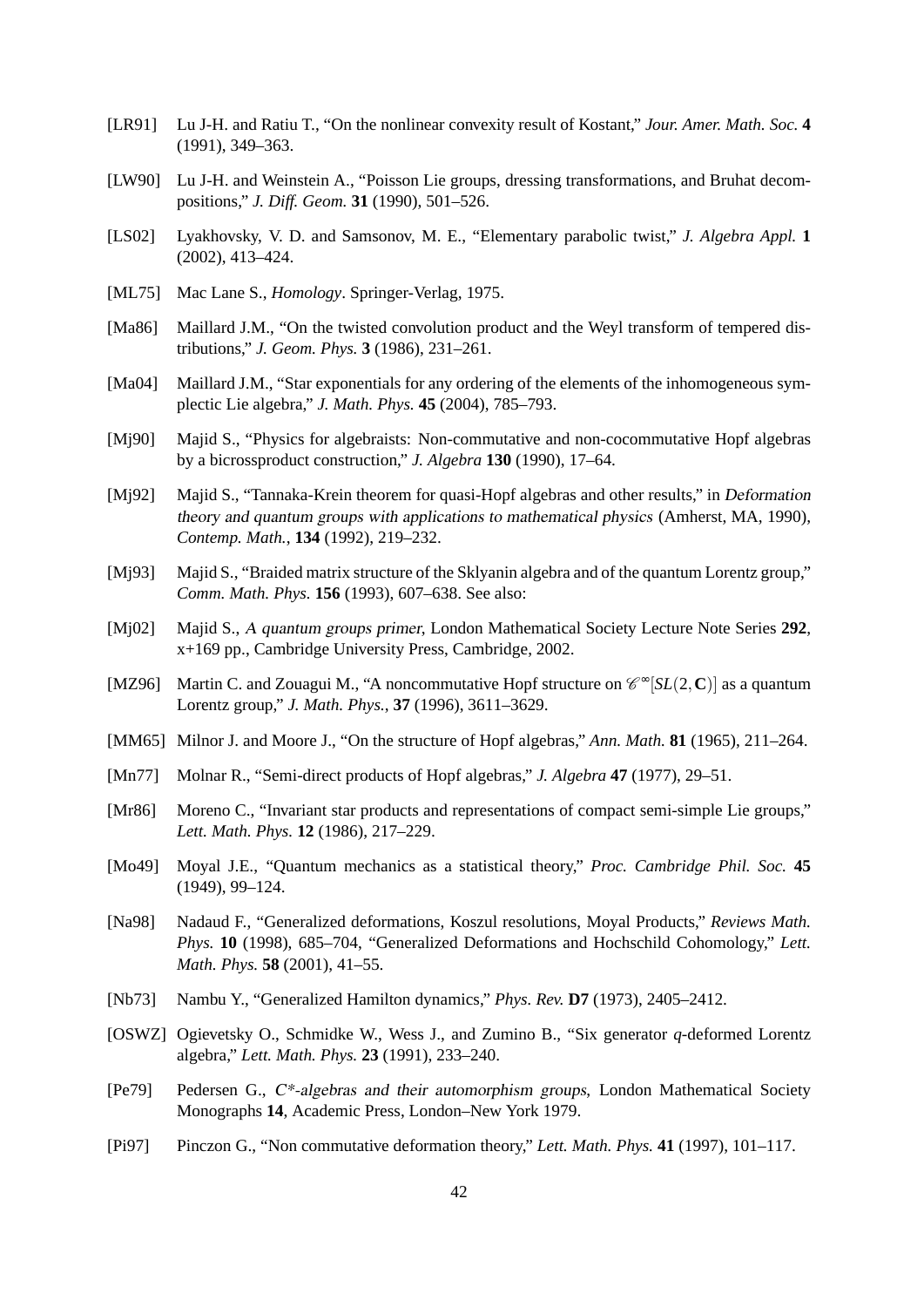[LR91] Lu J-H. and Ratiu T., "On the nonlinear convexity result of Kostant," *Jour. Amer. Math. Soc.* **4** (1991), 349–363.

[LW90] Lu J-H. and Weinstein A., "Poisson Lie groups, dressing transformations, and Bruhat decompositions," *J. Diff. Geom.* **31** (1990), 501–526.

[LS02] Lyakhovsky, V. D. and Samsonov, M. E., "Elementary parabolic twist," *J. Algebra Appl.* **1** (2002), 413–424.

[ML75] Mac Lane S., *Homology*. Springer-Verlag, 1975.

[Ma86] Maillard J.M., "On the twisted convolution product and the Weyl transform of tempered distributions," *J. Geom. Phys.* **3** (1986), 231–261.

[Ma04] Maillard J.M., "Star exponentials for any ordering of the elements of the inhomogeneous symplectic Lie algebra," *J. Math. Phys.* **45** (2004), 785–793.

[Mj90] Majid S., "Physics for algebraists: Non-commutative and non-cocommutative Hopf algebras by a bicrossproduct construction," *J. Algebra* **130** (1990), 17–64.

[Mj92] Majid S., "Tannaka-Krein theorem for quasi-Hopf algebras and other results," in *Deformation theory and quantum groups with applications to mathematical physics* (Amherst, MA, 1990), *Contemp. Math.*, **134** (1992), 219–232.

[Mj93] Majid S., "Braided matrix structure of the Sklyanin algebra and of the quantum Lorentz group," *Comm. Math. Phys.* **156** (1993), 607–638. See also:

[Mj02] Majid S., *A quantum groups primer*, London Mathematical Society Lecture Note Series **292**, x+169 pp., Cambridge University Press, Cambridge, 2002.

[MZ96] Martin C. and Zouagui M., "A noncommutative Hopf structure on $\mathscr{C}^\infty[SL(2,\mathbf{C})]$ as a quantum Lorentz group," *J. Math. Phys.*, **37** (1996), 3611–3629.

[MM65] Milnor J. and Moore J., "On the structure of Hopf algebras," *Ann. Math.* **81** (1965), 211–264.

[Mn77] Molnar R., "Semi-direct products of Hopf algebras," *J. Algebra* **47** (1977), 29–51.

[Mr86] Moreno C., "Invariant star products and representations of compact semi-simple Lie groups," *Lett. Math. Phys.* **12** (1986), 217–229.

[Mo49] Moyal J.E., "Quantum mechanics as a statistical theory," *Proc. Cambridge Phil. Soc.* **45** (1949), 99–124.

[Na98] Nadaud F., "Generalized deformations, Koszul resolutions, Moyal Products," *Reviews Math. Phys.* **10** (1998), 685–704, "Generalized Deformations and Hochschild Cohomology," *Lett. Math. Phys.* **58** (2001), 41–55.

[Nb73] Nambu Y., "Generalized Hamilton dynamics," *Phys. Rev.* **D7** (1973), 2405–2412.

[OSWZ] Ogievetsky O., Schmidke W., Wess J., and Zumino B., "Six generator *q*-deformed Lorentz algebra," *Lett. Math. Phys.* **23** (1991), 233–240.

[Pe79] Pedersen G., *C\*-algebras and their automorphism groups*, London Mathematical Society Monographs **14**, Academic Press, London–New York 1979.

[Pi97] Pinczon G., "Non commutative deformation theory," *Lett. Math. Phys.* **41** (1997), 101–117.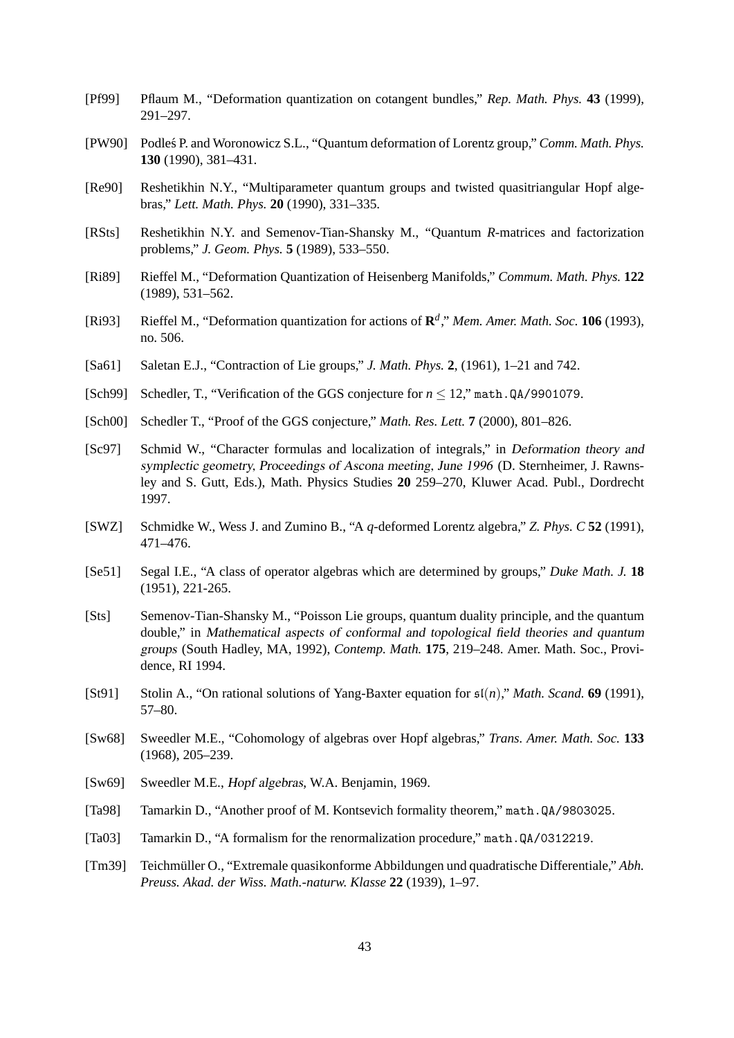[Pf99] Pflaum M., "Deformation quantization on cotangent bundles," *Rep. Math. Phys.* **43** (1999), 291–297.

[PW90] Podleś P. and Woronowicz S.L., "Quantum deformation of Lorentz group," *Comm. Math. Phys.* **130** (1990), 381–431.

[Re90] Reshetikhin N.Y., "Multiparameter quantum groups and twisted quasitriangular Hopf algebras," *Lett. Math. Phys.* **20** (1990), 331–335.

[RSts] Reshetikhin N.Y. and Semenov-Tian-Shansky M., "Quantum *R*-matrices and factorization problems," *J. Geom. Phys.* **5** (1989), 533–550.

[Ri89] Rieffel M., "Deformation Quantization of Heisenberg Manifolds," *Commum. Math. Phys.* **122** (1989), 531–562.

[Ri93] Rieffel M., "Deformation quantization for actions of $\mathbf{R}^d$," *Mem. Amer. Math. Soc.* **106** (1993), no. 506.

[Sa61] Saletan E.J., "Contraction of Lie groups," *J. Math. Phys.* **2**, (1961), 1–21 and 742.

[Sch99] Schedler, T., "Verification of the GGS conjecture for $n \leq 12$," math.QA/9901079.

[Sch00] Schedler T., "Proof of the GGS conjecture," *Math. Res. Lett.* **7** (2000), 801–826.

[Sc97] Schmid W., "Character formulas and localization of integrals," in *Deformation theory and symplectic geometry, Proceedings of Ascona meeting, June 1996* (D. Sternheimer, J. Rawnsley and S. Gutt, Eds.), Math. Physics Studies **20** 259–270, Kluwer Acad. Publ., Dordrecht 1997.

[SWZ] Schmidke W., Wess J. and Zumino B., "A *q*-deformed Lorentz algebra," *Z. Phys. C* **52** (1991), 471–476.

[Se51] Segal I.E., "A class of operator algebras which are determined by groups," *Duke Math. J.* **18** (1951), 221-265.

[Sts] Semenov-Tian-Shansky M., "Poisson Lie groups, quantum duality principle, and the quantum double," in *Mathematical aspects of conformal and topological field theories and quantum groups* (South Hadley, MA, 1992), *Contemp. Math.* **175**, 219–248. Amer. Math. Soc., Providence, RI 1994.

[St91] Stolin A., "On rational solutions of Yang-Baxter equation for $\mathfrak{sl}(n)$," *Math. Scand.* **69** (1991), 57–80.

[Sw68] Sweedler M.E., "Cohomology of algebras over Hopf algebras," *Trans. Amer. Math. Soc.* **133** (1968), 205–239.

[Sw69] Sweedler M.E., *Hopf algebras*, W.A. Benjamin, 1969.

[Ta98] Tamarkin D., "Another proof of M. Kontsevich formality theorem," math.QA/9803025.

[Ta03] Tamarkin D., "A formalism for the renormalization procedure," math.QA/0312219.

[Tm39] Teichmüller O., "Extremale quasikonforme Abbildungen und quadratische Differentiale," *Abh. Preuss. Akad. der Wiss. Math.-naturw. Klasse* **22** (1939), 1–97.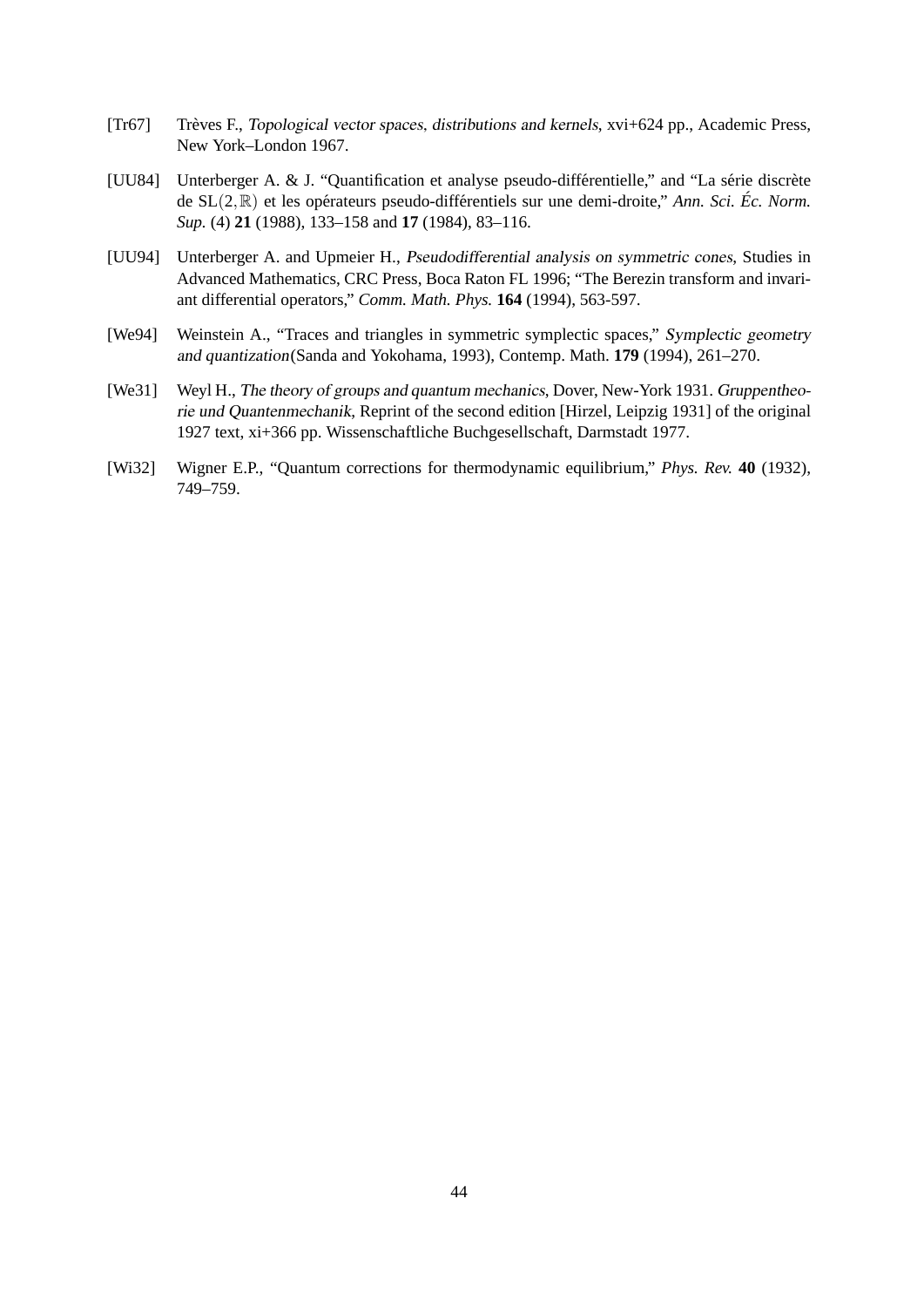[Tr67] Trèves F., *Topological vector spaces, distributions and kernels*, xvi+624 pp., Academic Press, New York–London 1967.

[UU84] Unterberger A. & J. “Quantification et analyse pseudo-différentielle,” and “La série discrète de $\mathrm{SL}(2,\mathbb{R})$ et les opérateurs pseudo-différentiels sur une demi-droite,” *Ann. Sci. Éc. Norm. Sup.* (4) **21** (1988), 133–158 and **17** (1984), 83–116.

[UU94] Unterberger A. and Upmeier H., *Pseudodifferential analysis on symmetric cones*, Studies in Advanced Mathematics, CRC Press, Boca Raton FL 1996; “The Berezin transform and invariant differential operators,” *Comm. Math. Phys.* **164** (1994), 563-597.

[We94] Weinstein A., “Traces and triangles in symmetric symplectic spaces,” *Symplectic geometry and quantization*(Sanda and Yokohama, 1993), Contemp. Math. **179** (1994), 261–270.

[We31] Weyl H., *The theory of groups and quantum mechanics*, Dover, New-York 1931. *Gruppentheorie und Quantenmechanik*, Reprint of the second edition [Hirzel, Leipzig 1931] of the original 1927 text, xi+366 pp. Wissenschaftliche Buchgesellschaft, Darmstadt 1977.

[Wi32] Wigner E.P., “Quantum corrections for thermodynamic equilibrium,” *Phys. Rev.* **40** (1932), 749–759.